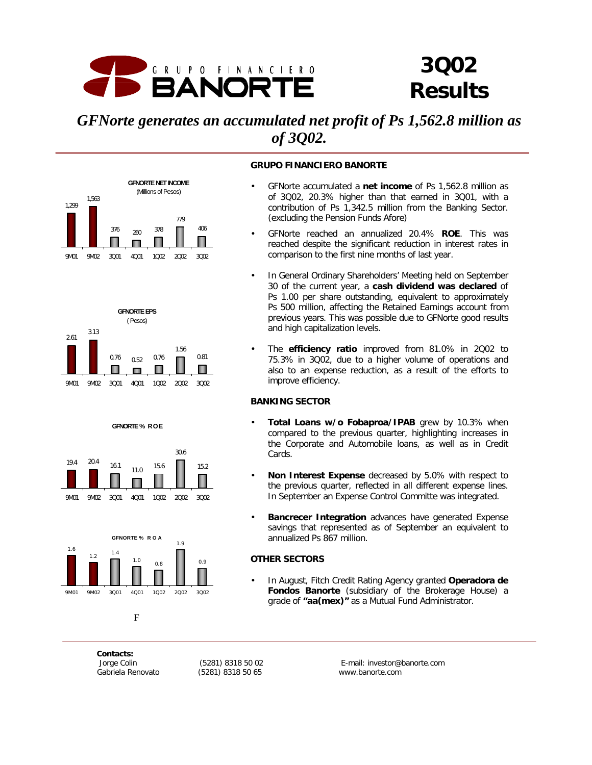# GRUPO FINANCIERO BANORTE

# 3Q02 Results

## *GFNorte generates an accumulated net profit of Ps 1,562.8 million as of 3Q02.*

**GFNORTE NET INCOME** (Millions of Pesos)

| 9M01 | 9M02 | 3Q01 | 4Q01 | 1Q02 | 2Q02 | 3Q02 |
|---|---|---|---|---|---|---|
| 1,299 | 1,563 | 376 | 260 | 378 | 779 | 406 |

**GFNORTE EPS** (Pesos)

| 9M01 | 9M02 | 3Q01 | 4Q01 | 1Q02 | 2Q02 | 3Q02 |
|---|---|---|---|---|---|---|
| 2.61 | 3.13 | 0.76 | 0.52 | 0.76 | 1.56 | 0.81 |

**GFNORTE % ROE**

| 9M01 | 9M02 | 3Q01 | 4Q01 | 1Q02 | 2Q02 | 3Q02 |
|---|---|---|---|---|---|---|
| 19.4 | 20.4 | 16.1 | 11.0 | 15.6 | 30.6 | 15.2 |

**GFNORTE % ROA**

| 9M01 | 9M02 | 3Q01 | 4Q01 | 1Q02 | 2Q02 | 3Q02 |
|---|---|---|---|---|---|---|
| 1.6 | 1.2 | 1.4 | 1.0 | 0.8 | 1.9 | 0.9 |

F

### GRUPO FINANCIERO BANORTE

- GFNorte accumulated a **net income** of Ps 1,562.8 million as of 3Q02, 20.3% higher than that earned in 3Q01, with a contribution of Ps 1,342.5 million from the Banking Sector. (excluding the Pension Funds Afore)
- GFNorte reached an annualized 20.4% **ROE**. This was reached despite the significant reduction in interest rates in comparison to the first nine months of last year.
- In General Ordinary Shareholders' Meeting held on September 30 of the current year, a **cash dividend was declared** of Ps 1.00 per share outstanding, equivalent to approximately Ps 500 million, affecting the Retained Earnings account from previous years. This was possible due to GFNorte good results and high capitalization levels.
- The **efficiency ratio** improved from 81.0% in 2Q02 to 75.3% in 3Q02, due to a higher volume of operations and also to an expense reduction, as a result of the efforts to improve efficiency.

### BANKING SECTOR

- **Total Loans w/o Fobaproa/IPAB** grew by 10.3% when compared to the previous quarter, highlighting increases in the Corporate and Automobile loans, as well as in Credit Cards.
- **Non Interest Expense** decreased by 5.0% with respect to the previous quarter, reflected in all different expense lines. In September an Expense Control Committe was integrated.
- **Bancrecer Integration** advances have generated Expense savings that represented as of September an equivalent to annualized Ps 867 million.

### OTHER SECTORS

- In August, Fitch Credit Rating Agency granted **Operadora de Fondos Banorte** (subsidiary of the Brokerage House) a grade of **"aa(mex)"** as a Mutual Fund Administrator.

**Contacts:**

| | | |
|---|---|---|
| Jorge Colin | (5281) 8318 50 02 | E-mail: investor@banorte.com |
| Gabriela Renovato | (5281) 8318 50 65 | www.banorte.com |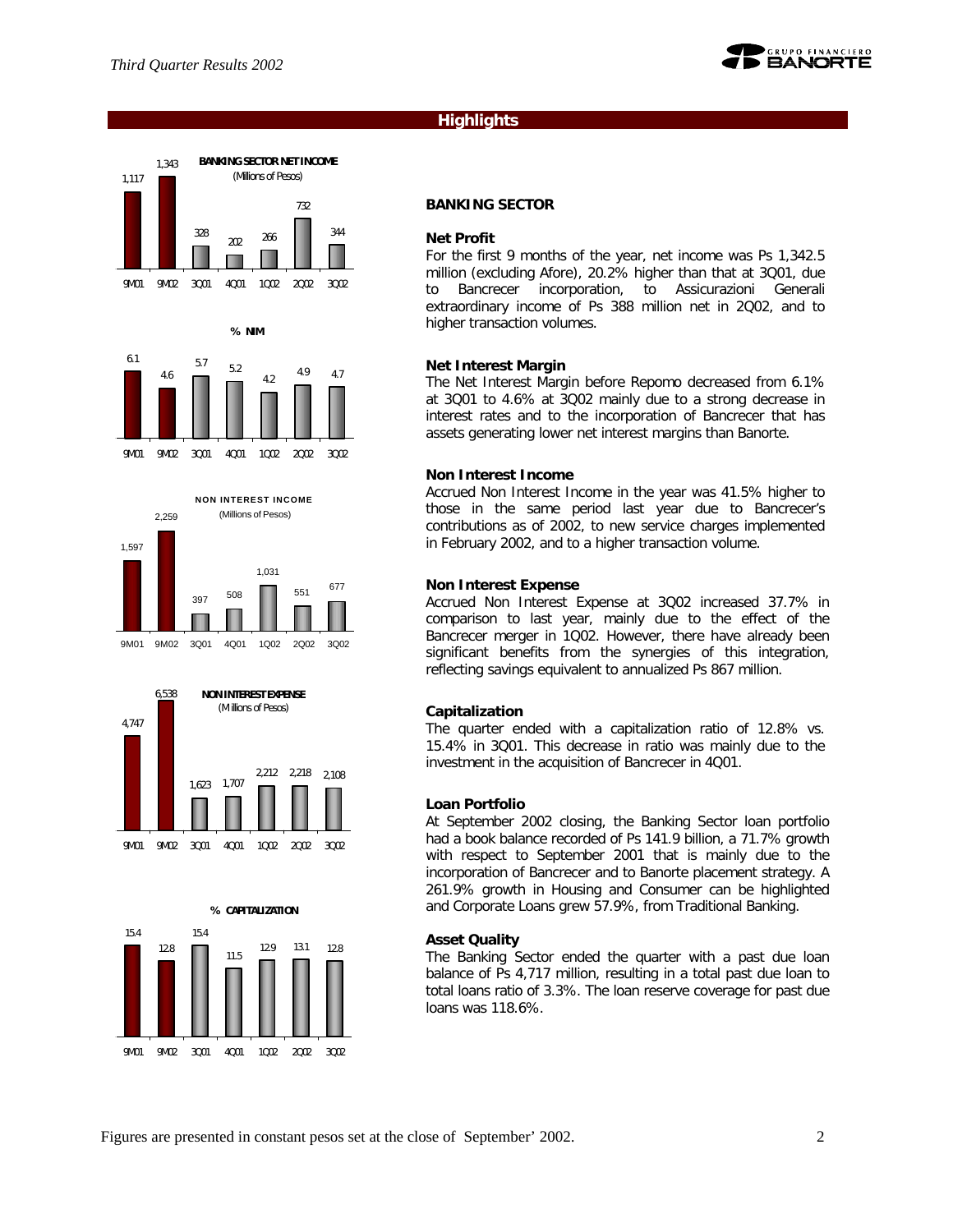## Highlights

| | 9M01 | 9M02 | 3Q01 | 4Q01 | 1Q02 | 2Q02 | 3Q02 |
|---|---|---|---|---|---|---|---|
| BANKING SECTOR NET INCOME (Millions of Pesos) | 1,117 | 1,343 | 328 | 202 | 266 | 732 | 344 |
| % NIM | 6.1 | 4.6 | 5.7 | 5.2 | 4.2 | 4.9 | 4.7 |
| NON INTEREST INCOME (Millions of Pesos) | 1,597 | 2,259 | 397 | 508 | 1,031 | 551 | 677 |
| NON INTEREST EXPENSE (Millions of Pesos) | 4,747 | 6,538 | 1,623 | 1,707 | 2,212 | 2,218 | 2,108 |
| % CAPITALIZATION | 15.4 | 12.8 | 15.4 | 11.5 | 12.9 | 13.1 | 12.8 |

### BANKING SECTOR

**Net Profit**

For the first 9 months of the year, net income was Ps 1,342.5 million (excluding Afore), 20.2% higher than that at 3Q01, due to Bancrecer incorporation, to Assicurazioni Generali extraordinary income of Ps 388 million net in 2Q02, and to higher transaction volumes.

**Net Interest Margin**

The Net Interest Margin before Repomo decreased from 6.1% at 3Q01 to 4.6% at 3Q02 mainly due to a strong decrease in interest rates and to the incorporation of Bancrecer that has assets generating lower net interest margins than Banorte.

**Non Interest Income**

Accrued Non Interest Income in the year was 41.5% higher to those in the same period last year due to Bancrecer's contributions as of 2002, to new service charges implemented in February 2002, and to a higher transaction volume.

**Non Interest Expense**

Accrued Non Interest Expense at 3Q02 increased 37.7% in comparison to last year, mainly due to the effect of the Bancrecer merger in 1Q02. However, there have already been significant benefits from the synergies of this integration, reflecting savings equivalent to annualized Ps 867 million.

**Capitalization**

The quarter ended with a capitalization ratio of 12.8% vs. 15.4% in 3Q01. This decrease in ratio was mainly due to the investment in the acquisition of Bancrecer in 4Q01.

**Loan Portfolio**

At September 2002 closing, the Banking Sector loan portfolio had a book balance recorded of Ps 141.9 billion, a 71.7% growth with respect to September 2001 that is mainly due to the incorporation of Bancrecer and to Banorte placement strategy. A 261.9% growth in Housing and Consumer can be highlighted and Corporate Loans grew 57.9%, from Traditional Banking.

**Asset Quality**

The Banking Sector ended the quarter with a past due loan balance of Ps 4,717 million, resulting in a total past due loan to total loans ratio of 3.3%. The loan reserve coverage for past due loans was 118.6%.

Figures are presented in constant pesos set at the close of September' 2002.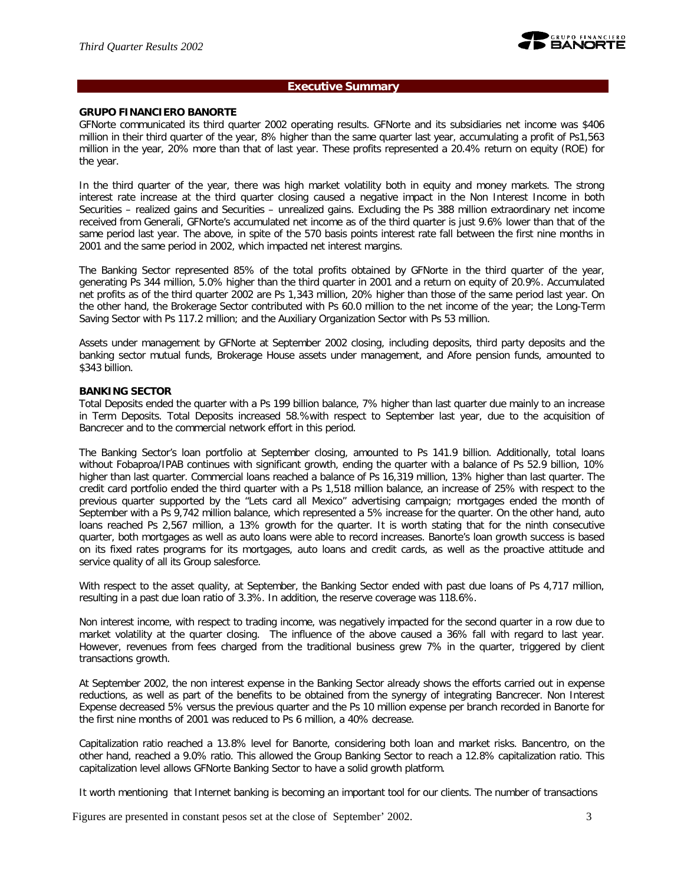## Executive Summary

**GRUPO FINANCIERO BANORTE**

GFNorte communicated its third quarter 2002 operating results. GFNorte and its subsidiaries net income was $406 million in their third quarter of the year, 8% higher than the same quarter last year, accumulating a profit of Ps1,563 million in the year, 20% more than that of last year. These profits represented a 20.4% return on equity (ROE) for the year.

In the third quarter of the year, there was high market volatility both in equity and money markets. The strong interest rate increase at the third quarter closing caused a negative impact in the Non Interest Income in both Securities – realized gains and Securities – unrealized gains. Excluding the Ps 388 million extraordinary net income received from Generali, GFNorte's accumulated net income as of the third quarter is just 9.6% lower than that of the same period last year. The above, in spite of the 570 basis points interest rate fall between the first nine months in 2001 and the same period in 2002, which impacted net interest margins.

The Banking Sector represented 85% of the total profits obtained by GFNorte in the third quarter of the year, generating Ps 344 million, 5.0% higher than the third quarter in 2001 and a return on equity of 20.9%. Accumulated net profits as of the third quarter 2002 are Ps 1,343 million, 20% higher than those of the same period last year. On the other hand, the Brokerage Sector contributed with Ps 60.0 million to the net income of the year; the Long-Term Saving Sector with Ps 117.2 million; and the Auxiliary Organization Sector with Ps 53 million.

Assets under management by GFNorte at September 2002 closing, including deposits, third party deposits and the banking sector mutual funds, Brokerage House assets under management, and Afore pension funds, amounted to $343 billion.

**BANKING SECTOR**

Total Deposits ended the quarter with a Ps 199 billion balance, 7% higher than last quarter due mainly to an increase in Term Deposits. Total Deposits increased 58.% with respect to September last year, due to the acquisition of Bancrecer and to the commercial network effort in this period.

The Banking Sector's loan portfolio at September closing, amounted to Ps 141.9 billion. Additionally, total loans without Fobaproa/IPAB continues with significant growth, ending the quarter with a balance of Ps 52.9 billion, 10% higher than last quarter. Commercial loans reached a balance of Ps 16,319 million, 13% higher than last quarter. The credit card portfolio ended the third quarter with a Ps 1,518 million balance, an increase of 25% with respect to the previous quarter supported by the "Lets card all Mexico" advertising campaign; mortgages ended the month of September with a Ps 9,742 million balance, which represented a 5% increase for the quarter. On the other hand, auto loans reached Ps 2,567 million, a 13% growth for the quarter. It is worth stating that for the ninth consecutive quarter, both mortgages as well as auto loans were able to record increases. Banorte's loan growth success is based on its fixed rates programs for its mortgages, auto loans and credit cards, as well as the proactive attitude and service quality of all its Group salesforce.

With respect to the asset quality, at September, the Banking Sector ended with past due loans of Ps 4,717 million, resulting in a past due loan ratio of 3.3%. In addition, the reserve coverage was 118.6%.

Non interest income, with respect to trading income, was negatively impacted for the second quarter in a row due to market volatility at the quarter closing. The influence of the above caused a 36% fall with regard to last year. However, revenues from fees charged from the traditional business grew 7% in the quarter, triggered by client transactions growth.

At September 2002, the non interest expense in the Banking Sector already shows the efforts carried out in expense reductions, as well as part of the benefits to be obtained from the synergy of integrating Bancrecer. Non Interest Expense decreased 5% versus the previous quarter and the Ps 10 million expense per branch recorded in Banorte for the first nine months of 2001 was reduced to Ps 6 million, a 40% decrease.

Capitalization ratio reached a 13.8% level for Banorte, considering both loan and market risks. Bancentro, on the other hand, reached a 9.0% ratio. This allowed the Group Banking Sector to reach a 12.8% capitalization ratio. This capitalization level allows GFNorte Banking Sector to have a solid growth platform.

It worth mentioning that Internet banking is becoming an important tool for our clients. The number of transactions

Figures are presented in constant pesos set at the close of September' 2002.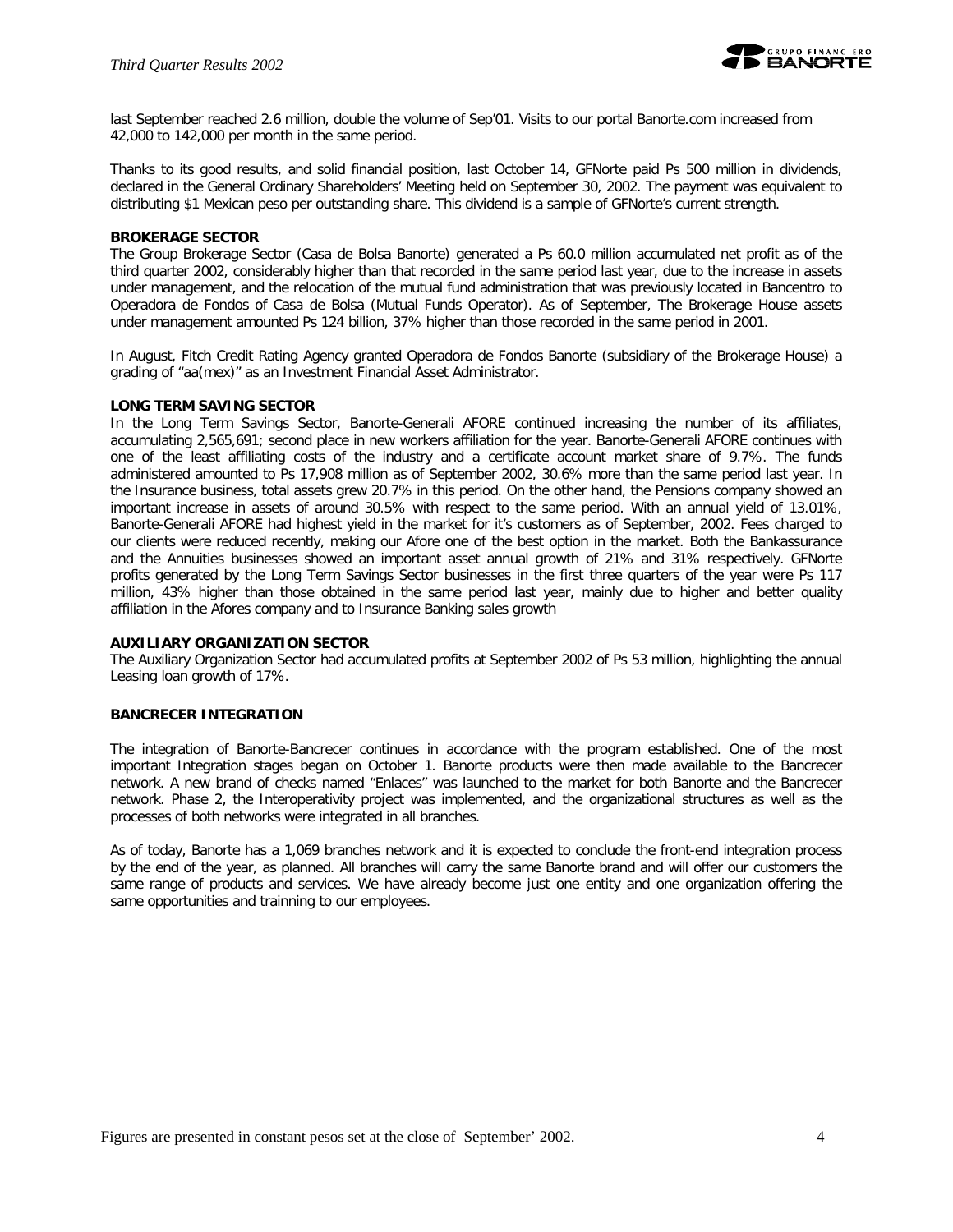last September reached 2.6 million, double the volume of Sep'01. Visits to our portal Banorte.com increased from 42,000 to 142,000 per month in the same period.

Thanks to its good results, and solid financial position, last October 14, GFNorte paid Ps 500 million in dividends, declared in the General Ordinary Shareholders' Meeting held on September 30, 2002. The payment was equivalent to distributing $1 Mexican peso per outstanding share. This dividend is a sample of GFNorte's current strength.

**BROKERAGE SECTOR**

The Group Brokerage Sector (Casa de Bolsa Banorte) generated a Ps 60.0 million accumulated net profit as of the third quarter 2002, considerably higher than that recorded in the same period last year, due to the increase in assets under management, and the relocation of the mutual fund administration that was previously located in Bancentro to Operadora de Fondos of Casa de Bolsa (Mutual Funds Operator). As of September, The Brokerage House assets under management amounted Ps 124 billion, 37% higher than those recorded in the same period in 2001.

In August, Fitch Credit Rating Agency granted Operadora de Fondos Banorte (subsidiary of the Brokerage House) a grading of "aa(mex)" as an Investment Financial Asset Administrator.

**LONG TERM SAVING SECTOR**

In the Long Term Savings Sector, Banorte-Generali AFORE continued increasing the number of its affiliates, accumulating 2,565,691; second place in new workers affiliation for the year. Banorte-Generali AFORE continues with one of the least affiliating costs of the industry and a certificate account market share of 9.7%. The funds administered amounted to Ps 17,908 million as of September 2002, 30.6% more than the same period last year. In the Insurance business, total assets grew 20.7% in this period. On the other hand, the Pensions company showed an important increase in assets of around 30.5% with respect to the same period. With an annual yield of 13.01%, Banorte-Generali AFORE had highest yield in the market for it's customers as of September, 2002. Fees charged to our clients were reduced recently, making our Afore one of the best option in the market. Both the Bankassurance and the Annuities businesses showed an important asset annual growth of 21% and 31% respectively. GFNorte profits generated by the Long Term Savings Sector businesses in the first three quarters of the year were Ps 117 million, 43% higher than those obtained in the same period last year, mainly due to higher and better quality affiliation in the Afores company and to Insurance Banking sales growth

**AUXILIARY ORGANIZATION SECTOR**

The Auxiliary Organization Sector had accumulated profits at September 2002 of Ps 53 million, highlighting the annual Leasing loan growth of 17%.

**BANCRECER INTEGRATION**

The integration of Banorte-Bancrecer continues in accordance with the program established. One of the most important Integration stages began on October 1. Banorte products were then made available to the Bancrecer network. A new brand of checks named "Enlaces" was launched to the market for both Banorte and the Bancrecer network. Phase 2, the Interoperativity project was implemented, and the organizational structures as well as the processes of both networks were integrated in all branches.

As of today, Banorte has a 1,069 branches network and it is expected to conclude the front-end integration process by the end of the year, as planned. All branches will carry the same Banorte brand and will offer our customers the same range of products and services. We have already become just one entity and one organization offering the same opportunities and trainning to our employees.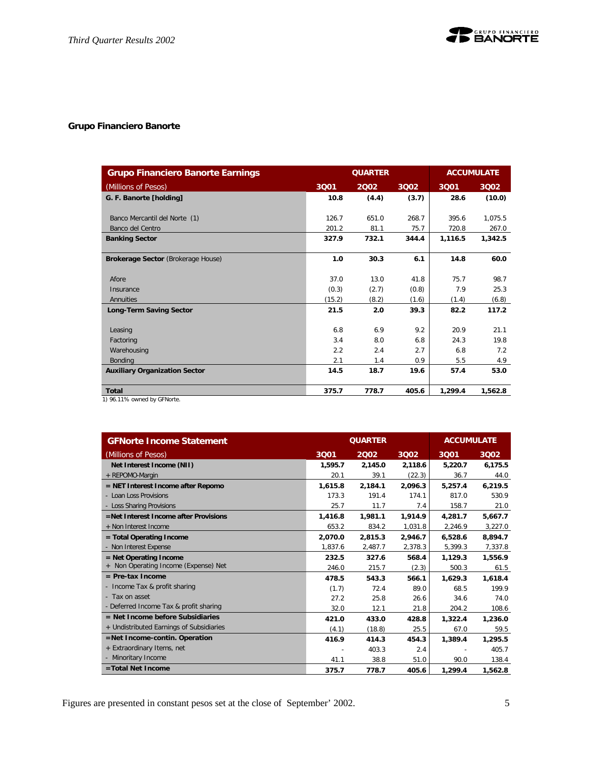## Grupo Financiero Banorte

| Grupo Financiero Banorte Earnings | QUARTER | | | ACCUMULATE | |
|---|---|---|---|---|---|
| (Millions of Pesos) | 3Q01 | 2Q02 | 3Q02 | 3Q01 | 3Q02 |
| **G. F. Banorte [holding]** | **10.8** | **(4.4)** | **(3.7)** | **28.6** | **(10.0)** |
| Banco Mercantil del Norte (1) | 126.7 | 651.0 | 268.7 | 395.6 | 1,075.5 |
| Banco del Centro | 201.2 | 81.1 | 75.7 | 720.8 | 267.0 |
| **Banking Sector** | **327.9** | **732.1** | **344.4** | **1,116.5** | **1,342.5** |
| **Brokerage Sector** (Brokerage House) | **1.0** | **30.3** | **6.1** | **14.8** | **60.0** |
| Afore | 37.0 | 13.0 | 41.8 | 75.7 | 98.7 |
| Insurance | (0.3) | (2.7) | (0.8) | 7.9 | 25.3 |
| Annuities | (15.2) | (8.2) | (1.6) | (1.4) | (6.8) |
| **Long-Term Saving Sector** | **21.5** | **2.0** | **39.3** | **82.2** | **117.2** |
| Leasing | 6.8 | 6.9 | 9.2 | 20.9 | 21.1 |
| Factoring | 3.4 | 8.0 | 6.8 | 24.3 | 19.8 |
| Warehousing | 2.2 | 2.4 | 2.7 | 6.8 | 7.2 |
| Bonding | 2.1 | 1.4 | 0.9 | 5.5 | 4.9 |
| **Auxiliary Organization Sector** | **14.5** | **18.7** | **19.6** | **57.4** | **53.0** |
| **Total** | **375.7** | **778.7** | **405.6** | **1,299.4** | **1,562.8** |

1) 96.11% owned by GFNorte.

| GFNorte Income Statement | QUARTER | | | ACCUMULATE | |
|---|---|---|---|---|---|
| (Millions of Pesos) | 3Q01 | 2Q02 | 3Q02 | 3Q01 | 3Q02 |
| **Net Interest Income (NII)** | **1,595.7** | **2,145.0** | **2,118.6** | **5,220.7** | **6,175.5** |
| + REPOMO-Margin | 20.1 | 39.1 | (22.3) | 36.7 | 44.0 |
| **= NET Interest Income after Repomo** | **1,615.8** | **2,184.1** | **2,096.3** | **5,257.4** | **6,219.5** |
| - Loan Loss Provisions | 173.3 | 191.4 | 174.1 | 817.0 | 530.9 |
| - Loss Sharing Provisions | 25.7 | 11.7 | 7.4 | 158.7 | 21.0 |
| **=Net Interest Income after Provisions** | **1,416.8** | **1,981.1** | **1,914.9** | **4,281.7** | **5,667.7** |
| + Non Interest Income | 653.2 | 834.2 | 1,031.8 | 2,246.9 | 3,227.0 |
| **= Total Operating Income** | **2,070.0** | **2,815.3** | **2,946.7** | **6,528.6** | **8,894.7** |
| - Non Interest Expense | 1,837.6 | 2,487.7 | 2,378.3 | 5,399.3 | 7,337.8 |
| **= Net Operating Income** | **232.5** | **327.6** | **568.4** | **1,129.3** | **1,556.9** |
| + Non Operating Income (Expense) Net | 246.0 | 215.7 | (2.3) | 500.3 | 61.5 |
| **= Pre-tax Income** | **478.5** | **543.3** | **566.1** | **1,629.3** | **1,618.4** |
| - Income Tax & profit sharing | (1.7) | 72.4 | 89.0 | 68.5 | 199.9 |
| - Tax on asset | 27.2 | 25.8 | 26.6 | 34.6 | 74.0 |
| - Deferred Income Tax & profit sharing | 32.0 | 12.1 | 21.8 | 204.2 | 108.6 |
| **= Net Income before Subsidiaries** | **421.0** | **433.0** | **428.8** | **1,322.4** | **1,236.0** |
| + Undistributed Earnings of Subsidiaries | (4.1) | (18.8) | 25.5 | 67.0 | 59.5 |
| **=Net Income-contin. Operation** | **416.9** | **414.3** | **454.3** | **1,389.4** | **1,295.5** |
| + Extraordinary Items, net | - | 403.3 | 2.4 | - | 405.7 |
| - Minoritary Income | 41.1 | 38.8 | 51.0 | 90.0 | 138.4 |
| **=Total Net Income** | **375.7** | **778.7** | **405.6** | **1,299.4** | **1,562.8** |

Figures are presented in constant pesos set at the close of September' 2002.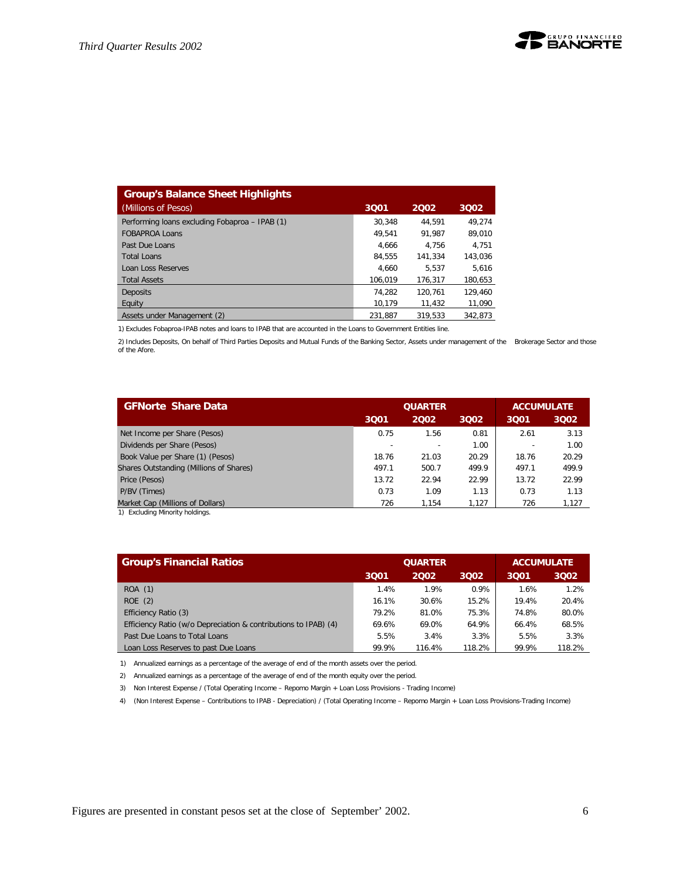| Group's Balance Sheet Highlights | | | |
|---|---|---|---|
| (Millions of Pesos) | 3Q01 | 2Q02 | 3Q02 |
| Performing loans excluding Fobaproa – IPAB (1) | 30,348 | 44,591 | 49,274 |
| FOBAPROA Loans | 49,541 | 91,987 | 89,010 |
| Past Due Loans | 4,666 | 4,756 | 4,751 |
| Total Loans | 84,555 | 141,334 | 143,036 |
| Loan Loss Reserves | 4,660 | 5,537 | 5,616 |
| Total Assets | 106,019 | 176,317 | 180,653 |
| Deposits | 74,282 | 120,761 | 129,460 |
| Equity | 10,179 | 11,432 | 11,090 |
| Assets under Management (2) | 231,887 | 319,533 | 342,873 |

1) Excludes Fobaproa-IPAB notes and loans to IPAB that are accounted in the Loans to Government Entities line.

2) Includes Deposits, On behalf of Third Parties Deposits and Mutual Funds of the Banking Sector, Assets under management of the Brokerage Sector and those of the Afore.

| GFNorte Share Data | QUARTER | | | ACCUMULATE | |
|---|---|---|---|---|---|
| | 3Q01 | 2Q02 | 3Q02 | 3Q01 | 3Q02 |
| Net Income per Share (Pesos) | 0.75 | 1.56 | 0.81 | 2.61 | 3.13 |
| Dividends per Share (Pesos) | - | - | 1.00 | - | 1.00 |
| Book Value per Share (1) (Pesos) | 18.76 | 21.03 | 20.29 | 18.76 | 20.29 |
| Shares Outstanding (Millions of Shares) | 497.1 | 500.7 | 499.9 | 497.1 | 499.9 |
| Price (Pesos) | 13.72 | 22.94 | 22.99 | 13.72 | 22.99 |
| P/BV (Times) | 0.73 | 1.09 | 1.13 | 0.73 | 1.13 |
| Market Cap (Millions of Dollars) | 726 | 1,154 | 1,127 | 726 | 1,127 |

1) Excluding Minority holdings.

| Group's Financial Ratios | QUARTER | | | ACCUMULATE | |
|---|---|---|---|---|---|
| | 3Q01 | 2Q02 | 3Q02 | 3Q01 | 3Q02 |
| ROA (1) | 1.4% | 1.9% | 0.9% | 1.6% | 1.2% |
| ROE (2) | 16.1% | 30.6% | 15.2% | 19.4% | 20.4% |
| Efficiency Ratio (3) | 79.2% | 81.0% | 75.3% | 74.8% | 80.0% |
| Efficiency Ratio (w/o Depreciation & contributions to IPAB) (4) | 69.6% | 69.0% | 64.9% | 66.4% | 68.5% |
| Past Due Loans to Total Loans | 5.5% | 3.4% | 3.3% | 5.5% | 3.3% |
| Loan Loss Reserves to past Due Loans | 99.9% | 116.4% | 118.2% | 99.9% | 118.2% |

1) Annualized earnings as a percentage of the average of end of the month assets over the period.

2) Annualized earnings as a percentage of the average of end of the month equity over the period.

3) Non Interest Expense / (Total Operating Income – Repomo Margin + Loan Loss Provisions - Trading Income)

4) (Non Interest Expense – Contributions to IPAB - Depreciation) / (Total Operating Income – Repomo Margin + Loan Loss Provisions-Trading Income)

Figures are presented in constant pesos set at the close of September' 2002.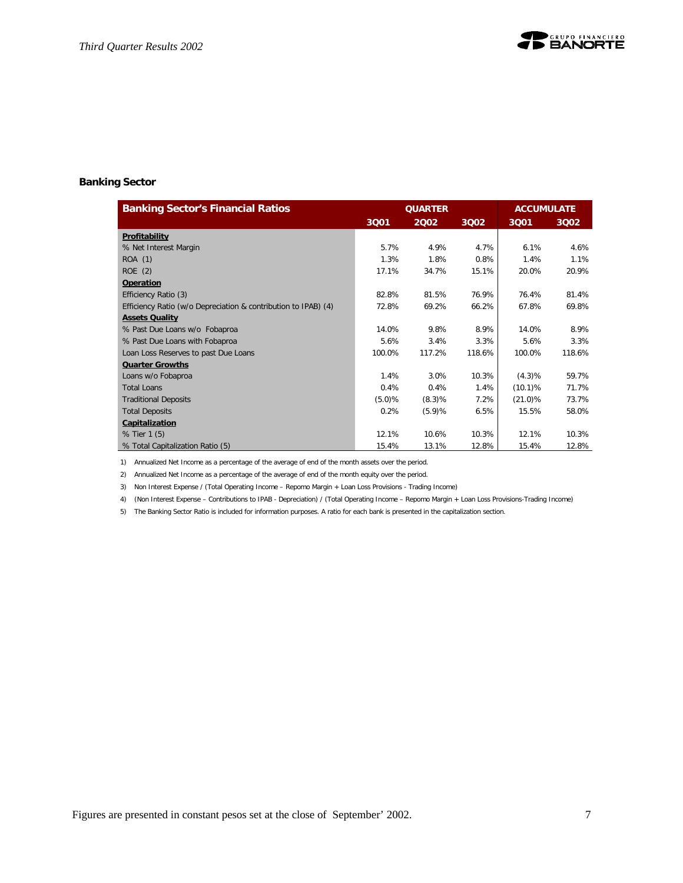## Banking Sector

| Banking Sector's Financial Ratios | QUARTER | | | ACCUMULATE | |
|---|---|---|---|---|---|
| | 3Q01 | 2Q02 | 3Q02 | 3Q01 | 3Q02 |
| **Profitability** | | | | | |
| % Net Interest Margin | 5.7% | 4.9% | 4.7% | 6.1% | 4.6% |
| ROA (1) | 1.3% | 1.8% | 0.8% | 1.4% | 1.1% |
| ROE (2) | 17.1% | 34.7% | 15.1% | 20.0% | 20.9% |
| **Operation** | | | | | |
| Efficiency Ratio (3) | 82.8% | 81.5% | 76.9% | 76.4% | 81.4% |
| Efficiency Ratio (w/o Depreciation & contribution to IPAB) (4) | 72.8% | 69.2% | 66.2% | 67.8% | 69.8% |
| **Assets Quality** | | | | | |
| % Past Due Loans w/o Fobaproa | 14.0% | 9.8% | 8.9% | 14.0% | 8.9% |
| % Past Due Loans with Fobaproa | 5.6% | 3.4% | 3.3% | 5.6% | 3.3% |
| Loan Loss Reserves to past Due Loans | 100.0% | 117.2% | 118.6% | 100.0% | 118.6% |
| **Quarter Growths** | | | | | |
| Loans w/o Fobaproa | 1.4% | 3.0% | 10.3% | (4.3)% | 59.7% |
| Total Loans | 0.4% | 0.4% | 1.4% | (10.1)% | 71.7% |
| Traditional Deposits | (5.0)% | (8.3)% | 7.2% | (21.0)% | 73.7% |
| Total Deposits | 0.2% | (5.9)% | 6.5% | 15.5% | 58.0% |
| **Capitalization** | | | | | |
| % Tier 1 (5) | 12.1% | 10.6% | 10.3% | 12.1% | 10.3% |
| % Total Capitalization Ratio (5) | 15.4% | 13.1% | 12.8% | 15.4% | 12.8% |

1) Annualized Net Income as a percentage of the average of end of the month assets over the period.

2) Annualized Net Income as a percentage of the average of end of the month equity over the period.

3) Non Interest Expense / (Total Operating Income – Repomo Margin + Loan Loss Provisions - Trading Income)

4) (Non Interest Expense – Contributions to IPAB - Depreciation) / (Total Operating Income – Repomo Margin + Loan Loss Provisions-Trading Income)

5) The Banking Sector Ratio is included for information purposes. A ratio for each bank is presented in the capitalization section.

Figures are presented in constant pesos set at the close of September' 2002.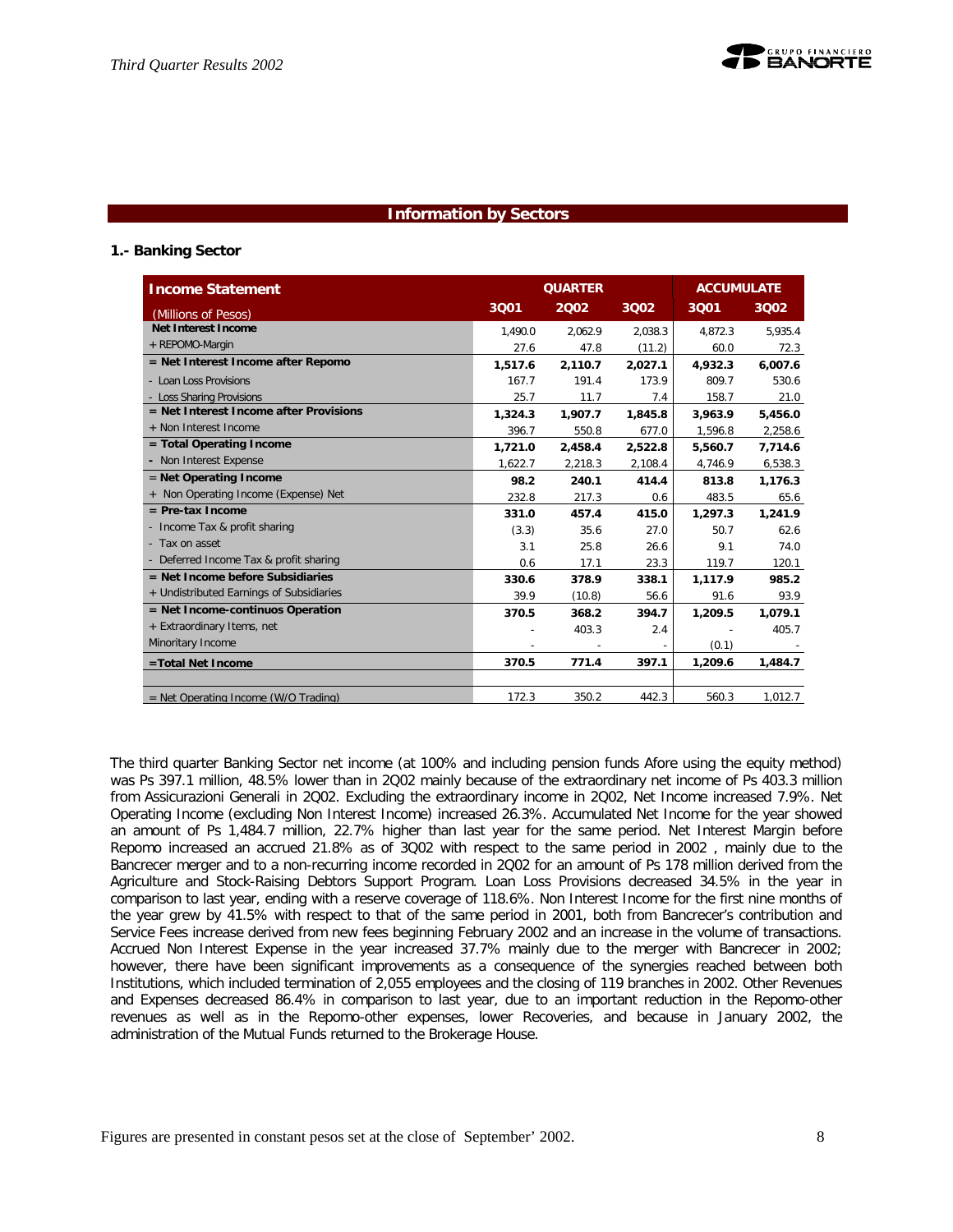## Information by Sectors

### 1.- Banking Sector

| Income Statement (Millions of Pesos) | QUARTER 3Q01 | 2Q02 | 3Q02 | ACCUMULATE 3Q01 | 3Q02 |
|---|---|---|---|---|---|
| **Net Interest Income** | 1,490.0 | 2,062.9 | 2,038.3 | 4,872.3 | 5,935.4 |
| + REPOMO-Margin | 27.6 | 47.8 | (11.2) | 60.0 | 72.3 |
| **= Net Interest Income after Repomo** | **1,517.6** | **2,110.7** | **2,027.1** | **4,932.3** | **6,007.6** |
| - Loan Loss Provisions | 167.7 | 191.4 | 173.9 | 809.7 | 530.6 |
| - Loss Sharing Provisions | 25.7 | 11.7 | 7.4 | 158.7 | 21.0 |
| **= Net Interest Income after Provisions** | **1,324.3** | **1,907.7** | **1,845.8** | **3,963.9** | **5,456.0** |
| + Non Interest Income | 396.7 | 550.8 | 677.0 | 1,596.8 | 2,258.6 |
| **= Total Operating Income** | **1,721.0** | **2,458.4** | **2,522.8** | **5,560.7** | **7,714.6** |
| - Non Interest Expense | 1,622.7 | 2,218.3 | 2,108.4 | 4,746.9 | 6,538.3 |
| **= Net Operating Income** | **98.2** | **240.1** | **414.4** | **813.8** | **1,176.3** |
| + Non Operating Income (Expense) Net | 232.8 | 217.3 | 0.6 | 483.5 | 65.6 |
| **= Pre-tax Income** | **331.0** | **457.4** | **415.0** | **1,297.3** | **1,241.9** |
| - Income Tax & profit sharing | (3.3) | 35.6 | 27.0 | 50.7 | 62.6 |
| - Tax on asset | 3.1 | 25.8 | 26.6 | 9.1 | 74.0 |
| - Deferred Income Tax & profit sharing | 0.6 | 17.1 | 23.3 | 119.7 | 120.1 |
| **= Net Income before Subsidiaries** | **330.6** | **378.9** | **338.1** | **1,117.9** | **985.2** |
| + Undistributed Earnings of Subsidiaries | 39.9 | (10.8) | 56.6 | 91.6 | 93.9 |
| **= Net Income-continuos Operation** | **370.5** | **368.2** | **394.7** | **1,209.5** | **1,079.1** |
| + Extraordinary Items, net | - | 403.3 | 2.4 | - | 405.7 |
| Minoritary Income | - | - | - | (0.1) | - |
| **=Total Net Income** | **370.5** | **771.4** | **397.1** | **1,209.6** | **1,484.7** |
| | | | | | |
| = Net Operating Income (W/O Trading) | 172.3 | 350.2 | 442.3 | 560.3 | 1,012.7 |

The third quarter Banking Sector net income (at 100% and including pension funds Afore using the equity method) was Ps 397.1 million, 48.5% lower than in 2Q02 mainly because of the extraordinary net income of Ps 403.3 million from Assicurazioni Generali in 2Q02. Excluding the extraordinary income in 2Q02, Net Income increased 7.9%. Net Operating Income (excluding Non Interest Income) increased 26.3%. Accumulated Net Income for the year showed an amount of Ps 1,484.7 million, 22.7% higher than last year for the same period. Net Interest Margin before Repomo increased an accrued 21.8% as of 3Q02 with respect to the same period in 2002 , mainly due to the Bancrecer merger and to a non-recurring income recorded in 2Q02 for an amount of Ps 178 million derived from the Agriculture and Stock-Raising Debtors Support Program. Loan Loss Provisions decreased 34.5% in the year in comparison to last year, ending with a reserve coverage of 118.6%. Non Interest Income for the first nine months of the year grew by 41.5% with respect to that of the same period in 2001, both from Bancrecer's contribution and Service Fees increase derived from new fees beginning February 2002 and an increase in the volume of transactions. Accrued Non Interest Expense in the year increased 37.7% mainly due to the merger with Bancrecer in 2002; however, there have been significant improvements as a consequence of the synergies reached between both Institutions, which included termination of 2,055 employees and the closing of 119 branches in 2002. Other Revenues and Expenses decreased 86.4% in comparison to last year, due to an important reduction in the Repomo-other revenues as well as in the Repomo-other expenses, lower Recoveries, and because in January 2002, the administration of the Mutual Funds returned to the Brokerage House.

Figures are presented in constant pesos set at the close of September' 2002.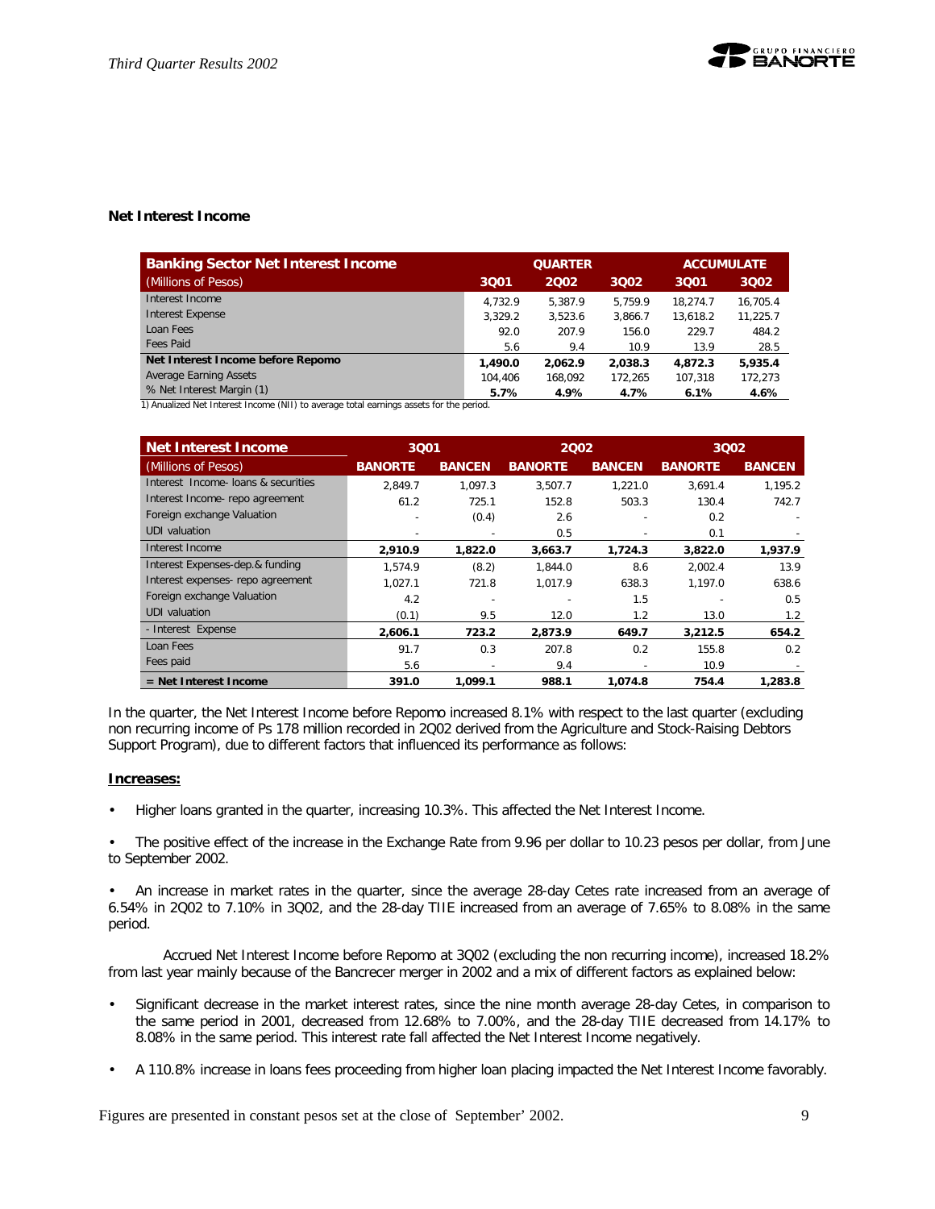## Net Interest Income

| Banking Sector Net Interest Income | QUARTER | | | ACCUMULATE | |
|---|---|---|---|---|---|
| (Millions of Pesos) | 3Q01 | 2Q02 | 3Q02 | 3Q01 | 3Q02 |
| Interest Income | 4,732.9 | 5,387.9 | 5,759.9 | 18,274.7 | 16,705.4 |
| Interest Expense | 3,329.2 | 3,523.6 | 3,866.7 | 13,618.2 | 11,225.7 |
| Loan Fees | 92.0 | 207.9 | 156.0 | 229.7 | 484.2 |
| Fees Paid | 5.6 | 9.4 | 10.9 | 13.9 | 28.5 |
| **Net Interest Income before Repomo** | **1,490.0** | **2,062.9** | **2,038.3** | **4,872.3** | **5,935.4** |
| Average Earning Assets | 104,406 | 168,092 | 172,265 | 107,318 | 172,273 |
| % Net Interest Margin (1) | **5.7%** | **4.9%** | **4.7%** | **6.1%** | **4.6%** |

1) Anualized Net Interest Income (NII) to average total earnings assets for the period.

| Net Interest Income | 3Q01 | | 2Q02 | | 3Q02 | |
|---|---|---|---|---|---|---|
| (Millions of Pesos) | BANORTE | BANCEN | BANORTE | BANCEN | BANORTE | BANCEN |
| Interest Income- loans & securities | 2,849.7 | 1,097.3 | 3,507.7 | 1,221.0 | 3,691.4 | 1,195.2 |
| Interest Income- repo agreement | 61.2 | 725.1 | 152.8 | 503.3 | 130.4 | 742.7 |
| Foreign exchange Valuation | - | (0.4) | 2.6 | - | 0.2 | - |
| UDI valuation | - | - | 0.5 | - | 0.1 | - |
| Interest Income | **2,910.9** | **1,822.0** | **3,663.7** | **1,724.3** | **3,822.0** | **1,937.9** |
| Interest Expenses-dep.& funding | 1,574.9 | (8.2) | 1,844.0 | 8.6 | 2,002.4 | 13.9 |
| Interest expenses- repo agreement | 1,027.1 | 721.8 | 1,017.9 | 638.3 | 1,197.0 | 638.6 |
| Foreign exchange Valuation | 4.2 | - | - | 1.5 | - | 0.5 |
| UDI valuation | (0.1) | 9.5 | 12.0 | 1.2 | 13.0 | 1.2 |
| - Interest Expense | **2,606.1** | **723.2** | **2,873.9** | **649.7** | **3,212.5** | **654.2** |
| Loan Fees | 91.7 | 0.3 | 207.8 | 0.2 | 155.8 | 0.2 |
| Fees paid | 5.6 | - | 9.4 | - | 10.9 | - |
| **= Net Interest Income** | **391.0** | **1,099.1** | **988.1** | **1,074.8** | **754.4** | **1,283.8** |

In the quarter, the Net Interest Income before Repomo increased 8.1% with respect to the last quarter (excluding non recurring income of Ps 178 million recorded in 2Q02 derived from the Agriculture and Stock-Raising Debtors Support Program), due to different factors that influenced its performance as follows:

**Increases:**

- Higher loans granted in the quarter, increasing 10.3%. This affected the Net Interest Income.
- The positive effect of the increase in the Exchange Rate from 9.96 per dollar to 10.23 pesos per dollar, from June to September 2002.
- An increase in market rates in the quarter, since the average 28-day Cetes rate increased from an average of 6.54% in 2Q02 to 7.10% in 3Q02, and the 28-day TIIE increased from an average of 7.65% to 8.08% in the same period.

Accrued Net Interest Income before Repomo at 3Q02 (excluding the non recurring income), increased 18.2% from last year mainly because of the Bancrecer merger in 2002 and a mix of different factors as explained below:

- Significant decrease in the market interest rates, since the nine month average 28-day Cetes, in comparison to the same period in 2001, decreased from 12.68% to 7.00%, and the 28-day TIIE decreased from 14.17% to 8.08% in the same period. This interest rate fall affected the Net Interest Income negatively.
- A 110.8% increase in loans fees proceeding from higher loan placing impacted the Net Interest Income favorably.

Figures are presented in constant pesos set at the close of September' 2002.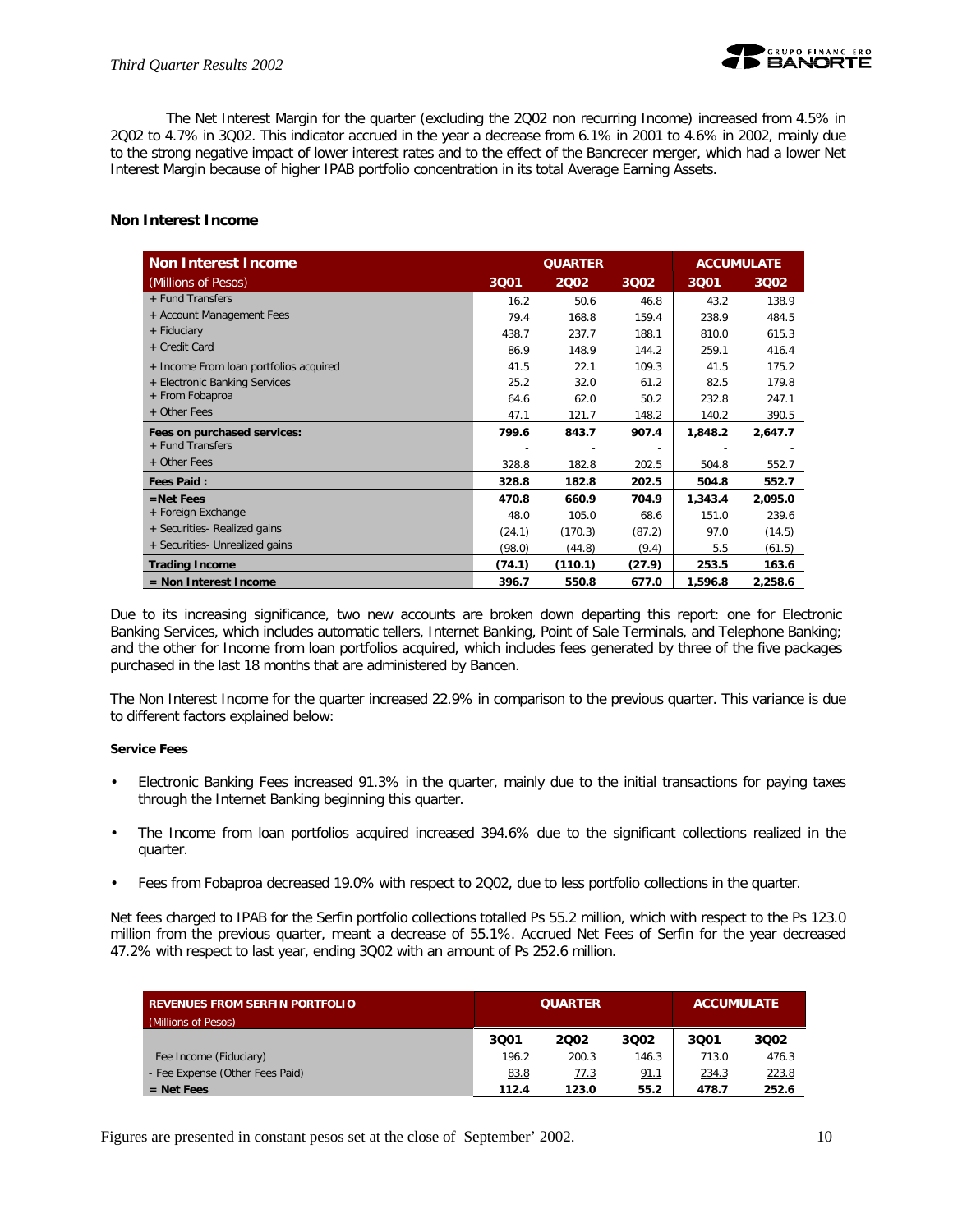The Net Interest Margin for the quarter (excluding the 2Q02 non recurring Income) increased from 4.5% in 2Q02 to 4.7% in 3Q02. This indicator accrued in the year a decrease from 6.1% in 2001 to 4.6% in 2002, mainly due to the strong negative impact of lower interest rates and to the effect of the Bancrecer merger, which had a lower Net Interest Margin because of higher IPAB portfolio concentration in its total Average Earning Assets.

### Non Interest Income

| Non Interest Income | QUARTER | | | ACCUMULATE | |
|---|---|---|---|---|---|
| (Millions of Pesos) | 3Q01 | 2Q02 | 3Q02 | 3Q01 | 3Q02 |
| + Fund Transfers | 16.2 | 50.6 | 46.8 | 43.2 | 138.9 |
| + Account Management Fees | 79.4 | 168.8 | 159.4 | 238.9 | 484.5 |
| + Fiduciary | 438.7 | 237.7 | 188.1 | 810.0 | 615.3 |
| + Credit Card | 86.9 | 148.9 | 144.2 | 259.1 | 416.4 |
| + Income From loan portfolios acquired | 41.5 | 22.1 | 109.3 | 41.5 | 175.2 |
| + Electronic Banking Services | 25.2 | 32.0 | 61.2 | 82.5 | 179.8 |
| + From Fobaproa | 64.6 | 62.0 | 50.2 | 232.8 | 247.1 |
| + Other Fees | 47.1 | 121.7 | 148.2 | 140.2 | 390.5 |
| **Fees on purchased services:** | **799.6** | **843.7** | **907.4** | **1,848.2** | **2,647.7** |
| + Fund Transfers | - | - | - | - | - |
| + Other Fees | 328.8 | 182.8 | 202.5 | 504.8 | 552.7 |
| **Fees Paid :** | **328.8** | **182.8** | **202.5** | **504.8** | **552.7** |
| **=Net Fees** | **470.8** | **660.9** | **704.9** | **1,343.4** | **2,095.0** |
| + Foreign Exchange | 48.0 | 105.0 | 68.6 | 151.0 | 239.6 |
| + Securities- Realized gains | (24.1) | (170.3) | (87.2) | 97.0 | (14.5) |
| + Securities- Unrealized gains | (98.0) | (44.8) | (9.4) | 5.5 | (61.5) |
| **Trading Income** | **(74.1)** | **(110.1)** | **(27.9)** | **253.5** | **163.6** |
| **= Non Interest Income** | **396.7** | **550.8** | **677.0** | **1,596.8** | **2,258.6** |

Due to its increasing significance, two new accounts are broken down departing this report: one for Electronic Banking Services, which includes automatic tellers, Internet Banking, Point of Sale Terminals, and Telephone Banking; and the other for Income from loan portfolios acquired, which includes fees generated by three of the five packages purchased in the last 18 months that are administered by Bancen.

The Non Interest Income for the quarter increased 22.9% in comparison to the previous quarter. This variance is due to different factors explained below:

**Service Fees**

- Electronic Banking Fees increased 91.3% in the quarter, mainly due to the initial transactions for paying taxes through the Internet Banking beginning this quarter.
- The Income from loan portfolios acquired increased 394.6% due to the significant collections realized in the quarter.
- Fees from Fobaproa decreased 19.0% with respect to 2Q02, due to less portfolio collections in the quarter.

Net fees charged to IPAB for the Serfin portfolio collections totalled Ps 55.2 million, which with respect to the Ps 123.0 million from the previous quarter, meant a decrease of 55.1%. Accrued Net Fees of Serfin for the year decreased 47.2% with respect to last year, ending 3Q02 with an amount of Ps 252.6 million.

| REVENUES FROM SERFIN PORTFOLIO (Millions of Pesos) | QUARTER | | | ACCUMULATE | |
|---|---|---|---|---|---|
| | 3Q01 | 2Q02 | 3Q02 | 3Q01 | 3Q02 |
| Fee Income (Fiduciary) | 196.2 | 200.3 | 146.3 | 713.0 | 476.3 |
| - Fee Expense (Other Fees Paid) | 83.8 | 77.3 | 91.1 | 234.3 | 223.8 |
| **= Net Fees** | **112.4** | **123.0** | **55.2** | **478.7** | **252.6** |

Figures are presented in constant pesos set at the close of September' 2002.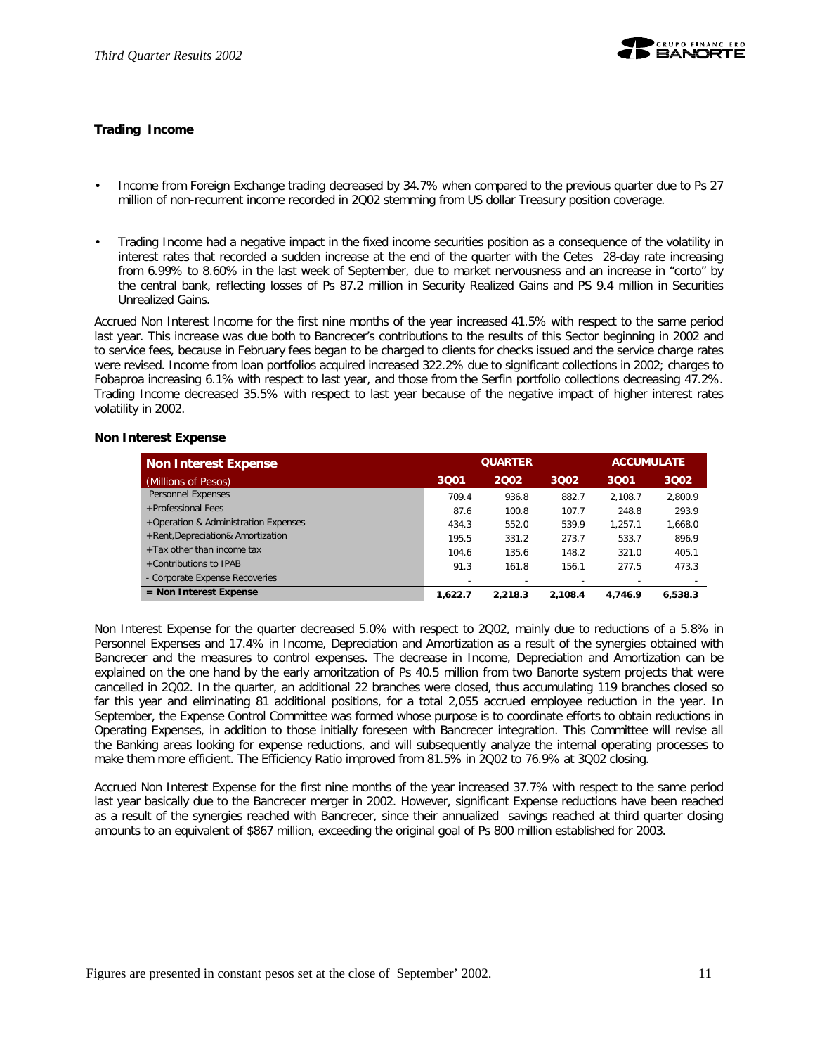### Trading Income

- Income from Foreign Exchange trading decreased by 34.7% when compared to the previous quarter due to Ps 27 million of non-recurrent income recorded in 2Q02 stemming from US dollar Treasury position coverage.

- Trading Income had a negative impact in the fixed income securities position as a consequence of the volatility in interest rates that recorded a sudden increase at the end of the quarter with the Cetes 28-day rate increasing from 6.99% to 8.60% in the last week of September, due to market nervousness and an increase in "corto" by the central bank, reflecting losses of Ps 87.2 million in Security Realized Gains and PS 9.4 million in Securities Unrealized Gains.

Accrued Non Interest Income for the first nine months of the year increased 41.5% with respect to the same period last year. This increase was due both to Bancrecer's contributions to the results of this Sector beginning in 2002 and to service fees, because in February fees began to be charged to clients for checks issued and the service charge rates were revised. Income from loan portfolios acquired increased 322.2% due to significant collections in 2002; charges to Fobaproa increasing 6.1% with respect to last year, and those from the Serfin portfolio collections decreasing 47.2%. Trading Income decreased 35.5% with respect to last year because of the negative impact of higher interest rates volatility in 2002.

### Non Interest Expense

| Non Interest Expense | QUARTER | | | ACCUMULATE | |
|---|---|---|---|---|---|
| (Millions of Pesos) | 3Q01 | 2Q02 | 3Q02 | 3Q01 | 3Q02 |
| Personnel Expenses | 709.4 | 936.8 | 882.7 | 2,108.7 | 2,800.9 |
| +Professional Fees | 87.6 | 100.8 | 107.7 | 248.8 | 293.9 |
| +Operation & Administration Expenses | 434.3 | 552.0 | 539.9 | 1,257.1 | 1,668.0 |
| +Rent,Depreciation& Amortization | 195.5 | 331.2 | 273.7 | 533.7 | 896.9 |
| +Tax other than income tax | 104.6 | 135.6 | 148.2 | 321.0 | 405.1 |
| +Contributions to IPAB | 91.3 | 161.8 | 156.1 | 277.5 | 473.3 |
| - Corporate Expense Recoveries | - | - | - | - | - |
| **= Non Interest Expense** | **1,622.7** | **2,218.3** | **2,108.4** | **4,746.9** | **6,538.3** |

Non Interest Expense for the quarter decreased 5.0% with respect to 2Q02, mainly due to reductions of a 5.8% in Personnel Expenses and 17.4% in Income, Depreciation and Amortization as a result of the synergies obtained with Bancrecer and the measures to control expenses. The decrease in Income, Depreciation and Amortization can be explained on the one hand by the early amoritzation of Ps 40.5 million from two Banorte system projects that were cancelled in 2Q02. In the quarter, an additional 22 branches were closed, thus accumulating 119 branches closed so far this year and eliminating 81 additional positions, for a total 2,055 accrued employee reduction in the year. In September, the Expense Control Committee was formed whose purpose is to coordinate efforts to obtain reductions in Operating Expenses, in addition to those initially foreseen with Bancrecer integration. This Committee will revise all the Banking areas looking for expense reductions, and will subsequently analyze the internal operating processes to make them more efficient. The Efficiency Ratio improved from 81.5% in 2Q02 to 76.9% at 3Q02 closing.

Accrued Non Interest Expense for the first nine months of the year increased 37.7% with respect to the same period last year basically due to the Bancrecer merger in 2002. However, significant Expense reductions have been reached as a result of the synergies reached with Bancrecer, since their annualized savings reached at third quarter closing amounts to an equivalent of $867 million, exceeding the original goal of Ps 800 million established for 2003.

Figures are presented in constant pesos set at the close of September' 2002.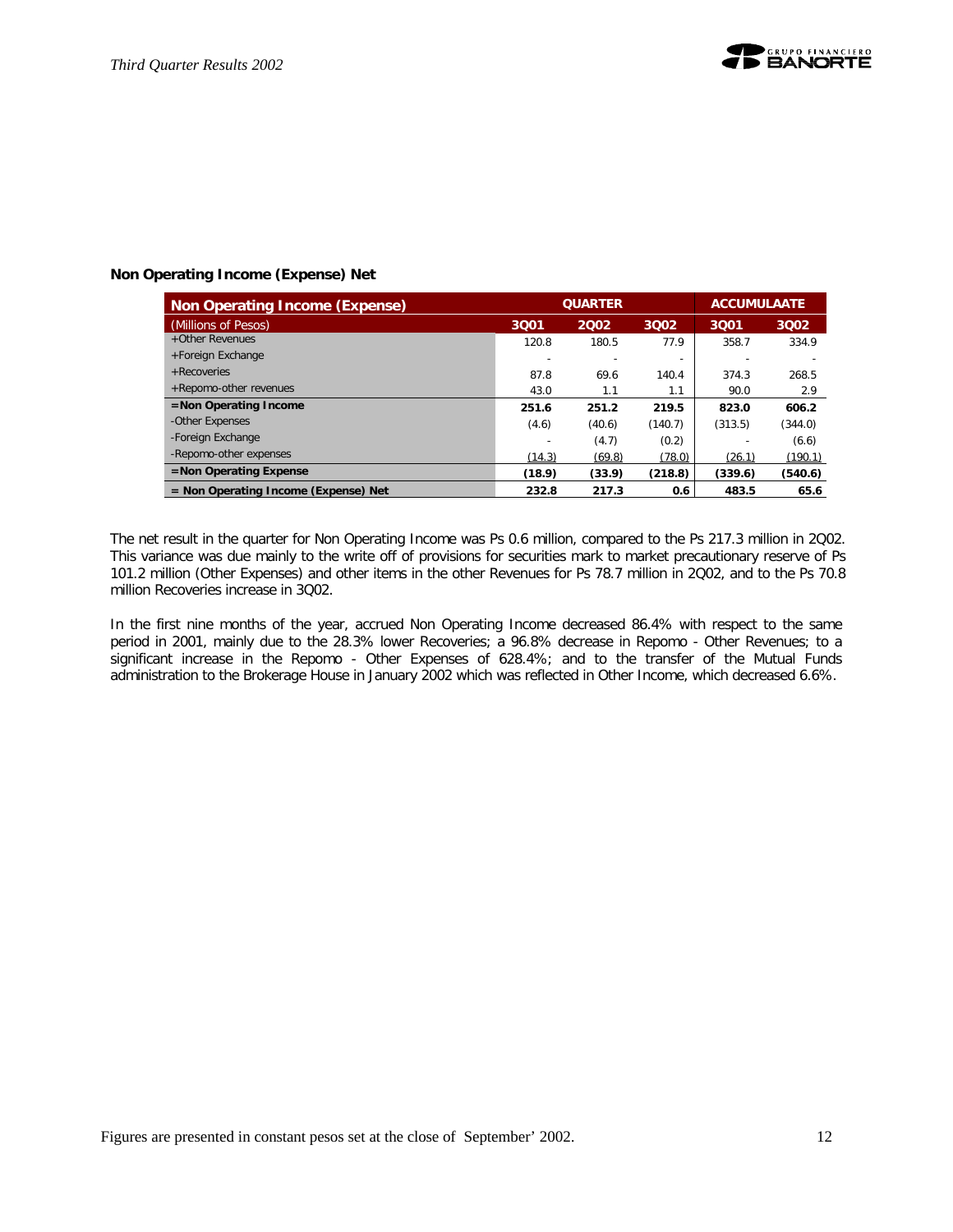## Non Operating Income (Expense) Net

| Non Operating Income (Expense) | QUARTER | | | ACCUMULAATE | |
|---|---|---|---|---|---|
| (Millions of Pesos) | 3Q01 | 2Q02 | 3Q02 | 3Q01 | 3Q02 |
| +Other Revenues | 120.8 | 180.5 | 77.9 | 358.7 | 334.9 |
| +Foreign Exchange | - | - | - | - | - |
| +Recoveries | 87.8 | 69.6 | 140.4 | 374.3 | 268.5 |
| +Repomo-other revenues | 43.0 | 1.1 | 1.1 | 90.0 | 2.9 |
| **=Non Operating Income** | **251.6** | **251.2** | **219.5** | **823.0** | **606.2** |
| -Other Expenses | (4.6) | (40.6) | (140.7) | (313.5) | (344.0) |
| -Foreign Exchange | - | (4.7) | (0.2) | - | (6.6) |
| -Repomo-other expenses | (14.3) | (69.8) | (78.0) | (26.1) | (190.1) |
| **=Non Operating Expense** | **(18.9)** | **(33.9)** | **(218.8)** | **(339.6)** | **(540.6)** |
| **= Non Operating Income (Expense) Net** | **232.8** | **217.3** | **0.6** | **483.5** | **65.6** |

The net result in the quarter for Non Operating Income was Ps 0.6 million, compared to the Ps 217.3 million in 2Q02. This variance was due mainly to the write off of provisions for securities mark to market precautionary reserve of Ps 101.2 million (Other Expenses) and other items in the other Revenues for Ps 78.7 million in 2Q02, and to the Ps 70.8 million Recoveries increase in 3Q02.

In the first nine months of the year, accrued Non Operating Income decreased 86.4% with respect to the same period in 2001, mainly due to the 28.3% lower Recoveries; a 96.8% decrease in Repomo - Other Revenues; to a significant increase in the Repomo - Other Expenses of 628.4%; and to the transfer of the Mutual Funds administration to the Brokerage House in January 2002 which was reflected in Other Income, which decreased 6.6%.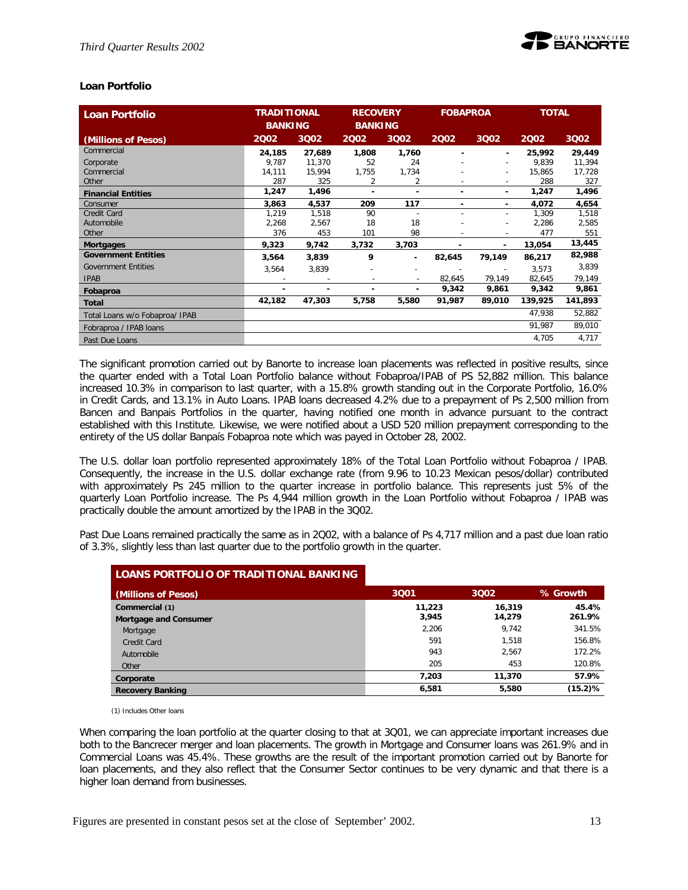## Loan Portfolio

| Loan Portfolio | TRADITIONAL BANKING | | RECOVERY BANKING | | FOBAPROA | | TOTAL | |
|---|---|---|---|---|---|---|---|---|
| (Millions of Pesos) | 2Q02 | 3Q02 | 2Q02 | 3Q02 | 2Q02 | 3Q02 | 2Q02 | 3Q02 |
| Commercial | 24,185 | 27,689 | 1,808 | 1,760 | - | - | 25,992 | 29,449 |
| Corporate | 9,787 | 11,370 | 52 | 24 | - | - | 9,839 | 11,394 |
| Commercial | 14,111 | 15,994 | 1,755 | 1,734 | - | - | 15,865 | 17,728 |
| Other | 287 | 325 | 2 | 2 | - | - | 288 | 327 |
| **Financial Entities** | 1,247 | 1,496 | - | - | - | - | 1,247 | 1,496 |
| Consumer | 3,863 | 4,537 | 209 | 117 | - | - | 4,072 | 4,654 |
| Credit Card | 1,219 | 1,518 | 90 | - | - | - | 1,309 | 1,518 |
| Automobile | 2,268 | 2,567 | 18 | 18 | - | - | 2,286 | 2,585 |
| Other | 376 | 453 | 101 | 98 | - | - | 477 | 551 |
| **Mortgages** | 9,323 | 9,742 | 3,732 | 3,703 | - | - | 13,054 | 13,445 |
| **Government Entities** | 3,564 | 3,839 | 9 | - | 82,645 | 79,149 | 86,217 | 82,988 |
| Government Entities | 3,564 | 3,839 | - | - | - | - | 3,573 | 3,839 |
| IPAB | - | - | - | - | 82,645 | 79,149 | 82,645 | 79,149 |
| **Fobaproa** | - | - | - | - | 9,342 | 9,861 | 9,342 | 9,861 |
| **Total** | 42,182 | 47,303 | 5,758 | 5,580 | 91,987 | 89,010 | 139,925 | 141,893 |
| Total Loans w/o Fobaproa/ IPAB | | | | | | | 47,938 | 52,882 |
| Fobraproa / IPAB loans | | | | | | | 91,987 | 89,010 |
| Past Due Loans | | | | | | | 4,705 | 4,717 |

The significant promotion carried out by Banorte to increase loan placements was reflected in positive results, since the quarter ended with a Total Loan Portfolio balance without Fobaproa/IPAB of PS 52,882 million. This balance increased 10.3% in comparison to last quarter, with a 15.8% growth standing out in the Corporate Portfolio, 16.0% in Credit Cards, and 13.1% in Auto Loans. IPAB loans decreased 4.2% due to a prepayment of Ps 2,500 million from Bancen and Banpais Portfolios in the quarter, having notified one month in advance pursuant to the contract established with this Institute. Likewise, we were notified about a USD 520 million prepayment corresponding to the entirety of the US dollar Banpaís Fobaproa note which was payed in October 28, 2002.

The U.S. dollar loan portfolio represented approximately 18% of the Total Loan Portfolio without Fobaproa / IPAB. Consequently, the increase in the U.S. dollar exchange rate (from 9.96 to 10.23 Mexican pesos/dollar) contributed with approximately Ps 245 million to the quarter increase in portfolio balance. This represents just 5% of the quarterly Loan Portfolio increase. The Ps 4,944 million growth in the Loan Portfolio without Fobaproa / IPAB was practically double the amount amortized by the IPAB in the 3Q02.

Past Due Loans remained practically the same as in 2Q02, with a balance of Ps 4,717 million and a past due loan ratio of 3.3%, slightly less than last quarter due to the portfolio growth in the quarter.

| LOANS PORTFOLIO OF TRADITIONAL BANKING | | | |
|---|---|---|---|
| (Millions of Pesos) | 3Q01 | 3Q02 | % Growth |
| **Commercial (1)** | 11,223 | 16,319 | 45.4% |
| **Mortgage and Consumer** | 3,945 | 14,279 | 261.9% |
| Mortgage | 2,206 | 9,742 | 341.5% |
| Credit Card | 591 | 1,518 | 156.8% |
| Automobile | 943 | 2,567 | 172.2% |
| Other | 205 | 453 | 120.8% |
| **Corporate** | 7,203 | 11,370 | 57.9% |
| **Recovery Banking** | 6,581 | 5,580 | (15.2)% |

(1) Includes Other loans

When comparing the loan portfolio at the quarter closing to that at 3Q01, we can appreciate important increases due both to the Bancrecer merger and loan placements. The growth in Mortgage and Consumer loans was 261.9% and in Commercial Loans was 45.4%. These growths are the result of the important promotion carried out by Banorte for loan placements, and they also reflect that the Consumer Sector continues to be very dynamic and that there is a higher loan demand from businesses.

Figures are presented in constant pesos set at the close of September' 2002.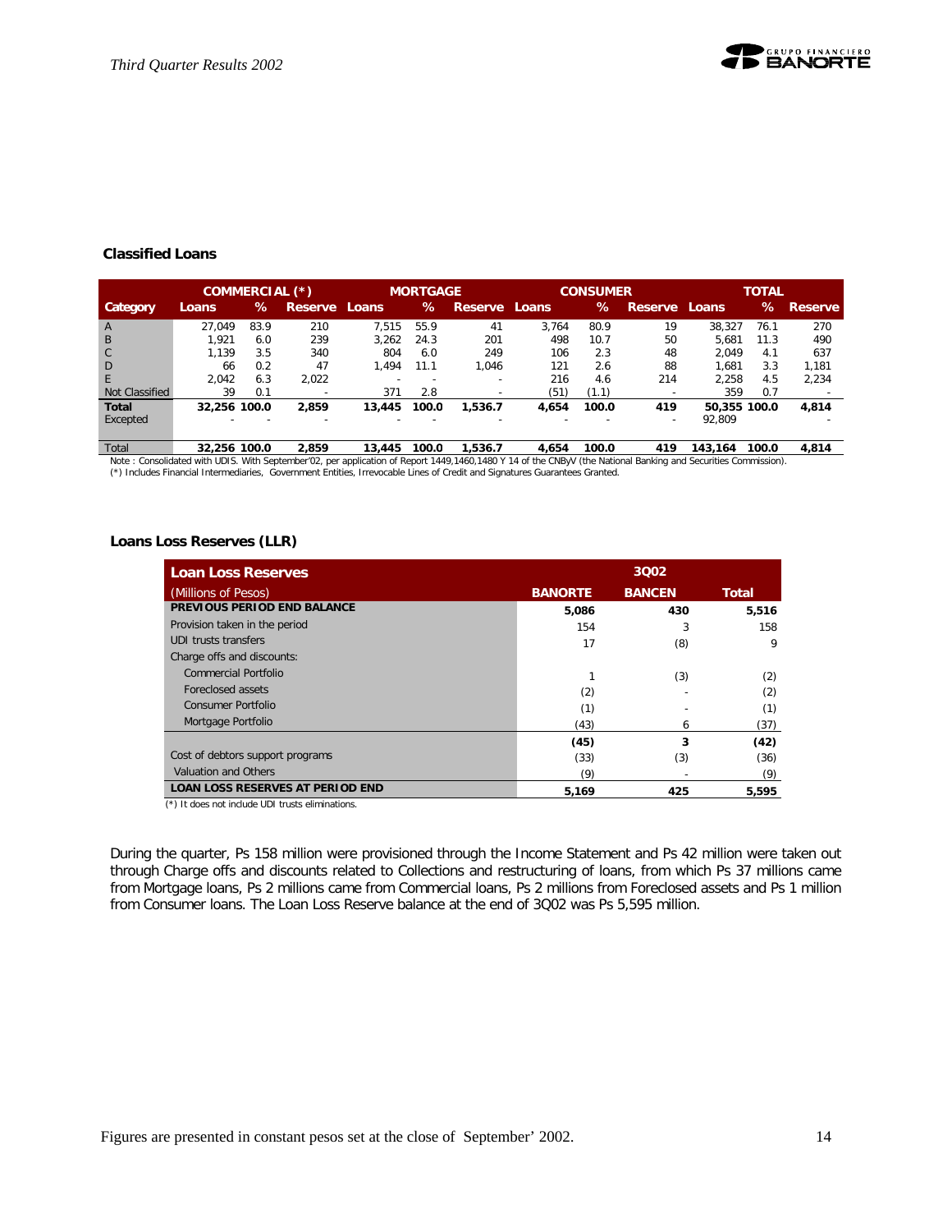## Classified Loans

| | COMMERCIAL (*) | | | MORTGAGE | | | CONSUMER | | | TOTAL | | |
|---|---|---|---|---|---|---|---|---|---|---|---|---|
| Category | Loans | % | Reserve | Loans | % | Reserve | Loans | % | Reserve | Loans | % | Reserve |
| A | 27,049 | 83.9 | 210 | 7,515 | 55.9 | 41 | 3,764 | 80.9 | 19 | 38,327 | 76.1 | 270 |
| B | 1,921 | 6.0 | 239 | 3,262 | 24.3 | 201 | 498 | 10.7 | 50 | 5,681 | 11.3 | 490 |
| C | 1,139 | 3.5 | 340 | 804 | 6.0 | 249 | 106 | 2.3 | 48 | 2,049 | 4.1 | 637 |
| D | 66 | 0.2 | 47 | 1,494 | 11.1 | 1,046 | 121 | 2.6 | 88 | 1,681 | 3.3 | 1,181 |
| E | 2,042 | 6.3 | 2,022 | - | - | - | 216 | 4.6 | 214 | 2,258 | 4.5 | 2,234 |
| Not Classified | 39 | 0.1 | - | 371 | 2.8 | - | (51) | (1.1) | - | 359 | 0.7 | - |
| **Total** | **32,256** | **100.0** | **2,859** | **13,445** | **100.0** | **1,536.7** | **4,654** | **100.0** | **419** | **50,355** | **100.0** | **4,814** |
| Excepted | - | - | - | - | - | - | - | - | - | 92,809 | | - |
| Total | **32,256** | **100.0** | **2,859** | **13,445** | **100.0** | **1,536.7** | **4,654** | **100.0** | **419** | **143,164** | **100.0** | **4,814** |

Note : Consolidated with UDIS. With September'02, per application of Report 1449,1460,1480 Y 14 of the CNByV (the National Banking and Securities Commission).
(*) Includes Financial Intermediaries, Government Entities, Irrevocable Lines of Credit and Signatures Guarantees Granted.

## Loans Loss Reserves (LLR)

| Loan Loss Reserves | 3Q02 | | |
|---|---|---|---|
| (Millions of Pesos) | BANORTE | BANCEN | Total |
| **PREVIOUS PERIOD END BALANCE** | **5,086** | **430** | **5,516** |
| Provision taken in the period | 154 | 3 | 158 |
| UDI trusts transfers | 17 | (8) | 9 |
| Charge offs and discounts: | | | |
| Commercial Portfolio | 1 | (3) | (2) |
| Foreclosed assets | (2) | - | (2) |
| Consumer Portfolio | (1) | - | (1) |
| Mortgage Portfolio | (43) | 6 | (37) |
| | **(45)** | **3** | **(42)** |
| Cost of debtors support programs | (33) | (3) | (36) |
| Valuation and Others | (9) | - | (9) |
| **LOAN LOSS RESERVES AT PERIOD END** | **5,169** | **425** | **5,595** |

(*) It does not include UDI trusts eliminations.

During the quarter, Ps 158 million were provisioned through the Income Statement and Ps 42 million were taken out through Charge offs and discounts related to Collections and restructuring of loans, from which Ps 37 millions came from Mortgage loans, Ps 2 millions came from Commercial loans, Ps 2 millions from Foreclosed assets and Ps 1 million from Consumer loans. The Loan Loss Reserve balance at the end of 3Q02 was Ps 5,595 million.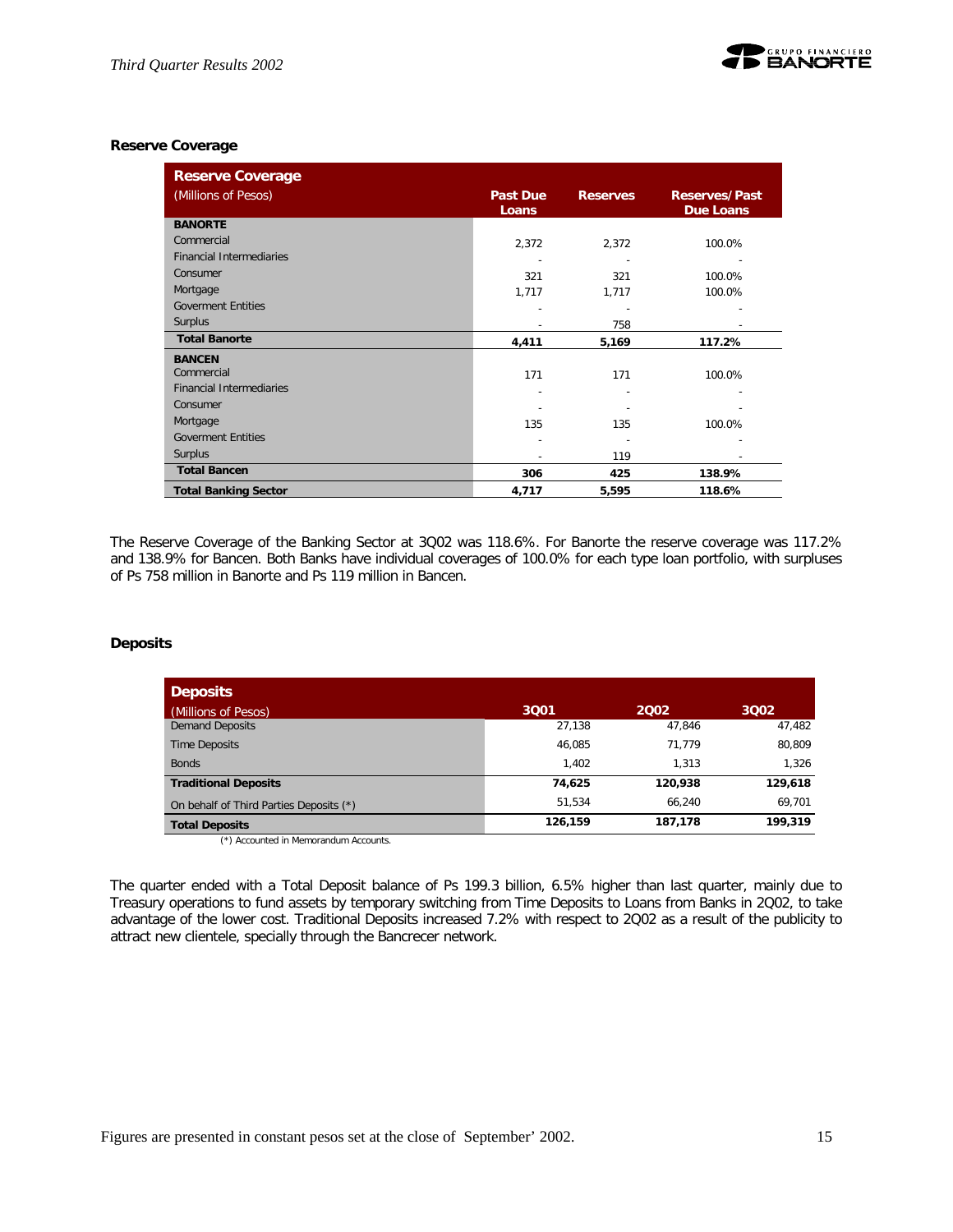### Reserve Coverage

| Reserve Coverage (Millions of Pesos) | Past Due Loans | Reserves | Reserves/Past Due Loans |
|---|---|---|---|
| **BANORTE** | | | |
| Commercial | 2,372 | 2,372 | 100.0% |
| Financial Intermediaries | - | - | - |
| Consumer | 321 | 321 | 100.0% |
| Mortgage | 1,717 | 1,717 | 100.0% |
| Goverment Entities | - | - | - |
| Surplus | - | 758 | - |
| **Total Banorte** | **4,411** | **5,169** | **117.2%** |
| **BANCEN** | | | |
| Commercial | 171 | 171 | 100.0% |
| Financial Intermediaries | - | - | - |
| Consumer | - | - | - |
| Mortgage | 135 | 135 | 100.0% |
| Goverment Entities | - | - | - |
| Surplus | - | 119 | - |
| **Total Bancen** | **306** | **425** | **138.9%** |
| **Total Banking Sector** | **4,717** | **5,595** | **118.6%** |

The Reserve Coverage of the Banking Sector at 3Q02 was 118.6%. For Banorte the reserve coverage was 117.2% and 138.9% for Bancen. Both Banks have individual coverages of 100.0% for each type loan portfolio, with surpluses of Ps 758 million in Banorte and Ps 119 million in Bancen.

### Deposits

| Deposits (Millions of Pesos) | 3Q01 | 2Q02 | 3Q02 |
|---|---|---|---|
| Demand Deposits | 27,138 | 47,846 | 47,482 |
| Time Deposits | 46,085 | 71,779 | 80,809 |
| Bonds | 1,402 | 1,313 | 1,326 |
| **Traditional Deposits** | **74,625** | **120,938** | **129,618** |
| On behalf of Third Parties Deposits (*) | 51,534 | 66,240 | 69,701 |
| **Total Deposits** | **126,159** | **187,178** | **199,319** |

(*) Accounted in Memorandum Accounts.

The quarter ended with a Total Deposit balance of Ps 199.3 billion, 6.5% higher than last quarter, mainly due to Treasury operations to fund assets by temporary switching from Time Deposits to Loans from Banks in 2Q02, to take advantage of the lower cost. Traditional Deposits increased 7.2% with respect to 2Q02 as a result of the publicity to attract new clientele, specially through the Bancrecer network.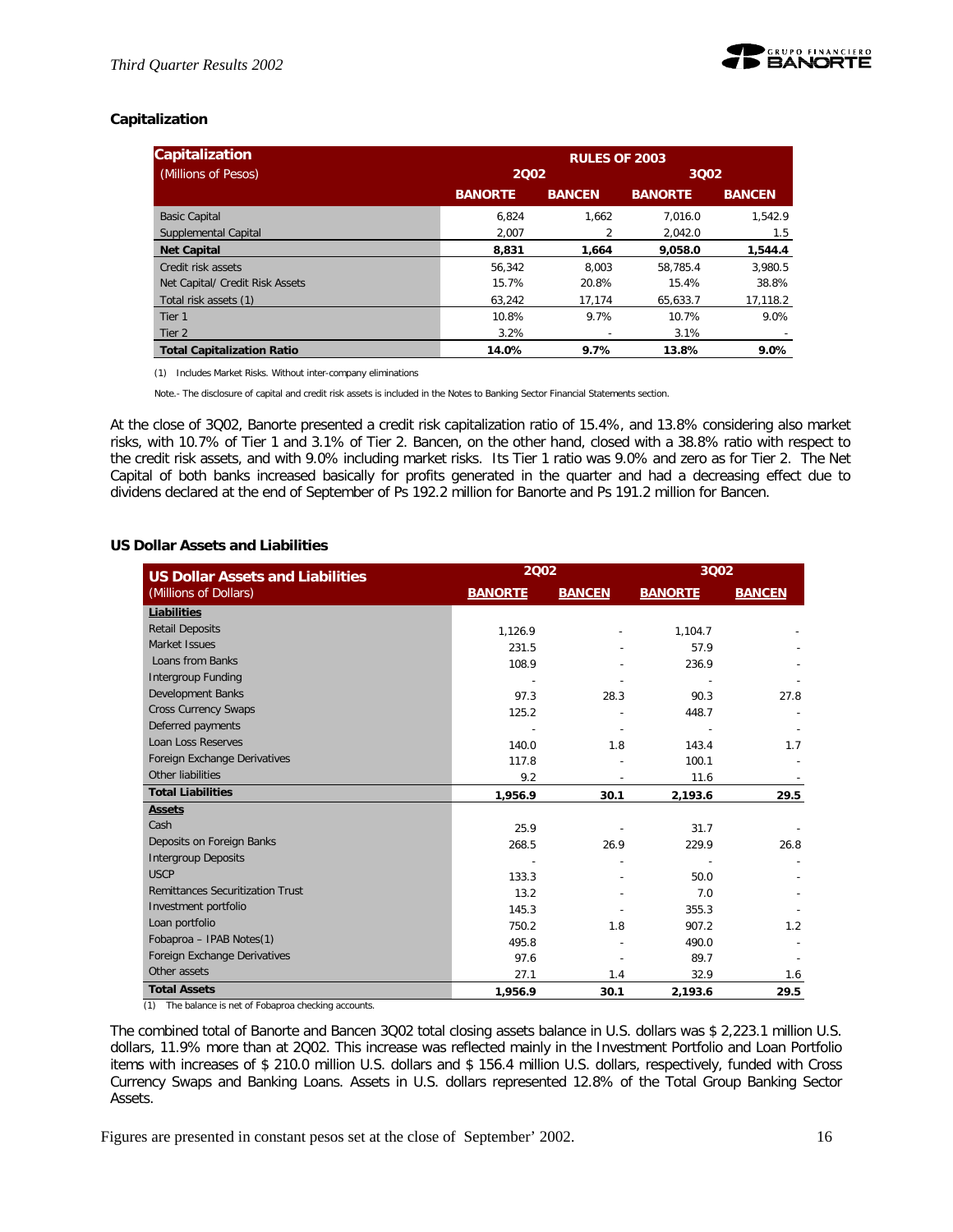### Capitalization

| Capitalization (Millions of Pesos) | RULES OF 2003 | | | |
|---|---|---|---|---|
| | 2Q02 | | 3Q02 | |
| | BANORTE | BANCEN | BANORTE | BANCEN |
| Basic Capital | 6,824 | 1,662 | 7,016.0 | 1,542.9 |
| Supplemental Capital | 2,007 | 2 | 2,042.0 | 1.5 |
| **Net Capital** | **8,831** | **1,664** | **9,058.0** | **1,544.4** |
| Credit risk assets | 56,342 | 8,003 | 58,785.4 | 3,980.5 |
| Net Capital/ Credit Risk Assets | 15.7% | 20.8% | 15.4% | 38.8% |
| Total risk assets (1) | 63,242 | 17,174 | 65,633.7 | 17,118.2 |
| Tier 1 | 10.8% | 9.7% | 10.7% | 9.0% |
| Tier 2 | 3.2% | - | 3.1% | - |
| **Total Capitalization Ratio** | **14.0%** | **9.7%** | **13.8%** | **9.0%** |

(1) Includes Market Risks. Without inter-company eliminations

Note.- The disclosure of capital and credit risk assets is included in the Notes to Banking Sector Financial Statements section.

At the close of 3Q02, Banorte presented a credit risk capitalization ratio of 15.4%, and 13.8% considering also market risks, with 10.7% of Tier 1 and 3.1% of Tier 2. Bancen, on the other hand, closed with a 38.8% ratio with respect to the credit risk assets, and with 9.0% including market risks. Its Tier 1 ratio was 9.0% and zero as for Tier 2. The Net Capital of both banks increased basically for profits generated in the quarter and had a decreasing effect due to dividens declared at the end of September of Ps 192.2 million for Banorte and Ps 191.2 million for Bancen.

### US Dollar Assets and Liabilities

| US Dollar Assets and Liabilities (Millions of Dollars) | 2Q02 | | 3Q02 | |
|---|---|---|---|---|
| | BANORTE | BANCEN | BANORTE | BANCEN |
| **Liabilities** | | | | |
| Retail Deposits | 1,126.9 | - | 1,104.7 | - |
| Market Issues | 231.5 | - | 57.9 | - |
| Loans from Banks | 108.9 | - | 236.9 | - |
| Intergroup Funding | - | - | - | - |
| Development Banks | 97.3 | 28.3 | 90.3 | 27.8 |
| Cross Currency Swaps | 125.2 | - | 448.7 | - |
| Deferred payments | - | - | - | - |
| Loan Loss Reserves | 140.0 | 1.8 | 143.4 | 1.7 |
| Foreign Exchange Derivatives | 117.8 | - | 100.1 | - |
| Other liabilities | 9.2 | - | 11.6 | - |
| **Total Liabilities** | **1,956.9** | **30.1** | **2,193.6** | **29.5** |
| **Assets** | | | | |
| Cash | 25.9 | - | 31.7 | - |
| Deposits on Foreign Banks | 268.5 | 26.9 | 229.9 | 26.8 |
| Intergroup Deposits | - | - | - | - |
| USCP | 133.3 | - | 50.0 | - |
| Remittances Securitization Trust | 13.2 | - | 7.0 | - |
| Investment portfolio | 145.3 | - | 355.3 | - |
| Loan portfolio | 750.2 | 1.8 | 907.2 | 1.2 |
| Fobaproa – IPAB Notes(1) | 495.8 | - | 490.0 | - |
| Foreign Exchange Derivatives | 97.6 | - | 89.7 | - |
| Other assets | 27.1 | 1.4 | 32.9 | 1.6 |
| **Total Assets** | **1,956.9** | **30.1** | **2,193.6** | **29.5** |

(1) The balance is net of Fobaproa checking accounts.

The combined total of Banorte and Bancen 3Q02 total closing assets balance in U.S. dollars was $ 2,223.1 million U.S. dollars, 11.9% more than at 2Q02. This increase was reflected mainly in the Investment Portfolio and Loan Portfolio items with increases of $ 210.0 million U.S. dollars and $ 156.4 million U.S. dollars, respectively, funded with Cross Currency Swaps and Banking Loans. Assets in U.S. dollars represented 12.8% of the Total Group Banking Sector Assets.

Figures are presented in constant pesos set at the close of September' 2002.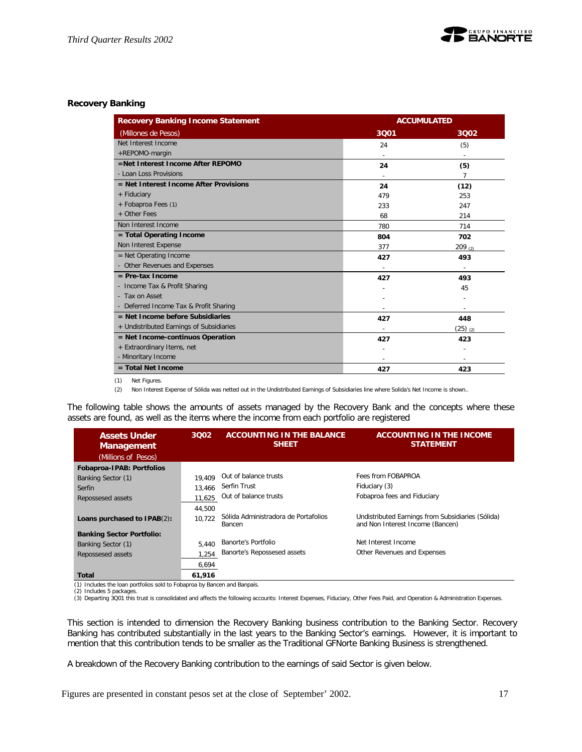## Recovery Banking

| Recovery Banking Income Statement | ACCUMULATED | |
|---|---|---|
| (Millones de Pesos) | 3Q01 | 3Q02 |
| Net Interest Income | 24 | (5) |
| +REPOMO-margin | - | - |
| **=Net Interest Income After REPOMO** | **24** | **(5)** |
| - Loan Loss Provisions | - | 7 |
| **= Net Interest Income After Provisions** | **24** | **(12)** |
| + Fiduciary | 479 | 253 |
| + Fobaproa Fees (1) | 233 | 247 |
| + Other Fees | 68 | 214 |
| Non Interest Income | 780 | 714 |
| **= Total Operating Income** | **804** | **702** |
| Non Interest Expense | 377 | 209 (2) |
| = Net Operating Income | 427 | 493 |
| - Other Revenues and Expenses | - | - |
| **= Pre-tax Income** | **427** | **493** |
| - Income Tax & Profit Sharing | - | 45 |
| - Tax on Asset | - | - |
| - Deferred Income Tax & Profit Sharing | - | - |
| **= Net Income before Subsidiaries** | **427** | **448** |
| + Undistributed Earnings of Subsidiaries | - | (25) (2) |
| **= Net Income-continuos Operation** | **427** | **423** |
| + Extraordinary Items, net | - | - |
| - Minoritary Income | - | - |
| **= Total Net Income** | **427** | **423** |

(1) Net Figures.

(2) Non Interest Expense of Sólida was netted out in the Undistributed Earnings of Subsidiaries line where Solida's Net Income is shown..

The following table shows the amounts of assets managed by the Recovery Bank and the concepts where these assets are found, as well as the items where the income from each portfolio are registered

| Assets Under Management (Millions of Pesos) | 3Q02 | ACCOUNTING IN THE BALANCE SHEET | ACCOUNTING IN THE INCOME STATEMENT |
|---|---|---|---|
| **Fobaproa-IPAB: Portfolios** | | | |
| Banking Sector (1) | 19,409 | Out of balance trusts | Fees from FOBAPROA |
| Serfin | 13,466 | Serfin Trust | Fiduciary (3) |
| Repossesed assets | 11,625 | Out of balance trusts | Fobaproa fees and Fiduciary |
| | 44,500 | | |
| **Loans purchased to IPAB**(2): | 10,722 | Sólida Administradora de Portafolios Bancen | Undistributed Earnings from Subsidiaries (Sólida) and Non Interest Income (Bancen) |
| **Banking Sector Portfolio:** | | | |
| Banking Sector (1) | 5,440 | Banorte's Portfolio | Net Interest Income |
| Repossesed assets | 1,254 | Banorte's Repossesed assets | Other Revenues and Expenses |
| | 6,694 | | |
| **Total** | **61,916** | | |

(1) Includes the loan portfolios sold to Fobaproa by Bancen and Banpaís.
(2) Includes 5 packages.
(3) Departing 3Q01 this trust is consolidated and affects the following accounts: Interest Expenses, Fiduciary, Other Fees Paid, and Operation & Administration Expenses.

This section is intended to dimension the Recovery Banking business contribution to the Banking Sector. Recovery Banking has contributed substantially in the last years to the Banking Sector's earnings. However, it is important to mention that this contribution tends to be smaller as the Traditional GFNorte Banking Business is strengthened.

A breakdown of the Recovery Banking contribution to the earnings of said Sector is given below.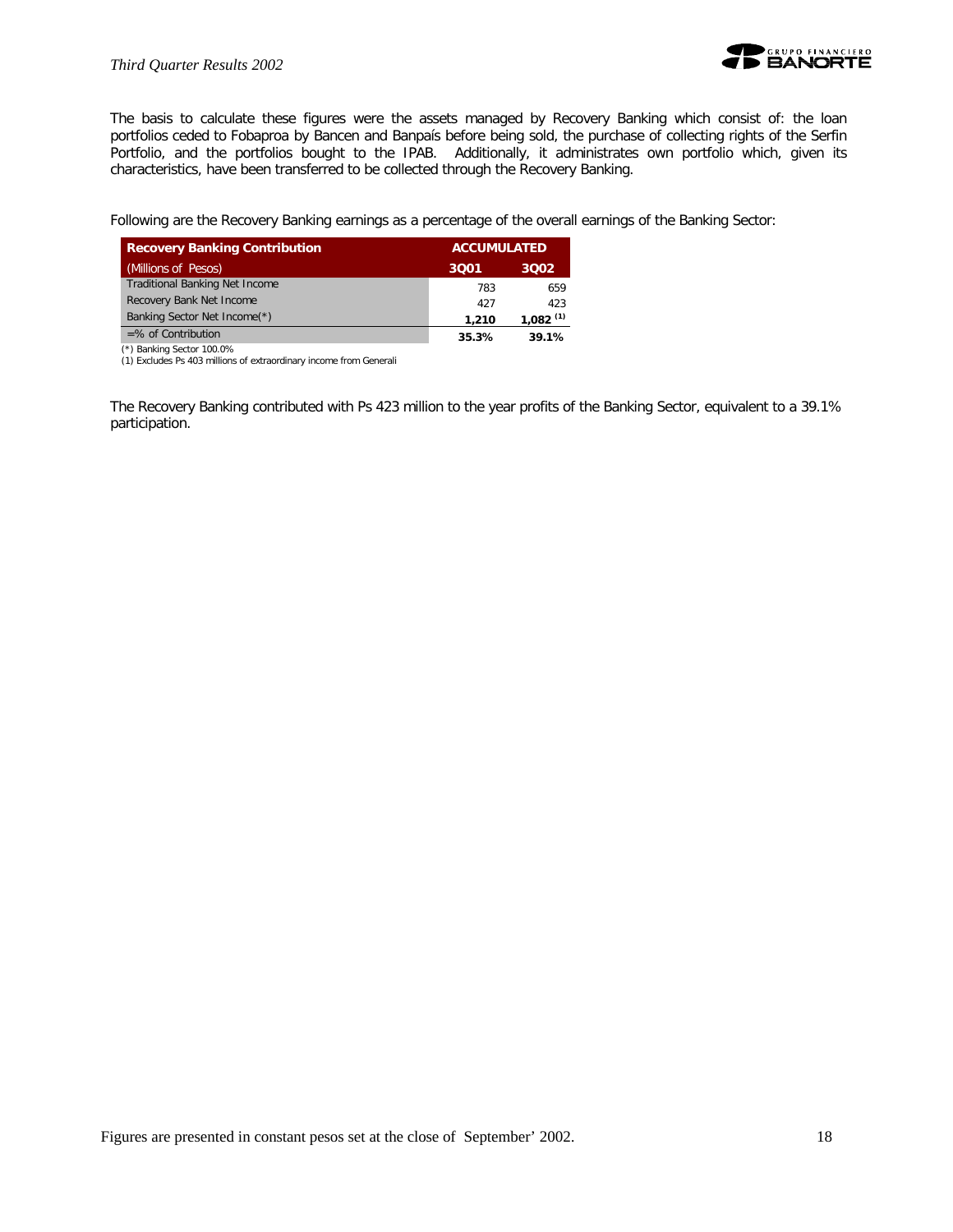The basis to calculate these figures were the assets managed by Recovery Banking which consist of: the loan portfolios ceded to Fobaproa by Bancen and Banpaís before being sold, the purchase of collecting rights of the Serfin Portfolio, and the portfolios bought to the IPAB. Additionally, it administrates own portfolio which, given its characteristics, have been transferred to be collected through the Recovery Banking.

Following are the Recovery Banking earnings as a percentage of the overall earnings of the Banking Sector:

| Recovery Banking Contribution | ACCUMULATED | |
|---|---|---|
| (Millions of Pesos) | 3Q01 | 3Q02 |
| Traditional Banking Net Income | 783 | 659 |
| Recovery Bank Net Income | 427 | 423 |
| Banking Sector Net Income(*) | 1,210 | 1,082 (1) |
| =% of Contribution | 35.3% | 39.1% |

(*) Banking Sector 100.0%
(1) Excludes Ps 403 millions of extraordinary income from Generali

The Recovery Banking contributed with Ps 423 million to the year profits of the Banking Sector, equivalent to a 39.1% participation.

Figures are presented in constant pesos set at the close of September' 2002.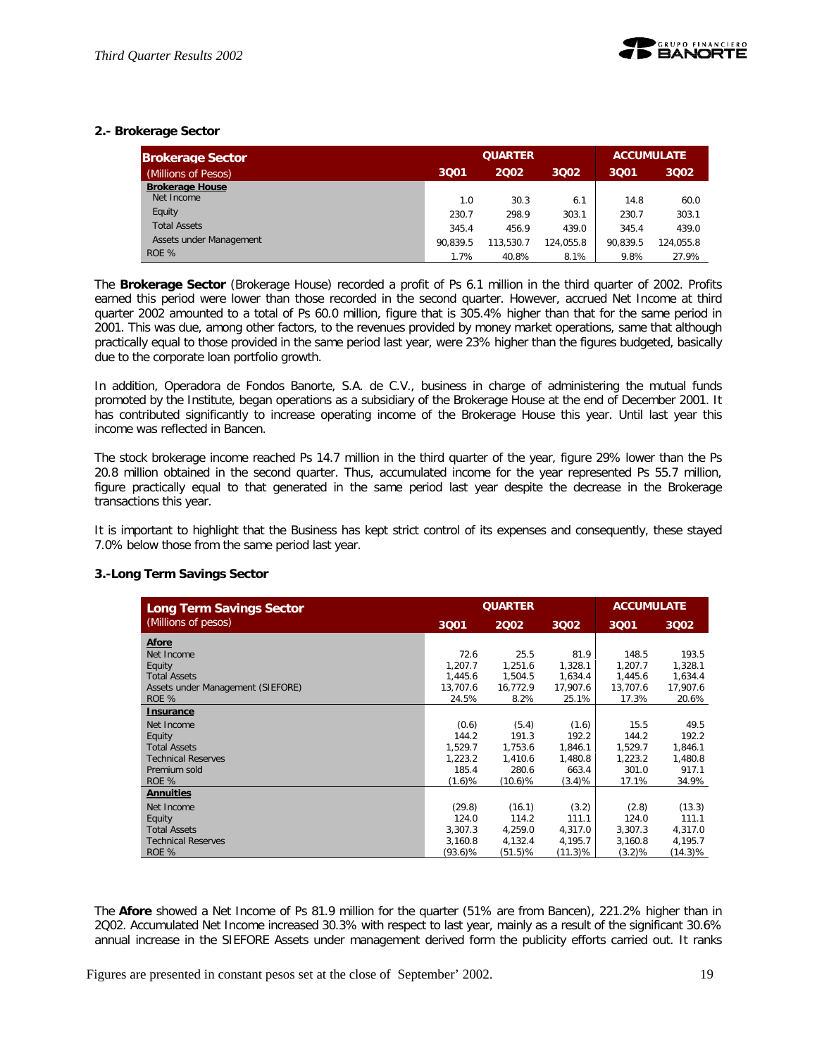## 2.- Brokerage Sector

| Brokerage Sector (Millions of Pesos) | QUARTER | | | ACCUMULATE | |
|---|---|---|---|---|---|
| | 3Q01 | 2Q02 | 3Q02 | 3Q01 | 3Q02 |
| **Brokerage House** | | | | | |
| Net Income | 1.0 | 30.3 | 6.1 | 14.8 | 60.0 |
| Equity | 230.7 | 298.9 | 303.1 | 230.7 | 303.1 |
| Total Assets | 345.4 | 456.9 | 439.0 | 345.4 | 439.0 |
| Assets under Management | 90,839.5 | 113,530.7 | 124,055.8 | 90,839.5 | 124,055.8 |
| ROE % | 1.7% | 40.8% | 8.1% | 9.8% | 27.9% |

The **Brokerage Sector** (Brokerage House) recorded a profit of Ps 6.1 million in the third quarter of 2002. Profits earned this period were lower than those recorded in the second quarter. However, accrued Net Income at third quarter 2002 amounted to a total of Ps 60.0 million, figure that is 305.4% higher than that for the same period in 2001. This was due, among other factors, to the revenues provided by money market operations, same that although practically equal to those provided in the same period last year, were 23% higher than the figures budgeted, basically due to the corporate loan portfolio growth.

In addition, Operadora de Fondos Banorte, S.A. de C.V., business in charge of administering the mutual funds promoted by the Institute, began operations as a subsidiary of the Brokerage House at the end of December 2001. It has contributed significantly to increase operating income of the Brokerage House this year. Until last year this income was reflected in Bancen.

The stock brokerage income reached Ps 14.7 million in the third quarter of the year, figure 29% lower than the Ps 20.8 million obtained in the second quarter. Thus, accumulated income for the year represented Ps 55.7 million, figure practically equal to that generated in the same period last year despite the decrease in the Brokerage transactions this year.

It is important to highlight that the Business has kept strict control of its expenses and consequently, these stayed 7.0% below those from the same period last year.

## 3.-Long Term Savings Sector

| Long Term Savings Sector (Millions of pesos) | QUARTER | | | ACCUMULATE | |
|---|---|---|---|---|---|
| | 3Q01 | 2Q02 | 3Q02 | 3Q01 | 3Q02 |
| **Afore** | | | | | |
| Net Income | 72.6 | 25.5 | 81.9 | 148.5 | 193.5 |
| Equity | 1,207.7 | 1,251.6 | 1,328.1 | 1,207.7 | 1,328.1 |
| Total Assets | 1,445.6 | 1,504.5 | 1,634.4 | 1,445.6 | 1,634.4 |
| Assets under Management (SIEFORE) | 13,707.6 | 16,772.9 | 17,907.6 | 13,707.6 | 17,907.6 |
| ROE % | 24.5% | 8.2% | 25.1% | 17.3% | 20.6% |
| **Insurance** | | | | | |
| Net Income | (0.6) | (5.4) | (1.6) | 15.5 | 49.5 |
| Equity | 144.2 | 191.3 | 192.2 | 144.2 | 192.2 |
| Total Assets | 1,529.7 | 1,753.6 | 1,846.1 | 1,529.7 | 1,846.1 |
| Technical Reserves | 1,223.2 | 1,410.6 | 1,480.8 | 1,223.2 | 1,480.8 |
| Premium sold | 185.4 | 280.6 | 663.4 | 301.0 | 917.1 |
| ROE % | (1.6)% | (10.6)% | (3.4)% | 17.1% | 34.9% |
| **Annuities** | | | | | |
| Net Income | (29.8) | (16.1) | (3.2) | (2.8) | (13.3) |
| Equity | 124.0 | 114.2 | 111.1 | 124.0 | 111.1 |
| Total Assets | 3,307.3 | 4,259.0 | 4,317.0 | 3,307.3 | 4,317.0 |
| Technical Reserves | 3,160.8 | 4,132.4 | 4,195.7 | 3,160.8 | 4,195.7 |
| ROE % | (93.6)% | (51.5)% | (11.3)% | (3.2)% | (14.3)% |

The **Afore** showed a Net Income of Ps 81.9 million for the quarter (51% are from Bancen), 221.2% higher than in 2Q02. Accumulated Net Income increased 30.3% with respect to last year, mainly as a result of the significant 30.6% annual increase in the SIEFORE Assets under management derived form the publicity efforts carried out. It ranks

Figures are presented in constant pesos set at the close of September' 2002.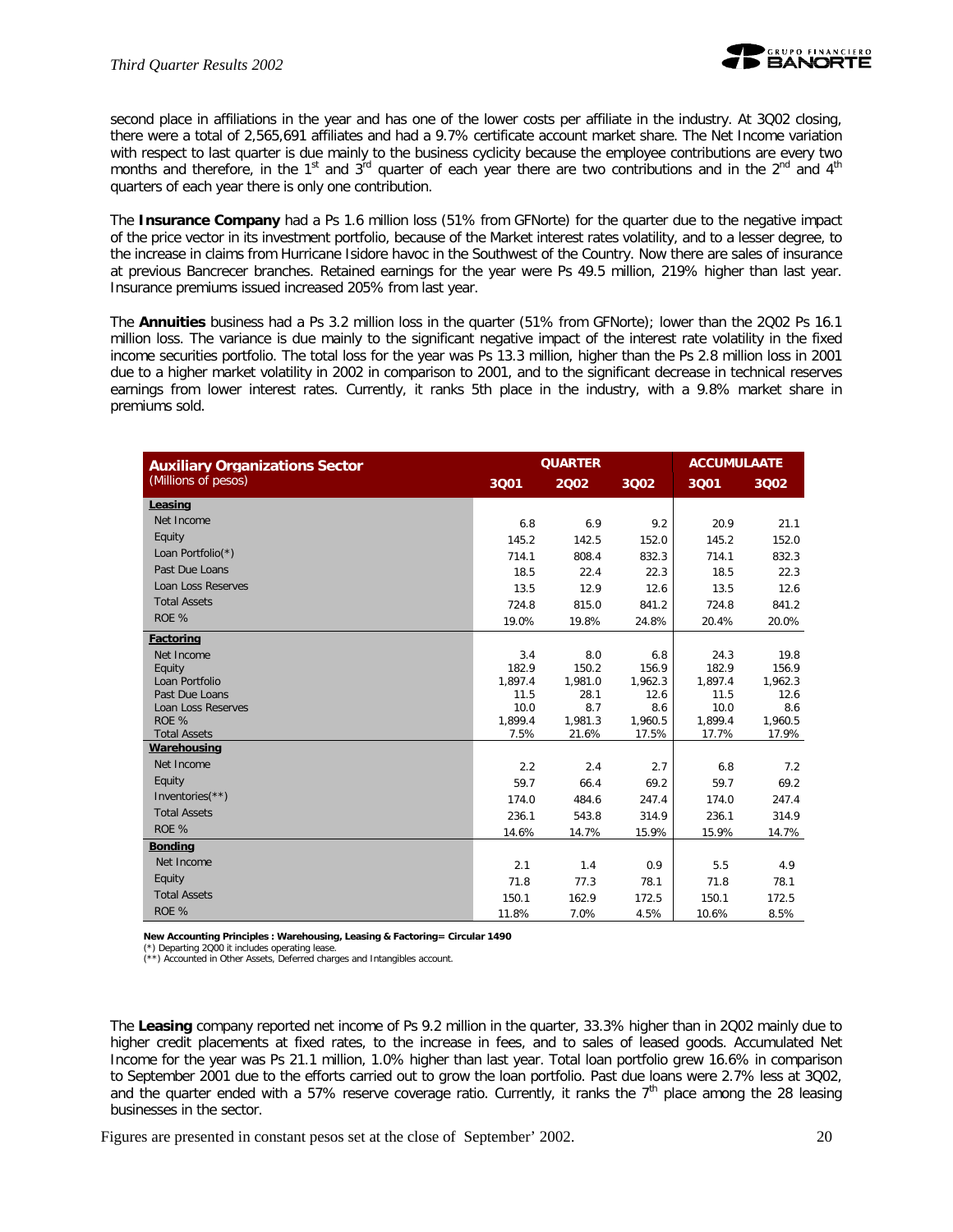second place in affiliations in the year and has one of the lower costs per affiliate in the industry. At 3Q02 closing, there were a total of 2,565,691 affiliates and had a 9.7% certificate account market share. The Net Income variation with respect to last quarter is due mainly to the business cyclicity because the employee contributions are every two months and therefore, in the 1st and 3rd quarter of each year there are two contributions and in the 2nd and 4th quarters of each year there is only one contribution.

The **Insurance Company** had a Ps 1.6 million loss (51% from GFNorte) for the quarter due to the negative impact of the price vector in its investment portfolio, because of the Market interest rates volatility, and to a lesser degree, to the increase in claims from Hurricane Isidore havoc in the Southwest of the Country. Now there are sales of insurance at previous Bancrecer branches. Retained earnings for the year were Ps 49.5 million, 219% higher than last year. Insurance premiums issued increased 205% from last year.

The **Annuities** business had a Ps 3.2 million loss in the quarter (51% from GFNorte); lower than the 2Q02 Ps 16.1 million loss. The variance is due mainly to the significant negative impact of the interest rate volatility in the fixed income securities portfolio. The total loss for the year was Ps 13.3 million, higher than the Ps 2.8 million loss in 2001 due to a higher market volatility in 2002 in comparison to 2001, and to the significant decrease in technical reserves earnings from lower interest rates. Currently, it ranks 5th place in the industry, with a 9.8% market share in premiums sold.

| **Auxiliary Organizations Sector** (Millions of pesos) | QUARTER | | | ACCUMULAATE | |
|---|---|---|---|---|---|
| | 3Q01 | 2Q02 | 3Q02 | 3Q01 | 3Q02 |
| **Leasing** | | | | | |
| Net Income | 6.8 | 6.9 | 9.2 | 20.9 | 21.1 |
| Equity | 145.2 | 142.5 | 152.0 | 145.2 | 152.0 |
| Loan Portfolio(*) | 714.1 | 808.4 | 832.3 | 714.1 | 832.3 |
| Past Due Loans | 18.5 | 22.4 | 22.3 | 18.5 | 22.3 |
| Loan Loss Reserves | 13.5 | 12.9 | 12.6 | 13.5 | 12.6 |
| Total Assets | 724.8 | 815.0 | 841.2 | 724.8 | 841.2 |
| ROE % | 19.0% | 19.8% | 24.8% | 20.4% | 20.0% |
| **Factoring** | | | | | |
| Net Income | 3.4 | 8.0 | 6.8 | 24.3 | 19.8 |
| Equity | 182.9 | 150.2 | 156.9 | 182.9 | 156.9 |
| Loan Portfolio | 1,897.4 | 1,981.0 | 1,962.3 | 1,897.4 | 1,962.3 |
| Past Due Loans | 11.5 | 28.1 | 12.6 | 11.5 | 12.6 |
| Loan Loss Reserves | 10.0 | 8.7 | 8.6 | 10.0 | 8.6 |
| ROE % | 1,899.4 | 1,981.3 | 1,960.5 | 1,899.4 | 1,960.5 |
| Total Assets | 7.5% | 21.6% | 17.5% | 17.7% | 17.9% |
| **Warehousing** | | | | | |
| Net Income | 2.2 | 2.4 | 2.7 | 6.8 | 7.2 |
| Equity | 59.7 | 66.4 | 69.2 | 59.7 | 69.2 |
| Inventories(**) | 174.0 | 484.6 | 247.4 | 174.0 | 247.4 |
| Total Assets | 236.1 | 543.8 | 314.9 | 236.1 | 314.9 |
| ROE % | 14.6% | 14.7% | 15.9% | 15.9% | 14.7% |
| **Bonding** | | | | | |
| Net Income | 2.1 | 1.4 | 0.9 | 5.5 | 4.9 |
| Equity | 71.8 | 77.3 | 78.1 | 71.8 | 78.1 |
| Total Assets | 150.1 | 162.9 | 172.5 | 150.1 | 172.5 |
| ROE % | 11.8% | 7.0% | 4.5% | 10.6% | 8.5% |

**New Accounting Principles : Warehousing, Leasing & Factoring= Circular 1490**
(*) Departing 2Q00 it includes operating lease.
(**) Accounted in Other Assets, Deferred charges and Intangibles account.

The **Leasing** company reported net income of Ps 9.2 million in the quarter, 33.3% higher than in 2Q02 mainly due to higher credit placements at fixed rates, to the increase in fees, and to sales of leased goods. Accumulated Net Income for the year was Ps 21.1 million, 1.0% higher than last year. Total loan portfolio grew 16.6% in comparison to September 2001 due to the efforts carried out to grow the loan portfolio. Past due loans were 2.7% less at 3Q02, and the quarter ended with a 57% reserve coverage ratio. Currently, it ranks the 7th place among the 28 leasing businesses in the sector.

Figures are presented in constant pesos set at the close of September' 2002.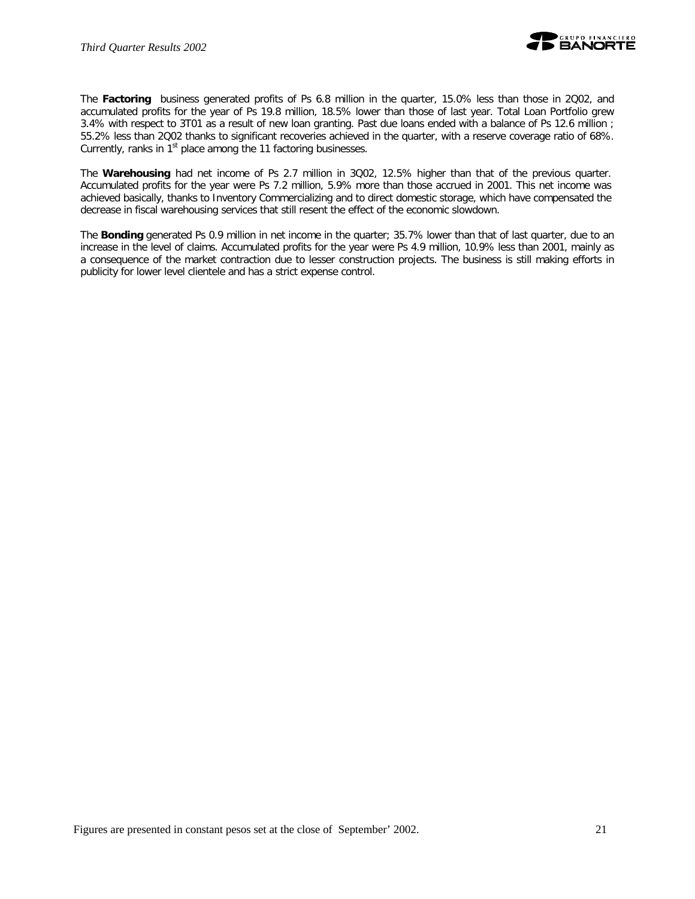The **Factoring** business generated profits of Ps 6.8 million in the quarter, 15.0% less than those in 2Q02, and accumulated profits for the year of Ps 19.8 million, 18.5% lower than those of last year. Total Loan Portfolio grew 3.4% with respect to 3T01 as a result of new loan granting. Past due loans ended with a balance of Ps 12.6 million ; 55.2% less than 2Q02 thanks to significant recoveries achieved in the quarter, with a reserve coverage ratio of 68%. Currently, ranks in 1st place among the 11 factoring businesses.

The **Warehousing** had net income of Ps 2.7 million in 3Q02, 12.5% higher than that of the previous quarter. Accumulated profits for the year were Ps 7.2 million, 5.9% more than those accrued in 2001. This net income was achieved basically, thanks to Inventory Commercializing and to direct domestic storage, which have compensated the decrease in fiscal warehousing services that still resent the effect of the economic slowdown.

The **Bonding** generated Ps 0.9 million in net income in the quarter; 35.7% lower than that of last quarter, due to an increase in the level of claims. Accumulated profits for the year were Ps 4.9 million, 10.9% less than 2001, mainly as a consequence of the market contraction due to lesser construction projects. The business is still making efforts in publicity for lower level clientele and has a strict expense control.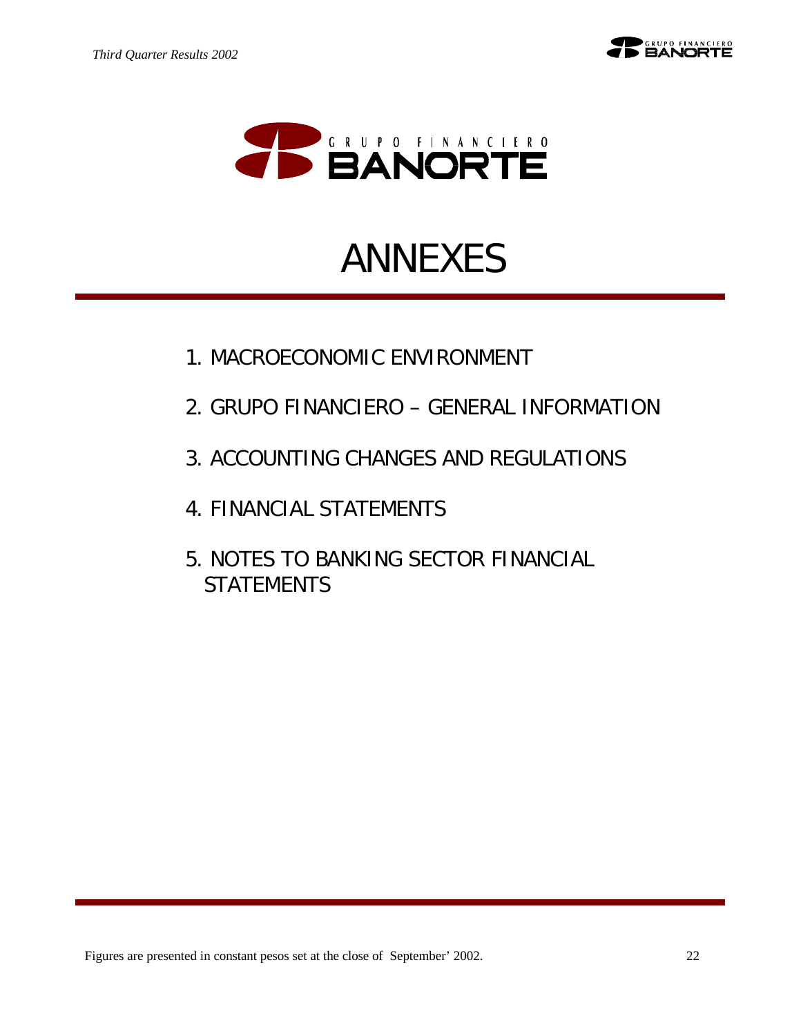# ANNEXES

1. MACROECONOMIC ENVIRONMENT
2. GRUPO FINANCIERO – GENERAL INFORMATION
3. ACCOUNTING CHANGES AND REGULATIONS
4. FINANCIAL STATEMENTS
5. NOTES TO BANKING SECTOR FINANCIAL STATEMENTS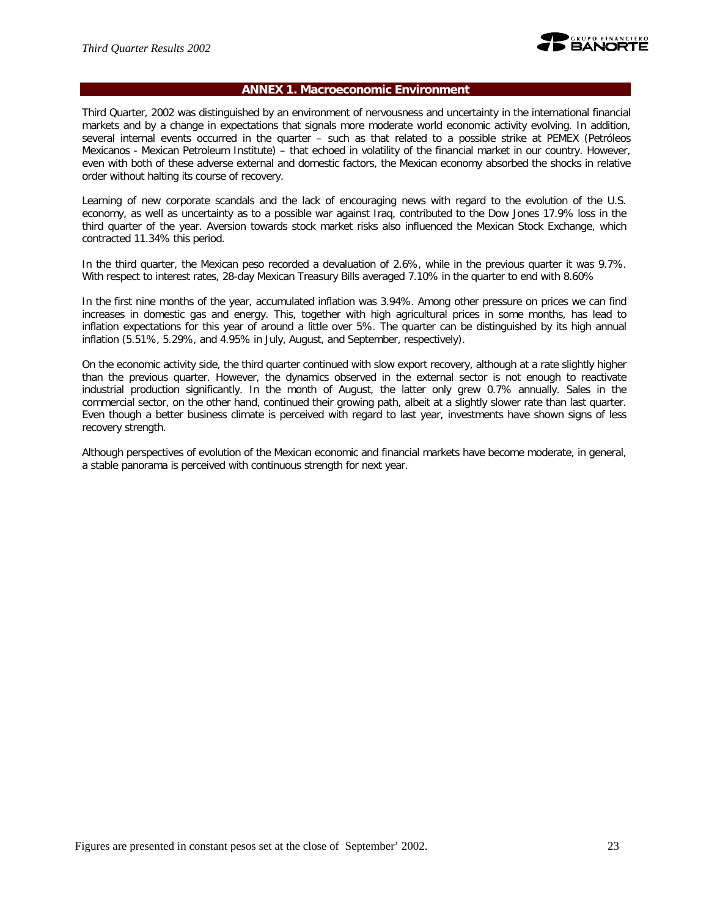## ANNEX 1. Macroeconomic Environment

Third Quarter, 2002 was distinguished by an environment of nervousness and uncertainty in the international financial markets and by a change in expectations that signals more moderate world economic activity evolving. In addition, several internal events occurred in the quarter – such as that related to a possible strike at PEMEX (Petróleos Mexicanos - Mexican Petroleum Institute) – that echoed in volatility of the financial market in our country. However, even with both of these adverse external and domestic factors, the Mexican economy absorbed the shocks in relative order without halting its course of recovery.

Learning of new corporate scandals and the lack of encouraging news with regard to the evolution of the U.S. economy, as well as uncertainty as to a possible war against Iraq, contributed to the Dow Jones 17.9% loss in the third quarter of the year. Aversion towards stock market risks also influenced the Mexican Stock Exchange, which contracted 11.34% this period.

In the third quarter, the Mexican peso recorded a devaluation of 2.6%, while in the previous quarter it was 9.7%. With respect to interest rates, 28-day Mexican Treasury Bills averaged 7.10% in the quarter to end with 8.60%

In the first nine months of the year, accumulated inflation was 3.94%. Among other pressure on prices we can find increases in domestic gas and energy. This, together with high agricultural prices in some months, has lead to inflation expectations for this year of around a little over 5%. The quarter can be distinguished by its high annual inflation (5.51%, 5.29%, and 4.95% in July, August, and September, respectively).

On the economic activity side, the third quarter continued with slow export recovery, although at a rate slightly higher than the previous quarter. However, the dynamics observed in the external sector is not enough to reactivate industrial production significantly. In the month of August, the latter only grew 0.7% annually. Sales in the commercial sector, on the other hand, continued their growing path, albeit at a slightly slower rate than last quarter. Even though a better business climate is perceived with regard to last year, investments have shown signs of less recovery strength.

Although perspectives of evolution of the Mexican economic and financial markets have become moderate, in general, a stable panorama is perceived with continuous strength for next year.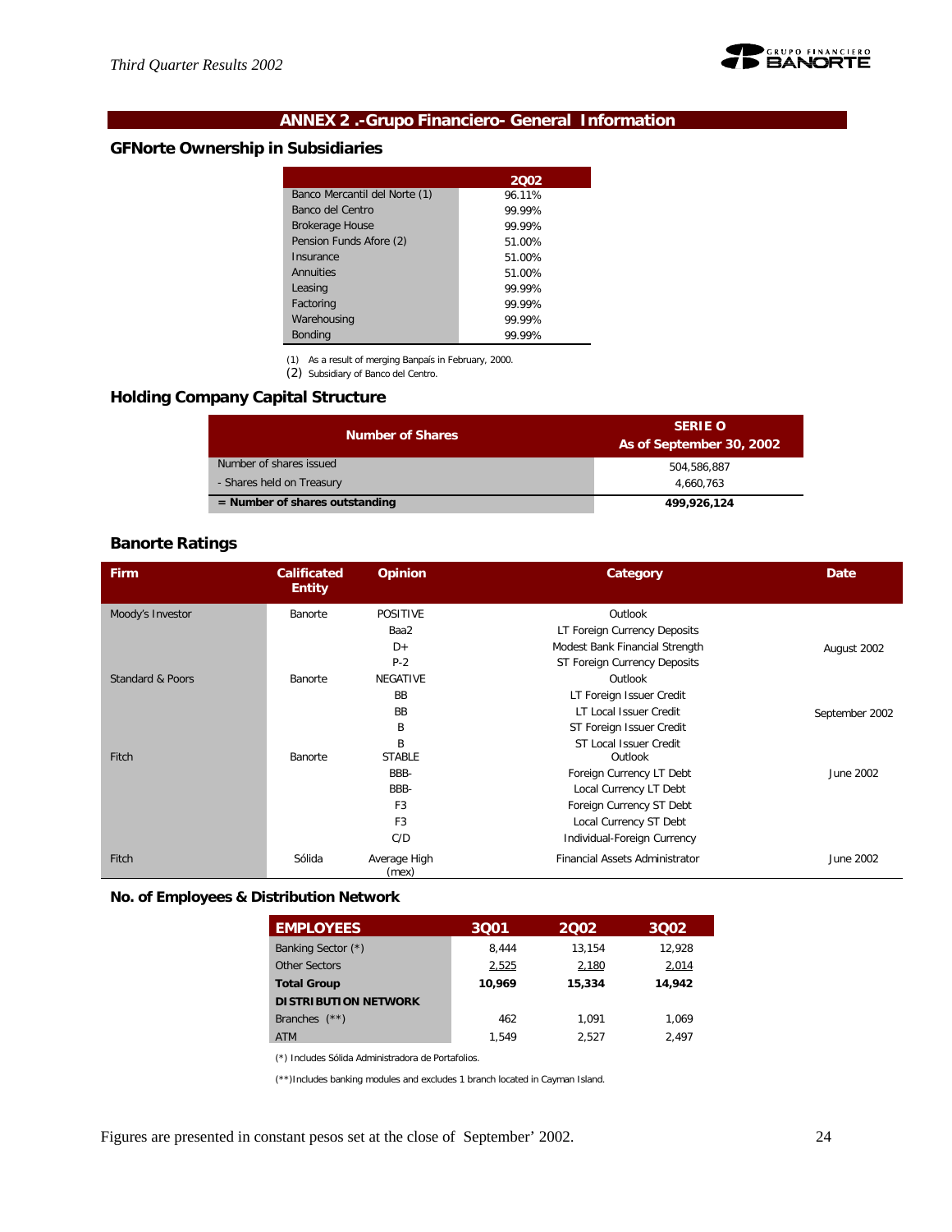## ANNEX 2 .-Grupo Financiero- General Information

### GFNorte Ownership in Subsidiaries

| | 2Q02 |
|---|---|
| Banco Mercantil del Norte (1) | 96.11% |
| Banco del Centro | 99.99% |
| Brokerage House | 99.99% |
| Pension Funds Afore (2) | 51.00% |
| Insurance | 51.00% |
| Annuities | 51.00% |
| Leasing | 99.99% |
| Factoring | 99.99% |
| Warehousing | 99.99% |
| Bonding | 99.99% |

(1) As a result of merging Banpaís in February, 2000.
(2) Subsidiary of Banco del Centro.

### Holding Company Capital Structure

| Number of Shares | SERIE O As of September 30, 2002 |
|---|---|
| Number of shares issued | 504,586,887 |
| - Shares held on Treasury | 4,660,763 |
| **= Number of shares outstanding** | **499,926,124** |

### Banorte Ratings

| Firm | Calificated Entity | Opinion | Category | Date |
|---|---|---|---|---|
| Moody's Investor | Banorte | POSITIVE | Outlook | |
| | | Baa2 | LT Foreign Currency Deposits | |
| | | D+ | Modest Bank Financial Strength | August 2002 |
| | | P-2 | ST Foreign Currency Deposits | |
| Standard & Poors | Banorte | NEGATIVE | Outlook | |
| | | BB | LT Foreign Issuer Credit | |
| | | BB | LT Local Issuer Credit | September 2002 |
| | | B | ST Foreign Issuer Credit | |
| | | B | ST Local Issuer Credit | |
| Fitch | Banorte | STABLE | Outlook | |
| | | BBB- | Foreign Currency LT Debt | June 2002 |
| | | BBB- | Local Currency LT Debt | |
| | | F3 | Foreign Currency ST Debt | |
| | | F3 | Local Currency ST Debt | |
| | | C/D | Individual-Foreign Currency | |
| Fitch | Sólida | Average High (mex) | Financial Assets Administrator | June 2002 |

### No. of Employees & Distribution Network

| EMPLOYEES | 3Q01 | 2Q02 | 3Q02 |
|---|---|---|---|
| Banking Sector (*) | 8,444 | 13,154 | 12,928 |
| Other Sectors | 2,525 | 2,180 | 2,014 |
| **Total Group** | **10,969** | **15,334** | **14,942** |
| **DISTRIBUTION NETWORK** | | | |
| Branches (**) | 462 | 1,091 | 1,069 |
| ATM | 1,549 | 2,527 | 2,497 |

(*) Includes Sólida Administradora de Portafolios.

(**)Includes banking modules and excludes 1 branch located in Cayman Island.

Figures are presented in constant pesos set at the close of September' 2002.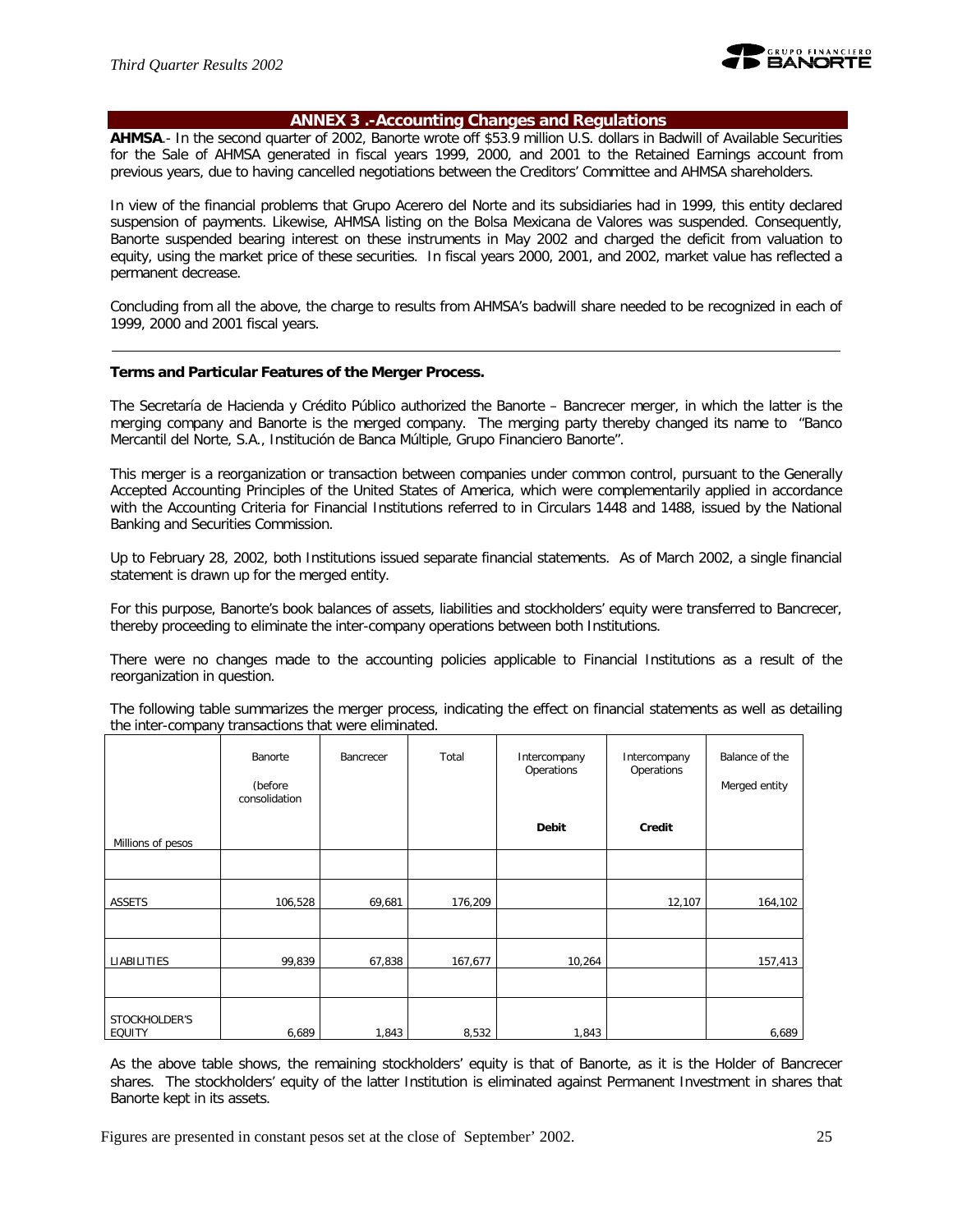## ANNEX 3 .-Accounting Changes and Regulations

**AHMSA**.- In the second quarter of 2002, Banorte wrote off $53.9 million U.S. dollars in Badwill of Available Securities for the Sale of AHMSA generated in fiscal years 1999, 2000, and 2001 to the Retained Earnings account from previous years, due to having cancelled negotiations between the Creditors' Committee and AHMSA shareholders.

In view of the financial problems that Grupo Acerero del Norte and its subsidiaries had in 1999, this entity declared suspension of payments. Likewise, AHMSA listing on the Bolsa Mexicana de Valores was suspended. Consequently, Banorte suspended bearing interest on these instruments in May 2002 and charged the deficit from valuation to equity, using the market price of these securities. In fiscal years 2000, 2001, and 2002, market value has reflected a permanent decrease.

Concluding from all the above, the charge to results from AHMSA's badwill share needed to be recognized in each of 1999, 2000 and 2001 fiscal years.

---

**Terms and Particular Features of the Merger Process.**

The Secretaría de Hacienda y Crédito Público authorized the Banorte – Bancrecer merger, in which the latter is the merging company and Banorte is the merged company. The merging party thereby changed its name to "Banco Mercantil del Norte, S.A., Institución de Banca Múltiple, Grupo Financiero Banorte".

This merger is a reorganization or transaction between companies under common control, pursuant to the Generally Accepted Accounting Principles of the United States of America, which were complementarily applied in accordance with the Accounting Criteria for Financial Institutions referred to in Circulars 1448 and 1488, issued by the National Banking and Securities Commission.

Up to February 28, 2002, both Institutions issued separate financial statements. As of March 2002, a single financial statement is drawn up for the merged entity.

For this purpose, Banorte's book balances of assets, liabilities and stockholders' equity were transferred to Bancrecer, thereby proceeding to eliminate the inter-company operations between both Institutions.

There were no changes made to the accounting policies applicable to Financial Institutions as a result of the reorganization in question.

The following table summarizes the merger process, indicating the effect on financial statements as well as detailing the inter-company transactions that were eliminated.

| Millions of pesos | Banorte (before consolidation | Bancrecer | Total | Intercompany Operations **Debit** | Intercompany Operations **Credit** | Balance of the Merged entity |
|---|---|---|---|---|---|---|
| ASSETS | 106,528 | 69,681 | 176,209 | | 12,107 | 164,102 |
| LIABILITIES | 99,839 | 67,838 | 167,677 | 10,264 | | 157,413 |
| STOCKHOLDER'S EQUITY | 6,689 | 1,843 | 8,532 | 1,843 | | 6,689 |

As the above table shows, the remaining stockholders' equity is that of Banorte, as it is the Holder of Bancrecer shares. The stockholders' equity of the latter Institution is eliminated against Permanent Investment in shares that Banorte kept in its assets.

Figures are presented in constant pesos set at the close of September' 2002.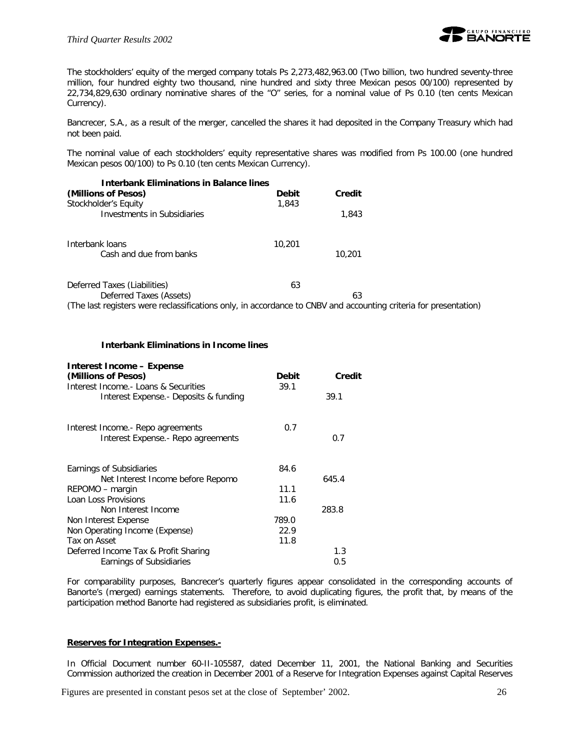The stockholders' equity of the merged company totals Ps 2,273,482,963.00 (Two billion, two hundred seventy-three million, four hundred eighty two thousand, nine hundred and sixty three Mexican pesos 00/100) represented by 22,734,829,630 ordinary nominative shares of the "O" series, for a nominal value of Ps 0.10 (ten cents Mexican Currency).

Bancrecer, S.A., as a result of the merger, cancelled the shares it had deposited in the Company Treasury which had not been paid.

The nominal value of each stockholders' equity representative shares was modified from Ps 100.00 (one hundred Mexican pesos 00/100) to Ps 0.10 (ten cents Mexican Currency).

**Interbank Eliminations in Balance lines**

| **(Millions of Pesos)** | **Debit** | **Credit** |
|---|---|---|
| Stockholder's Equity | 1,843 | |
| Investments in Subsidiaries | | 1,843 |
| | | |
| Interbank loans | 10,201 | |
| Cash and due from banks | | 10,201 |
| | | |
| Deferred Taxes (Liabilities) | 63 | |
| Deferred Taxes (Assets) | | 63 |

(The last registers were reclassifications only, in accordance to CNBV and accounting criteria for presentation)

**Interbank Eliminations in Income lines**

| **Interest Income – Expense (Millions of Pesos)** | **Debit** | **Credit** |
|---|---|---|
| Interest Income.- Loans & Securities | 39.1 | |
| Interest Expense.- Deposits & funding | | 39.1 |
| | | |
| Interest Income.- Repo agreements | 0.7 | |
| Interest Expense.- Repo agreements | | 0.7 |
| | | |
| Earnings of Subsidiaries | 84.6 | |
| Net Interest Income before Repomo | | 645.4 |
| REPOMO – margin | 11.1 | |
| Loan Loss Provisions | 11.6 | |
| Non Interest Income | | 283.8 |
| Non Interest Expense | 789.0 | |
| Non Operating Income (Expense) | 22.9 | |
| Tax on Asset | 11.8 | |
| Deferred Income Tax & Profit Sharing | | 1.3 |
| Earnings of Subsidiaries | | 0.5 |

For comparability purposes, Bancrecer's quarterly figures appear consolidated in the corresponding accounts of Banorte's (merged) earnings statements. Therefore, to avoid duplicating figures, the profit that, by means of the participation method Banorte had registered as subsidiaries profit, is eliminated.

**Reserves for Integration Expenses.-**

In Official Document number 60-II-105587, dated December 11, 2001, the National Banking and Securities Commission authorized the creation in December 2001 of a Reserve for Integration Expenses against Capital Reserves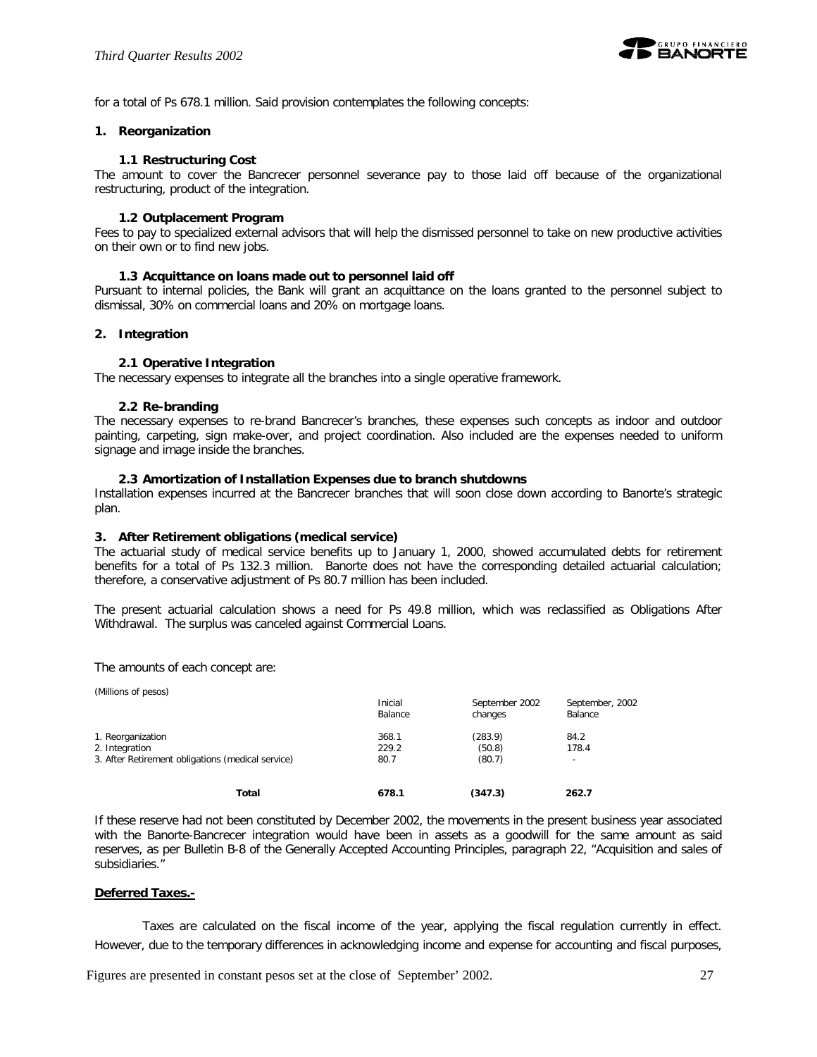for a total of Ps 678.1 million. Said provision contemplates the following concepts:

**1. Reorganization**

**1.1 Restructuring Cost**

The amount to cover the Bancrecer personnel severance pay to those laid off because of the organizational restructuring, product of the integration.

**1.2 Outplacement Program**

Fees to pay to specialized external advisors that will help the dismissed personnel to take on new productive activities on their own or to find new jobs.

**1.3 Acquittance on loans made out to personnel laid off**

Pursuant to internal policies, the Bank will grant an acquittance on the loans granted to the personnel subject to dismissal, 30% on commercial loans and 20% on mortgage loans.

**2. Integration**

**2.1 Operative Integration**

The necessary expenses to integrate all the branches into a single operative framework.

**2.2 Re-branding**

The necessary expenses to re-brand Bancrecer's branches, these expenses such concepts as indoor and outdoor painting, carpeting, sign make-over, and project coordination. Also included are the expenses needed to uniform signage and image inside the branches.

**2.3 Amortization of Installation Expenses due to branch shutdowns**

Installation expenses incurred at the Bancrecer branches that will soon close down according to Banorte's strategic plan.

**3. After Retirement obligations (medical service)**

The actuarial study of medical service benefits up to January 1, 2000, showed accumulated debts for retirement benefits for a total of Ps 132.3 million. Banorte does not have the corresponding detailed actuarial calculation; therefore, a conservative adjustment of Ps 80.7 million has been included.

The present actuarial calculation shows a need for Ps 49.8 million, which was reclassified as Obligations After Withdrawal. The surplus was canceled against Commercial Loans.

The amounts of each concept are:

(Millions of pesos)

| | Inicial Balance | September 2002 changes | September, 2002 Balance |
|---|---|---|---|
| 1. Reorganization | 368.1 | (283.9) | 84.2 |
| 2. Integration | 229.2 | (50.8) | 178.4 |
| 3. After Retirement obligations (medical service) | 80.7 | (80.7) | - |
| **Total** | **678.1** | **(347.3)** | **262.7** |

If these reserve had not been constituted by December 2002, the movements in the present business year associated with the Banorte-Bancrecer integration would have been in assets as a goodwill for the same amount as said reserves, as per Bulletin B-8 of the Generally Accepted Accounting Principles, paragraph 22, "Acquisition and sales of subsidiaries."

**Deferred Taxes.-**

Taxes are calculated on the fiscal income of the year, applying the fiscal regulation currently in effect. However, due to the temporary differences in acknowledging income and expense for accounting and fiscal purposes,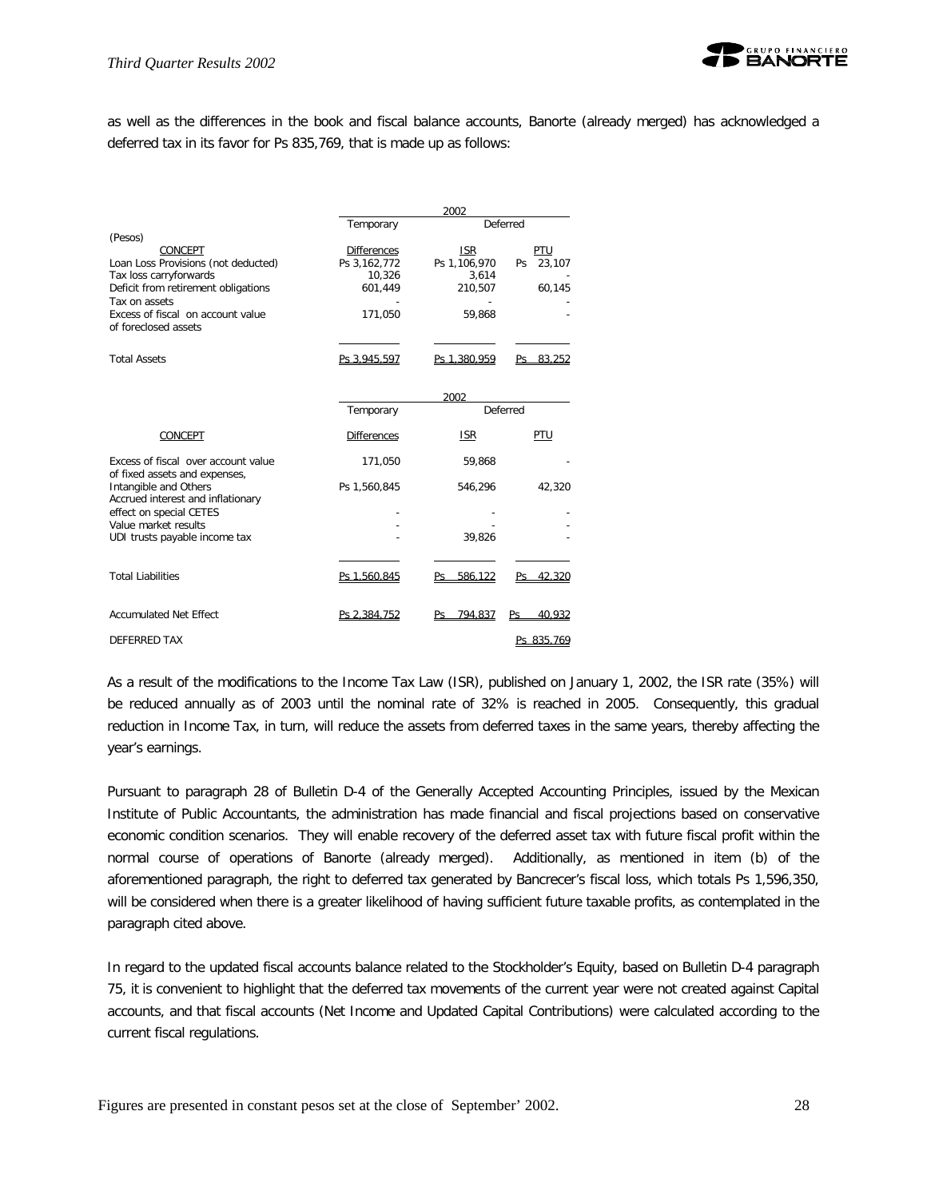as well as the differences in the book and fiscal balance accounts, Banorte (already merged) has acknowledged a deferred tax in its favor for Ps 835,769, that is made up as follows:

| (Pesos) | 2002 | | |
|---|---|---|---|
| | Temporary | Deferred | |
| CONCEPT | Differences | ISR | PTU |
| Loan Loss Provisions (not deducted) | Ps 3,162,772 | Ps 1,106,970 | Ps 23,107 |
| Tax loss carryforwards | 10,326 | 3,614 | - |
| Deficit from retirement obligations | 601,449 | 210,507 | 60,145 |
| Tax on assets | - | - | - |
| Excess of fiscal on account value of foreclosed assets | 171,050 | 59,868 | - |
| Total Assets | Ps 3,945,597 | Ps 1,380,959 | Ps 83,252 |

| | 2002 | | |
|---|---|---|---|
| | Temporary | Deferred | |
| CONCEPT | Differences | ISR | PTU |
| Excess of fiscal over account value of fixed assets and expenses, | 171,050 | 59,868 | - |
| Intangible and Others | Ps 1,560,845 | 546,296 | 42,320 |
| Accrued interest and inflationary effect on special CETES | - | - | - |
| Value market results | - | - | - |
| UDI trusts payable income tax | - | 39,826 | - |
| Total Liabilities | Ps 1,560,845 | Ps 586,122 | Ps 42,320 |
| Accumulated Net Effect | Ps 2,384,752 | Ps 794,837 | Ps 40,932 |
| DEFERRED TAX | | | Ps 835,769 |

As a result of the modifications to the Income Tax Law (ISR), published on January 1, 2002, the ISR rate (35%) will be reduced annually as of 2003 until the nominal rate of 32% is reached in 2005. Consequently, this gradual reduction in Income Tax, in turn, will reduce the assets from deferred taxes in the same years, thereby affecting the year's earnings.

Pursuant to paragraph 28 of Bulletin D-4 of the Generally Accepted Accounting Principles, issued by the Mexican Institute of Public Accountants, the administration has made financial and fiscal projections based on conservative economic condition scenarios. They will enable recovery of the deferred asset tax with future fiscal profit within the normal course of operations of Banorte (already merged). Additionally, as mentioned in item (b) of the aforementioned paragraph, the right to deferred tax generated by Bancrecer's fiscal loss, which totals Ps 1,596,350, will be considered when there is a greater likelihood of having sufficient future taxable profits, as contemplated in the paragraph cited above.

In regard to the updated fiscal accounts balance related to the Stockholder's Equity, based on Bulletin D-4 paragraph 75, it is convenient to highlight that the deferred tax movements of the current year were not created against Capital accounts, and that fiscal accounts (Net Income and Updated Capital Contributions) were calculated according to the current fiscal regulations.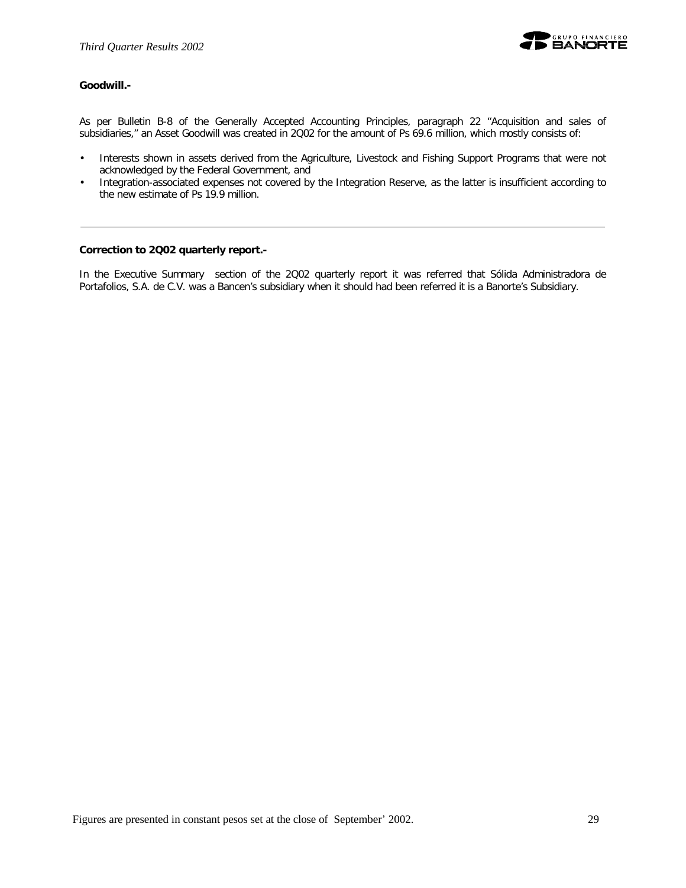**Goodwill.-**

As per Bulletin B-8 of the Generally Accepted Accounting Principles, paragraph 22 “Acquisition and sales of subsidiaries,” an Asset Goodwill was created in 2Q02 for the amount of Ps 69.6 million, which mostly consists of:

- Interests shown in assets derived from the Agriculture, Livestock and Fishing Support Programs that were not acknowledged by the Federal Government, and
- Integration-associated expenses not covered by the Integration Reserve, as the latter is insufficient according to the new estimate of Ps 19.9 million.

---

**Correction to 2Q02 quarterly report.-**

In the Executive Summary section of the 2Q02 quarterly report it was referred that Sólida Administradora de Portafolios, S.A. de C.V. was a Bancen’s subsidiary when it should had been referred it is a Banorte’s Subsidiary.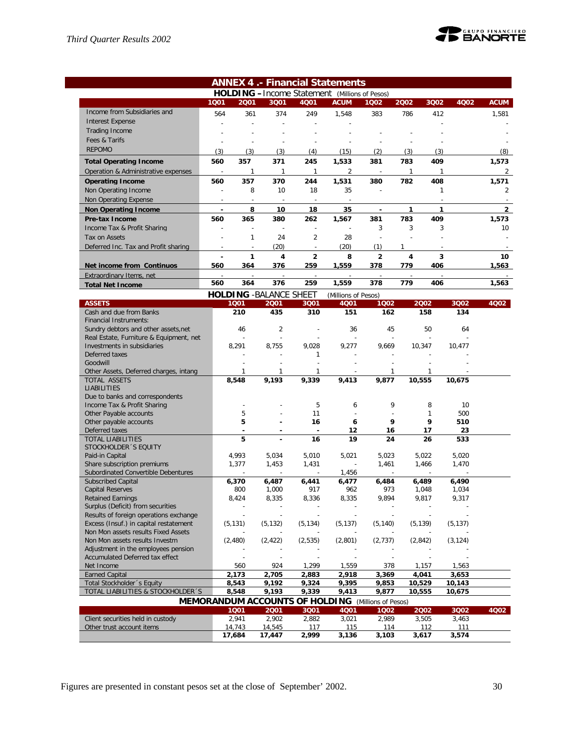## ANNEX 4 .- Financial Statements

### HOLDING – Income Statement (Millions of Pesos)

| | 1Q01 | 2Q01 | 3Q01 | 4Q01 | ACUM | 1Q02 | 2Q02 | 3Q02 | 4Q02 | ACUM |
|---|---|---|---|---|---|---|---|---|---|---|
| Income from Subsidiaries and | 564 | 361 | 374 | 249 | 1,548 | 383 | 786 | 412 | | 1,581 |
| Interest Expense | - | - | - | - | - | | | - | | - |
| Trading Income | - | - | - | - | - | - | - | - | | - |
| Fees & Tarifs | - | - | - | - | - | - | - | - | | - |
| REPOMO | (3) | (3) | (3) | (4) | (15) | (2) | (3) | (3) | | (8) |
| **Total Operating Income** | **560** | **357** | **371** | **245** | **1,533** | **381** | **783** | **409** | | **1,573** |
| Operation & Administrative expenses | - | 1 | 1 | 1 | 2 | - | 1 | 1 | | 2 |
| **Operating Income** | **560** | **357** | **370** | **244** | **1,531** | **380** | **782** | **408** | | **1,571** |
| Non Operating Income | - | 8 | 10 | 18 | 35 | - | | 1 | | 2 |
| Non Operating Expense | - | - | - | - | - | | | | | - |
| **Non Operating Income** | **-** | **8** | **10** | **18** | **35** | **-** | **1** | **1** | | **2** |
| **Pre-tax Income** | **560** | **365** | **380** | **262** | **1,567** | **381** | **783** | **409** | | **1,573** |
| Income Tax & Profit Sharing | - | - | - | - | - | 3 | 3 | 3 | | 10 |
| Tax on Assets | - | 1 | 24 | 2 | 28 | - | - | - | | - |
| Deferred Inc. Tax and Profit sharing | - | - | (20) | - | (20) | (1) | 1 | - | | - |
| | **-** | **1** | **4** | **2** | **8** | **2** | **4** | **3** | | **10** |
| **Net income from Continuos** | **560** | **364** | **376** | **259** | **1,559** | **378** | **779** | **406** | | **1,563** |
| Extraordinary Items, net | - | - | - | - | - | - | - | - | | - |
| **Total Net Income** | **560** | **364** | **376** | **259** | **1,559** | **378** | **779** | **406** | | **1,563** |

### HOLDING -BALANCE SHEET (Millions of Pesos)

| ASSETS | 1Q01 | 2Q01 | 3Q01 | 4Q01 | 1Q02 | 2Q02 | 3Q02 | 4Q02 |
|---|---|---|---|---|---|---|---|---|
| Cash and due from Banks | **210** | **435** | **310** | **151** | **162** | **158** | **134** | |
| Financial Instruments: | | | | | | | | |
| Sundry debtors and other assets,net | 46 | 2 | - | 36 | 45 | 50 | 64 | |
| Real Estate, Furniture & Equipment, net | - | - | - | - | - | - | - | |
| Investments in subsidiaries | 8,291 | 8,755 | 9,028 | 9,277 | 9,669 | 10,347 | 10,477 | |
| Deferred taxes | - | - | 1 | - | - | - | - | |
| Goodwill | - | - | - | - | - | - | - | |
| Other Assets, Deferred charges, intang | 1 | 1 | 1 | - | 1 | 1 | - | |
| TOTAL ASSETS | **8,548** | **9,193** | **9,339** | **9,413** | **9,877** | **10,555** | **10,675** | |
| LIABILITIES | | | | | | | | |
| Due to banks and correspondents | | | | | | | | |
| Income Tax & Profit Sharing | - | - | 5 | 6 | 9 | 8 | 10 | |
| Other Payable accounts | 5 | - | 11 | - | - | 1 | 500 | |
| Other payable accounts | **5** | **-** | **16** | **6** | **9** | **9** | **510** | |
| Deferred taxes | **-** | **-** | **-** | **12** | **16** | **17** | **23** | |
| TOTAL LIABILITIES | **5** | **-** | **16** | **19** | **24** | **26** | **533** | |
| STOCKHOLDER´S EQUITY | | | | | | | | |
| Paid-in Capital | 4,993 | 5,034 | 5,010 | 5,021 | 5,023 | 5,022 | 5,020 | |
| Share subscription premiums | 1,377 | 1,453 | 1,431 | - | 1,461 | 1,466 | 1,470 | |
| Subordinated Convertible Debentures | - | - | - | 1,456 | - | - | - | |
| Subscribed Capital | **6,370** | **6,487** | **6,441** | **6,477** | **6,484** | **6,489** | **6,490** | |
| Capital Reserves | 800 | 1,000 | 917 | 962 | 973 | 1,048 | 1,034 | |
| Retained Earnings | 8,424 | 8,335 | 8,336 | 8,335 | 9,894 | 9,817 | 9,317 | |
| Surplus (Deficit) from securities | - | - | - | - | - | - | - | |
| Results of foreign operations exchange | - | - | - | - | - | - | - | |
| Excess (Insuf.) in capital restatement | (5,131) | (5,132) | (5,134) | (5,137) | (5,140) | (5,139) | (5,137) | |
| Non Mon assets results Fixed Assets | - | - | - | - | - | - | - | |
| Non Mon assets results Investm | (2,480) | (2,422) | (2,535) | (2,801) | (2,737) | (2,842) | (3,124) | |
| Adjustment in the employees pension | - | - | - | - | - | - | - | |
| Accumulated Deferred tax effect | - | - | - | - | - | - | - | |
| Net Income | 560 | 924 | 1,299 | 1,559 | 378 | 1,157 | 1,563 | |
| Earned Capital | **2,173** | **2,705** | **2,883** | **2,918** | **3,369** | **4,041** | **3,653** | |
| Total Stockholder´s Equity | **8,543** | **9,192** | **9,324** | **9,395** | **9,853** | **10,529** | **10,143** | |
| TOTAL LIABILITIES & STOCKHOLDER´S | **8,548** | **9,193** | **9,339** | **9,413** | **9,877** | **10,555** | **10,675** | |

### MEMORANDUM ACCOUNTS OF HOLDING (Millions of Pesos)

| | 1Q01 | 2Q01 | 3Q01 | 4Q01 | 1Q02 | 2Q02 | 3Q02 | 4Q02 |
|---|---|---|---|---|---|---|---|---|
| Client securities held in custody | 2,941 | 2,902 | 2,882 | 3,021 | 2,989 | 3,505 | 3,463 | |
| Other trust account items | 14,743 | 14,545 | 117 | 115 | 114 | 112 | 111 | |
| | **17,684** | **17,447** | **2,999** | **3,136** | **3,103** | **3,617** | **3,574** | |

Figures are presented in constant pesos set at the close of September' 2002.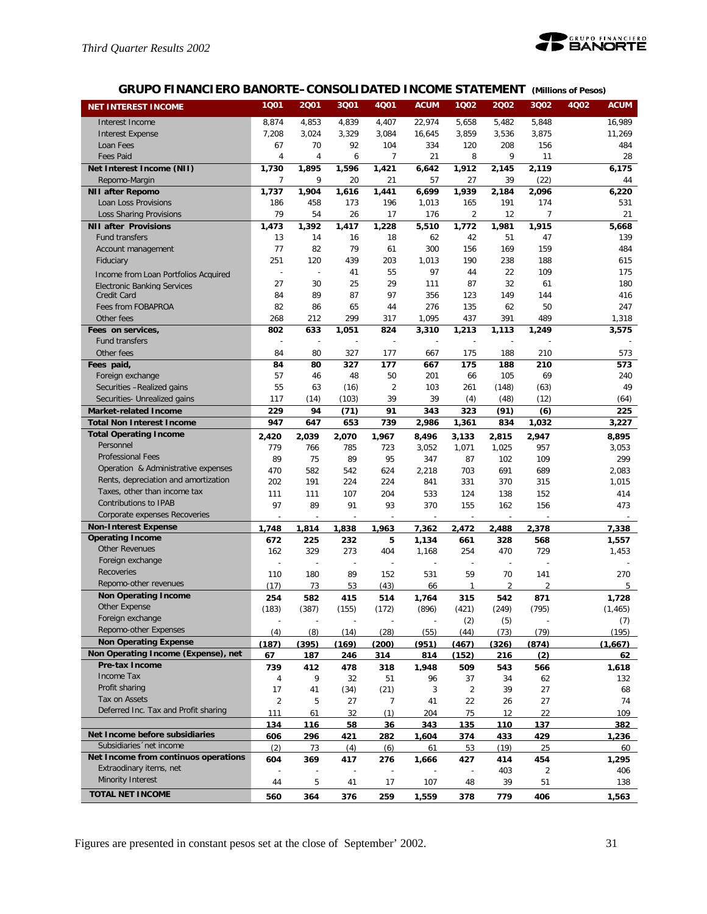## GRUPO FINANCIERO BANORTE– CONSOLIDATED INCOME STATEMENT (Millions of Pesos)

| NET INTEREST INCOME | 1Q01 | 2Q01 | 3Q01 | 4Q01 | ACUM | 1Q02 | 2Q02 | 3Q02 | 4Q02 | ACUM |
|---|---|---|---|---|---|---|---|---|---|---|
| Interest Income | 8,874 | 4,853 | 4,839 | 4,407 | 22,974 | 5,658 | 5,482 | 5,848 | | 16,989 |
| Interest Expense | 7,208 | 3,024 | 3,329 | 3,084 | 16,645 | 3,859 | 3,536 | 3,875 | | 11,269 |
| Loan Fees | 67 | 70 | 92 | 104 | 334 | 120 | 208 | 156 | | 484 |
| Fees Paid | 4 | 4 | 6 | 7 | 21 | 8 | 9 | 11 | | 28 |
| **Net Interest Income (NII)** | **1,730** | **1,895** | **1,596** | **1,421** | **6,642** | **1,912** | **2,145** | **2,119** | | **6,175** |
| Repomo-Margin | 7 | 9 | 20 | 21 | 57 | 27 | 39 | (22) | | 44 |
| **NII after Repomo** | **1,737** | **1,904** | **1,616** | **1,441** | **6,699** | **1,939** | **2,184** | **2,096** | | **6,220** |
| Loan Loss Provisions | 186 | 458 | 173 | 196 | 1,013 | 165 | 191 | 174 | | 531 |
| Loss Sharing Provisions | 79 | 54 | 26 | 17 | 176 | 2 | 12 | 7 | | 21 |
| **NII after Provisions** | **1,473** | **1,392** | **1,417** | **1,228** | **5,510** | **1,772** | **1,981** | **1,915** | | **5,668** |
| Fund transfers | 13 | 14 | 16 | 18 | 62 | 42 | 51 | 47 | | 139 |
| Account management | 77 | 82 | 79 | 61 | 300 | 156 | 169 | 159 | | 484 |
| Fiduciary | 251 | 120 | 439 | 203 | 1,013 | 190 | 238 | 188 | | 615 |
| Income from Loan Portfolios Acquired | - | - | 41 | 55 | 97 | 44 | 22 | 109 | | 175 |
| Electronic Banking Services | 27 | 30 | 25 | 29 | 111 | 87 | 32 | 61 | | 180 |
| Credit Card | 84 | 89 | 87 | 97 | 356 | 123 | 149 | 144 | | 416 |
| Fees from FOBAPROA | 82 | 86 | 65 | 44 | 276 | 135 | 62 | 50 | | 247 |
| Other fees | 268 | 212 | 299 | 317 | 1,095 | 437 | 391 | 489 | | 1,318 |
| **Fees on services,** | **802** | **633** | **1,051** | **824** | **3,310** | **1,213** | **1,113** | **1,249** | | **3,575** |
| Fund transfers | - | - | - | - | - | - | - | - | | - |
| Other fees | 84 | 80 | 327 | 177 | 667 | 175 | 188 | 210 | | 573 |
| **Fees paid,** | **84** | **80** | **327** | **177** | **667** | **175** | **188** | **210** | | **573** |
| Foreign exchange | 57 | 46 | 48 | 50 | 201 | 66 | 105 | 69 | | 240 |
| Securities –Realized gains | 55 | 63 | (16) | 2 | 103 | 261 | (148) | (63) | | 49 |
| Securities- Unrealized gains | 117 | (14) | (103) | 39 | 39 | (4) | (48) | (12) | | (64) |
| **Market-related Income** | **229** | **94** | **(71)** | **91** | **343** | **323** | **(91)** | **(6)** | | **225** |
| **Total Non Interest Income** | **947** | **647** | **653** | **739** | **2,986** | **1,361** | **834** | **1,032** | | **3,227** |
| **Total Operating Income** | **2,420** | **2,039** | **2,070** | **1,967** | **8,496** | **3,133** | **2,815** | **2,947** | | **8,895** |
| Personnel | 779 | 766 | 785 | 723 | 3,052 | 1,071 | 1,025 | 957 | | 3,053 |
| Professional Fees | 89 | 75 | 89 | 95 | 347 | 87 | 102 | 109 | | 299 |
| Operation & Administrative expenses | 470 | 582 | 542 | 624 | 2,218 | 703 | 691 | 689 | | 2,083 |
| Rents, depreciation and amortization | 202 | 191 | 224 | 224 | 841 | 331 | 370 | 315 | | 1,015 |
| Taxes, other than income tax | 111 | 111 | 107 | 204 | 533 | 124 | 138 | 152 | | 414 |
| Contributions to IPAB | 97 | 89 | 91 | 93 | 370 | 155 | 162 | 156 | | 473 |
| Corporate expenses Recoveries | - | - | - | - | - | - | - | - | | - |
| **Non-Interest Expense** | **1,748** | **1,814** | **1,838** | **1,963** | **7,362** | **2,472** | **2,488** | **2,378** | | **7,338** |
| **Operating Income** | **672** | **225** | **232** | **5** | **1,134** | **661** | **328** | **568** | | **1,557** |
| Other Revenues | 162 | 329 | 273 | 404 | 1,168 | 254 | 470 | 729 | | 1,453 |
| Foreign exchange | - | - | - | - | - | - | - | - | | - |
| Recoveries | 110 | 180 | 89 | 152 | 531 | 59 | 70 | 141 | | 270 |
| Repomo-other revenues | (17) | 73 | 53 | (43) | 66 | 1 | 2 | 2 | | 5 |
| **Non Operating Income** | **254** | **582** | **415** | **514** | **1,764** | **315** | **542** | **871** | | **1,728** |
| Other Expense | (183) | (387) | (155) | (172) | (896) | (421) | (249) | (795) | | (1,465) |
| Foreign exchange | - | - | - | - | - | (2) | (5) | - | | (7) |
| Repomo-other Expenses | (4) | (8) | (14) | (28) | (55) | (44) | (73) | (79) | | (195) |
| **Non Operating Expense** | **(187)** | **(395)** | **(169)** | **(200)** | **(951)** | **(467)** | **(326)** | **(874)** | | **(1,667)** |
| **Non Operating Income (Expense), net** | **67** | **187** | **246** | **314** | **814** | **(152)** | **216** | **(2)** | | **62** |
| **Pre-tax Income** | **739** | **412** | **478** | **318** | **1,948** | **509** | **543** | **566** | | **1,618** |
| Income Tax | 4 | 9 | 32 | 51 | 96 | 37 | 34 | 62 | | 132 |
| Profit sharing | 17 | 41 | (34) | (21) | 3 | 2 | 39 | 27 | | 68 |
| Tax on Assets | 2 | 5 | 27 | 7 | 41 | 22 | 26 | 27 | | 74 |
| Deferred Inc. Tax and Profit sharing | 111 | 61 | 32 | (1) | 204 | 75 | 12 | 22 | | 109 |
| | 134 | 116 | 58 | 36 | 343 | 135 | 110 | 137 | | 382 |
| **Net Income before subsidiaries** | **606** | **296** | **421** | **282** | **1,604** | **374** | **433** | **429** | | **1,236** |
| Subsidiaries´ net income | (2) | 73 | (4) | (6) | 61 | 53 | (19) | 25 | | 60 |
| **Net Income from continuos operations** | **604** | **369** | **417** | **276** | **1,666** | **427** | **414** | **454** | | **1,295** |
| Extraordinary items, net | - | - | - | - | - | - | 403 | 2 | | 406 |
| Minority Interest | 44 | 5 | 41 | 17 | 107 | 48 | 39 | 51 | | 138 |
| **TOTAL NET INCOME** | **560** | **364** | **376** | **259** | **1,559** | **378** | **779** | **406** | | **1,563** |

Figures are presented in constant pesos set at the close of September' 2002.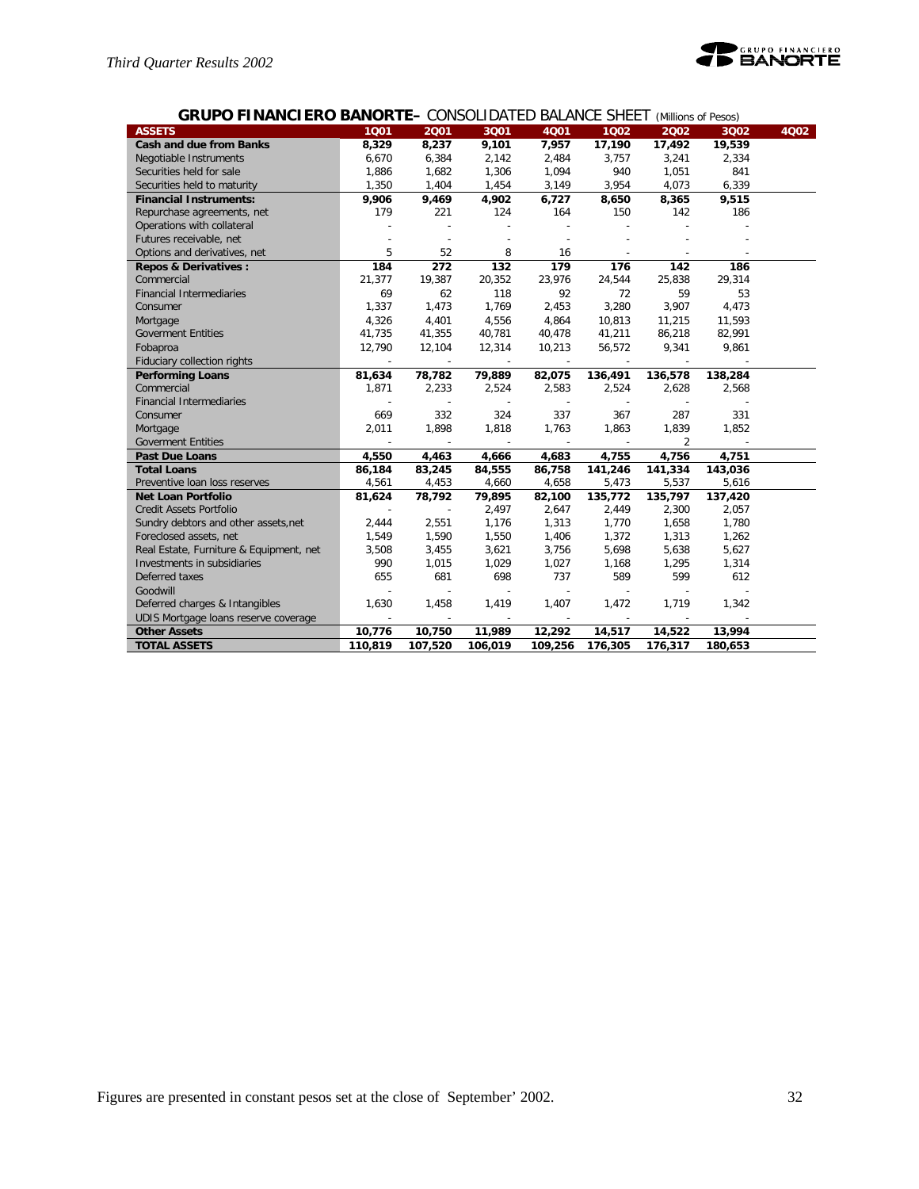## GRUPO FINANCIERO BANORTE– CONSOLIDATED BALANCE SHEET (Millions of Pesos)

| ASSETS | 1Q01 | 2Q01 | 3Q01 | 4Q01 | 1Q02 | 2Q02 | 3Q02 | 4Q02 |
|---|---|---|---|---|---|---|---|---|
| **Cash and due from Banks** | **8,329** | **8,237** | **9,101** | **7,957** | **17,190** | **17,492** | **19,539** | |
| Negotiable Instruments | 6,670 | 6,384 | 2,142 | 2,484 | 3,757 | 3,241 | 2,334 | |
| Securities held for sale | 1,886 | 1,682 | 1,306 | 1,094 | 940 | 1,051 | 841 | |
| Securities held to maturity | 1,350 | 1,404 | 1,454 | 3,149 | 3,954 | 4,073 | 6,339 | |
| **Financial Instruments:** | **9,906** | **9,469** | **4,902** | **6,727** | **8,650** | **8,365** | **9,515** | |
| Repurchase agreements, net | 179 | 221 | 124 | 164 | 150 | 142 | 186 | |
| Operations with collateral | - | - | - | - | - | - | - | |
| Futures receivable, net | - | - | - | - | - | - | - | |
| Options and derivatives, net | 5 | 52 | 8 | 16 | - | - | - | |
| **Repos & Derivatives :** | **184** | **272** | **132** | **179** | **176** | **142** | **186** | |
| Commercial | 21,377 | 19,387 | 20,352 | 23,976 | 24,544 | 25,838 | 29,314 | |
| Financial Intermediaries | 69 | 62 | 118 | 92 | 72 | 59 | 53 | |
| Consumer | 1,337 | 1,473 | 1,769 | 2,453 | 3,280 | 3,907 | 4,473 | |
| Mortgage | 4,326 | 4,401 | 4,556 | 4,864 | 10,813 | 11,215 | 11,593 | |
| Goverment Entities | 41,735 | 41,355 | 40,781 | 40,478 | 41,211 | 86,218 | 82,991 | |
| Fobaproa | 12,790 | 12,104 | 12,314 | 10,213 | 56,572 | 9,341 | 9,861 | |
| Fiduciary collection rights | - | - | - | - | - | - | - | |
| **Performing Loans** | **81,634** | **78,782** | **79,889** | **82,075** | **136,491** | **136,578** | **138,284** | |
| Commercial | 1,871 | 2,233 | 2,524 | 2,583 | 2,524 | 2,628 | 2,568 | |
| Financial Intermediaries | - | - | - | - | - | - | - | |
| Consumer | 669 | 332 | 324 | 337 | 367 | 287 | 331 | |
| Mortgage | 2,011 | 1,898 | 1,818 | 1,763 | 1,863 | 1,839 | 1,852 | |
| Goverment Entities | - | - | - | - | - | 2 | - | |
| **Past Due Loans** | **4,550** | **4,463** | **4,666** | **4,683** | **4,755** | **4,756** | **4,751** | |
| **Total Loans** | **86,184** | **83,245** | **84,555** | **86,758** | **141,246** | **141,334** | **143,036** | |
| Preventive loan loss reserves | 4,561 | 4,453 | 4,660 | 4,658 | 5,473 | 5,537 | 5,616 | |
| **Net Loan Portfolio** | **81,624** | **78,792** | **79,895** | **82,100** | **135,772** | **135,797** | **137,420** | |
| Credit Assets Portfolio | - | - | 2,497 | 2,647 | 2,449 | 2,300 | 2,057 | |
| Sundry debtors and other assets,net | 2,444 | 2,551 | 1,176 | 1,313 | 1,770 | 1,658 | 1,780 | |
| Foreclosed assets, net | 1,549 | 1,590 | 1,550 | 1,406 | 1,372 | 1,313 | 1,262 | |
| Real Estate, Furniture & Equipment, net | 3,508 | 3,455 | 3,621 | 3,756 | 5,698 | 5,638 | 5,627 | |
| Investments in subsidiaries | 990 | 1,015 | 1,029 | 1,027 | 1,168 | 1,295 | 1,314 | |
| Deferred taxes | 655 | 681 | 698 | 737 | 589 | 599 | 612 | |
| Goodwill | - | - | - | - | - | - | - | |
| Deferred charges & Intangibles | 1,630 | 1,458 | 1,419 | 1,407 | 1,472 | 1,719 | 1,342 | |
| UDIS Mortgage loans reserve coverage | - | - | - | - | - | - | - | |
| **Other Assets** | **10,776** | **10,750** | **11,989** | **12,292** | **14,517** | **14,522** | **13,994** | |
| **TOTAL ASSETS** | **110,819** | **107,520** | **106,019** | **109,256** | **176,305** | **176,317** | **180,653** | |

Figures are presented in constant pesos set at the close of September' 2002.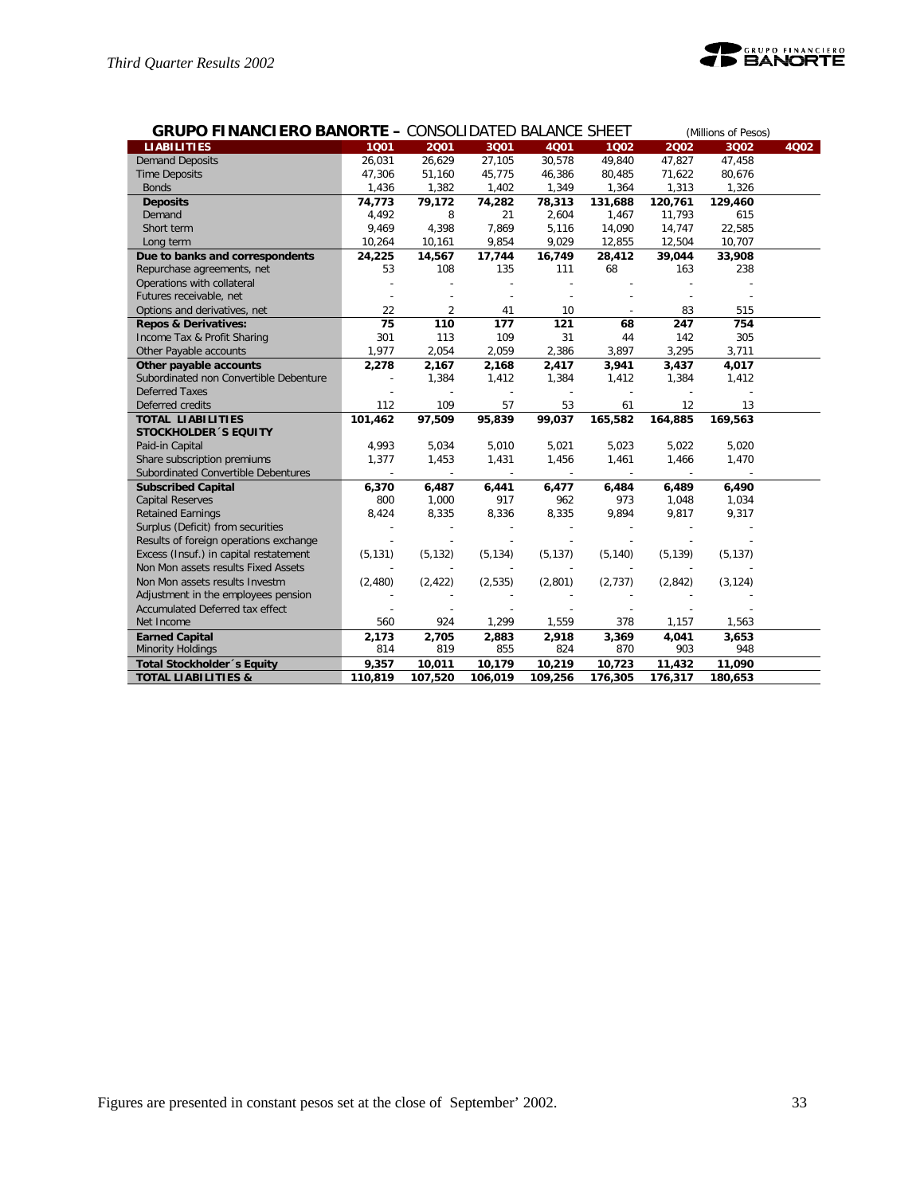**GRUPO FINANCIERO BANORTE – CONSOLIDATED BALANCE SHEET** (Millions of Pesos)

| LIABILITIES | 1Q01 | 2Q01 | 3Q01 | 4Q01 | 1Q02 | 2Q02 | 3Q02 | 4Q02 |
|---|---|---|---|---|---|---|---|---|
| Demand Deposits | 26,031 | 26,629 | 27,105 | 30,578 | 49,840 | 47,827 | 47,458 | |
| Time Deposits | 47,306 | 51,160 | 45,775 | 46,386 | 80,485 | 71,622 | 80,676 | |
| Bonds | 1,436 | 1,382 | 1,402 | 1,349 | 1,364 | 1,313 | 1,326 | |
| **Deposits** | **74,773** | **79,172** | **74,282** | **78,313** | **131,688** | **120,761** | **129,460** | |
| Demand | 4,492 | 8 | 21 | 2,604 | 1,467 | 11,793 | 615 | |
| Short term | 9,469 | 4,398 | 7,869 | 5,116 | 14,090 | 14,747 | 22,585 | |
| Long term | 10,264 | 10,161 | 9,854 | 9,029 | 12,855 | 12,504 | 10,707 | |
| **Due to banks and correspondents** | **24,225** | **14,567** | **17,744** | **16,749** | **28,412** | **39,044** | **33,908** | |
| Repurchase agreements, net | 53 | 108 | 135 | 111 | 68 | 163 | 238 | |
| Operations with collateral | - | - | - | - | - | - | - | |
| Futures receivable, net | - | - | - | - | - | - | - | |
| Options and derivatives, net | 22 | 2 | 41 | 10 | - | 83 | 515 | |
| **Repos & Derivatives:** | **75** | **110** | **177** | **121** | **68** | **247** | **754** | |
| Income Tax & Profit Sharing | 301 | 113 | 109 | 31 | 44 | 142 | 305 | |
| Other Payable accounts | 1,977 | 2,054 | 2,059 | 2,386 | 3,897 | 3,295 | 3,711 | |
| **Other payable accounts** | **2,278** | **2,167** | **2,168** | **2,417** | **3,941** | **3,437** | **4,017** | |
| Subordinated non Convertible Debenture | - | 1,384 | 1,412 | 1,384 | 1,412 | 1,384 | 1,412 | |
| Deferred Taxes | - | - | - | - | - | - | - | |
| Deferred credits | 112 | 109 | 57 | 53 | 61 | 12 | 13 | |
| **TOTAL LIABILITIES** | **101,462** | **97,509** | **95,839** | **99,037** | **165,582** | **164,885** | **169,563** | |
| **STOCKHOLDER´S EQUITY** | | | | | | | | |
| Paid-in Capital | 4,993 | 5,034 | 5,010 | 5,021 | 5,023 | 5,022 | 5,020 | |
| Share subscription premiums | 1,377 | 1,453 | 1,431 | 1,456 | 1,461 | 1,466 | 1,470 | |
| Subordinated Convertible Debentures | - | - | - | - | - | - | - | |
| **Subscribed Capital** | **6,370** | **6,487** | **6,441** | **6,477** | **6,484** | **6,489** | **6,490** | |
| Capital Reserves | 800 | 1,000 | 917 | 962 | 973 | 1,048 | 1,034 | |
| Retained Earnings | 8,424 | 8,335 | 8,336 | 8,335 | 9,894 | 9,817 | 9,317 | |
| Surplus (Deficit) from securities | - | - | - | - | - | - | - | |
| Results of foreign operations exchange | - | - | - | - | - | - | - | |
| Excess (Insuf.) in capital restatement | (5,131) | (5,132) | (5,134) | (5,137) | (5,140) | (5,139) | (5,137) | |
| Non Mon assets results Fixed Assets | - | - | - | - | - | - | - | |
| Non Mon assets results Investm | (2,480) | (2,422) | (2,535) | (2,801) | (2,737) | (2,842) | (3,124) | |
| Adjustment in the employees pension | - | - | - | - | - | - | - | |
| Accumulated Deferred tax effect | - | - | - | - | - | - | - | |
| Net Income | 560 | 924 | 1,299 | 1,559 | 378 | 1,157 | 1,563 | |
| **Earned Capital** | **2,173** | **2,705** | **2,883** | **2,918** | **3,369** | **4,041** | **3,653** | |
| Minority Holdings | 814 | 819 | 855 | 824 | 870 | 903 | 948 | |
| **Total Stockholder´s Equity** | **9,357** | **10,011** | **10,179** | **10,219** | **10,723** | **11,432** | **11,090** | |
| **TOTAL LIABILITIES &** | **110,819** | **107,520** | **106,019** | **109,256** | **176,305** | **176,317** | **180,653** | |

Figures are presented in constant pesos set at the close of September' 2002.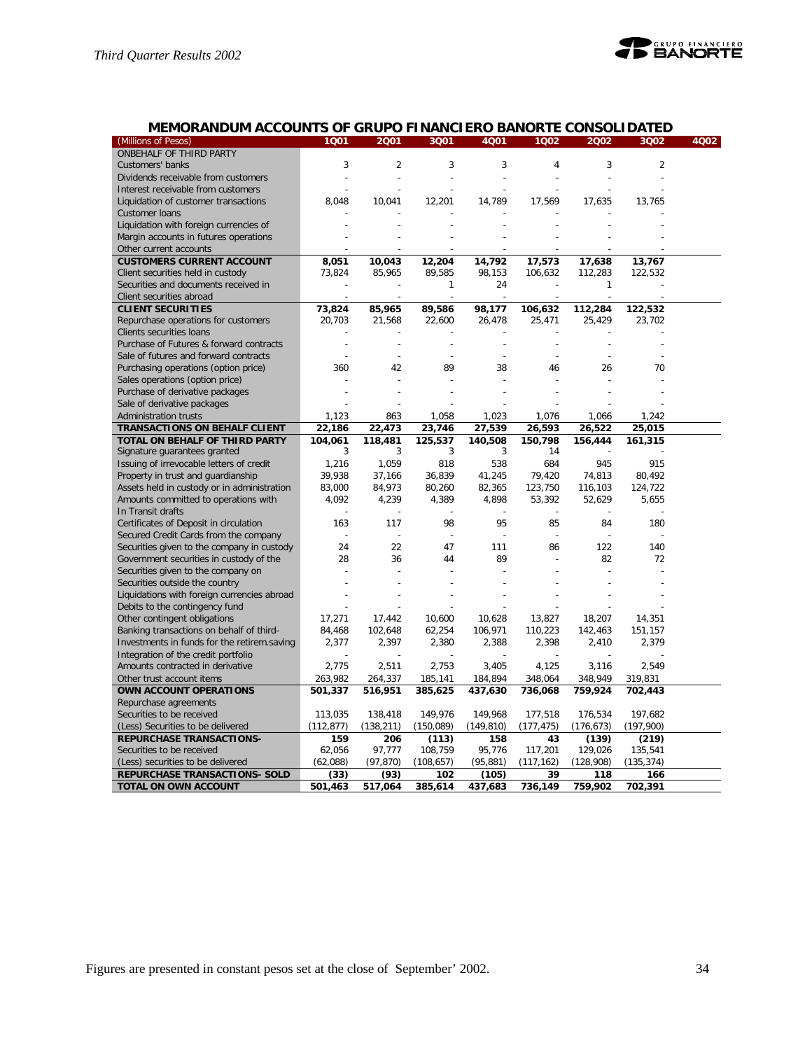## MEMORANDUM ACCOUNTS OF GRUPO FINANCIERO BANORTE CONSOLIDATED

| (Millions of Pesos) | 1Q01 | 2Q01 | 3Q01 | 4Q01 | 1Q02 | 2Q02 | 3Q02 | 4Q02 |
|---|---|---|---|---|---|---|---|---|
| ONBEHALF OF THIRD PARTY | | | | | | | | |
| Customers' banks | 3 | 2 | 3 | 3 | 4 | 3 | 2 | |
| Dividends receivable from customers | - | - | - | - | - | - | - | |
| Interest receivable from customers | - | - | - | - | - | - | - | |
| Liquidation of customer transactions | 8,048 | 10,041 | 12,201 | 14,789 | 17,569 | 17,635 | 13,765 | |
| Customer loans | - | - | - | - | - | - | - | |
| Liquidation with foreign currencies of | - | - | - | - | - | - | - | |
| Margin accounts in futures operations | - | - | - | - | - | - | - | |
| Other current accounts | - | - | - | - | - | - | - | |
| **CUSTOMERS CURRENT ACCOUNT** | **8,051** | **10,043** | **12,204** | **14,792** | **17,573** | **17,638** | **13,767** | |
| Client securities held in custody | 73,824 | 85,965 | 89,585 | 98,153 | 106,632 | 112,283 | 122,532 | |
| Securities and documents received in | - | - | 1 | 24 | - | 1 | - | |
| Client securities abroad | - | - | - | - | - | - | - | |
| **CLIENT SECURITIES** | **73,824** | **85,965** | **89,586** | **98,177** | **106,632** | **112,284** | **122,532** | |
| Repurchase operations for customers | 20,703 | 21,568 | 22,600 | 26,478 | 25,471 | 25,429 | 23,702 | |
| Clients securities loans | - | - | - | - | - | - | - | |
| Purchase of Futures & forward contracts | - | - | - | - | - | - | - | |
| Sale of futures and forward contracts | - | - | - | - | - | - | - | |
| Purchasing operations (option price) | 360 | 42 | 89 | 38 | 46 | 26 | 70 | |
| Sales operations (option price) | - | - | - | - | - | - | - | |
| Purchase of derivative packages | - | - | - | - | - | - | - | |
| Sale of derivative packages | - | - | - | - | - | - | - | |
| Administration trusts | 1,123 | 863 | 1,058 | 1,023 | 1,076 | 1,066 | 1,242 | |
| **TRANSACTIONS ON BEHALF CLIENT** | **22,186** | **22,473** | **23,746** | **27,539** | **26,593** | **26,522** | **25,015** | |
| **TOTAL ON BEHALF OF THIRD PARTY** | **104,061** | **118,481** | **125,537** | **140,508** | **150,798** | **156,444** | **161,315** | |
| Signature guarantees granted | 3 | 3 | 3 | 3 | 14 | - | - | |
| Issuing of irrevocable letters of credit | 1,216 | 1,059 | 818 | 538 | 684 | 945 | 915 | |
| Property in trust and guardianship | 39,938 | 37,166 | 36,839 | 41,245 | 79,420 | 74,813 | 80,492 | |
| Assets held in custody or in administration | 83,000 | 84,973 | 80,260 | 82,365 | 123,750 | 116,103 | 124,722 | |
| Amounts committed to operations with | 4,092 | 4,239 | 4,389 | 4,898 | 53,392 | 52,629 | 5,655 | |
| In Transit drafts | - | - | - | - | - | - | - | |
| Certificates of Deposit in circulation | 163 | 117 | 98 | 95 | 85 | 84 | 180 | |
| Secured Credit Cards from the company | - | - | - | - | - | - | - | |
| Securities given to the company in custody | 24 | 22 | 47 | 111 | 86 | 122 | 140 | |
| Government securities in custody of the | 28 | 36 | 44 | 89 | - | 82 | 72 | |
| Securities given to the company on | - | - | - | - | - | - | - | |
| Securities outside the country | - | - | - | - | - | - | - | |
| Liquidations with foreign currencies abroad | - | - | - | - | - | - | - | |
| Debits to the contingency fund | - | - | - | - | - | - | - | |
| Other contingent obligations | 17,271 | 17,442 | 10,600 | 10,628 | 13,827 | 18,207 | 14,351 | |
| Banking transactions on behalf of third- | 84,468 | 102,648 | 62,254 | 106,971 | 110,223 | 142,463 | 151,157 | |
| Investments in funds for the retirem.saving | 2,377 | 2,397 | 2,380 | 2,388 | 2,398 | 2,410 | 2,379 | |
| Integration of the credit portfolio | - | - | - | - | - | - | - | |
| Amounts contracted in derivative | 2,775 | 2,511 | 2,753 | 3,405 | 4,125 | 3,116 | 2,549 | |
| Other trust account items | 263,982 | 264,337 | 185,141 | 184,894 | 348,064 | 348,949 | 319,831 | |
| **OWN ACCOUNT OPERATIONS** | **501,337** | **516,951** | **385,625** | **437,630** | **736,068** | **759,924** | **702,443** | |
| Repurchase agreements | | | | | | | | |
| Securities to be received | 113,035 | 138,418 | 149,976 | 149,968 | 177,518 | 176,534 | 197,682 | |
| (Less) Securities to be delivered | (112,877) | (138,211) | (150,089) | (149,810) | (177,475) | (176,673) | (197,900) | |
| **REPURCHASE TRANSACTIONS-** | **159** | **206** | **(113)** | **158** | **43** | **(139)** | **(219)** | |
| Securities to be received | 62,056 | 97,777 | 108,759 | 95,776 | 117,201 | 129,026 | 135,541 | |
| (Less) securities to be delivered | (62,088) | (97,870) | (108,657) | (95,881) | (117,162) | (128,908) | (135,374) | |
| **REPURCHASE TRANSACTIONS- SOLD** | **(33)** | **(93)** | **102** | **(105)** | **39** | **118** | **166** | |
| **TOTAL ON OWN ACCOUNT** | **501,463** | **517,064** | **385,614** | **437,683** | **736,149** | **759,902** | **702,391** | |

Figures are presented in constant pesos set at the close of September' 2002.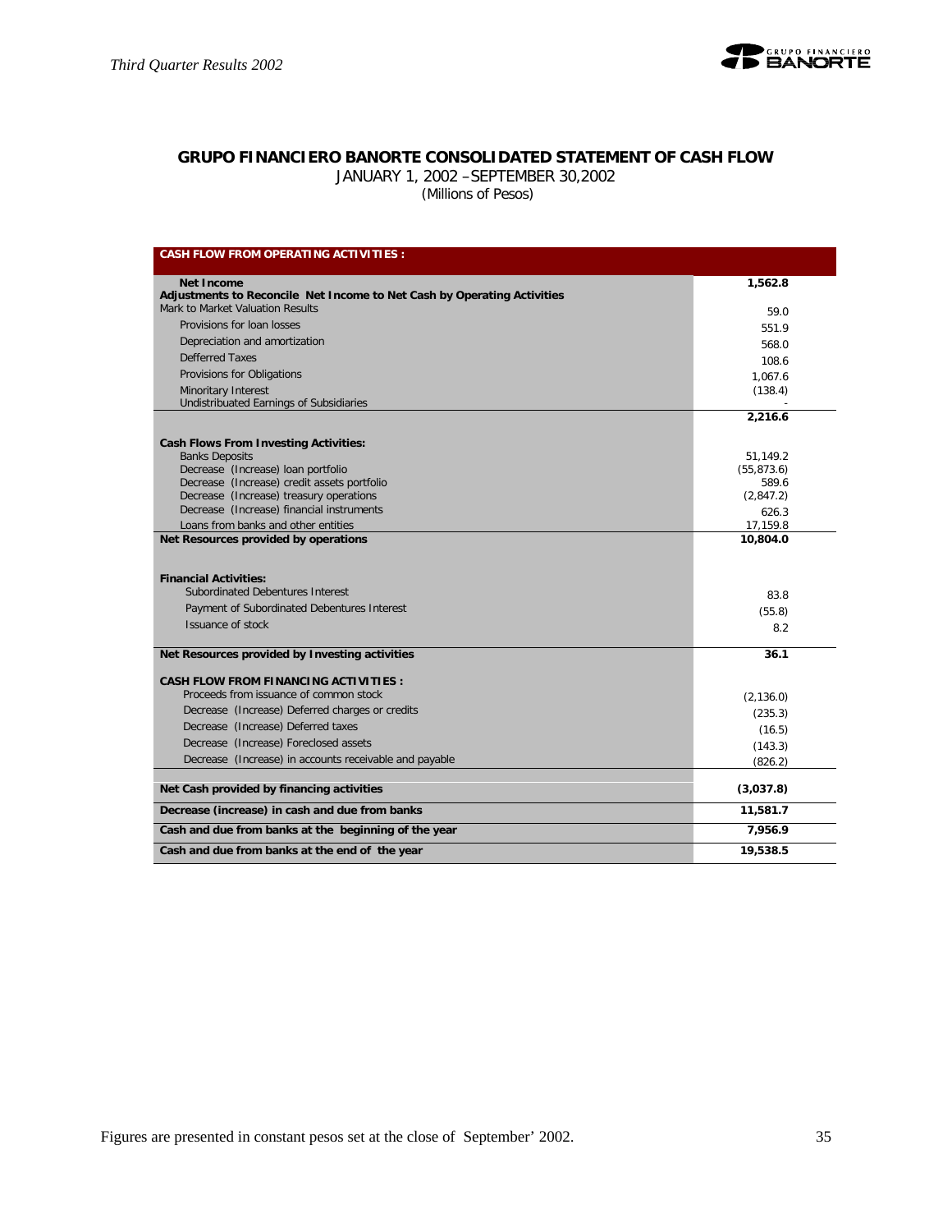## GRUPO FINANCIERO BANORTE CONSOLIDATED STATEMENT OF CASH FLOW

JANUARY 1, 2002 –SEPTEMBER 30,2002

(Millions of Pesos)

| **CASH FLOW FROM OPERATING ACTIVITIES :** | |
|---|---|
| **Net Income** | **1,562.8** |
| **Adjustments to Reconcile Net Income to Net Cash by Operating Activities** | |
| Mark to Market Valuation Results | 59.0 |
| Provisions for loan losses | 551.9 |
| Depreciation and amortization | 568.0 |
| Defferred Taxes | 108.6 |
| Provisions for Obligations | 1,067.6 |
| Minoritary Interest | (138.4) |
| Undistribuated Earnings of Subsidiaries | - |
| | **2,216.6** |
| **Cash Flows From Investing Activities:** | |
| Banks Deposits | 51,149.2 |
| Decrease (Increase) loan portfolio | (55,873.6) |
| Decrease (Increase) credit assets portfolio | 589.6 |
| Decrease (Increase) treasury operations | (2,847.2) |
| Decrease (Increase) financial instruments | 626.3 |
| Loans from banks and other entities | 17,159.8 |
| **Net Resources provided by operations** | **10,804.0** |
| **Financial Activities:** | |
| Subordinated Debentures Interest | 83.8 |
| Payment of Subordinated Debentures Interest | (55.8) |
| Issuance of stock | 8.2 |
| **Net Resources provided by Investing activities** | **36.1** |
| **CASH FLOW FROM FINANCING ACTIVITIES :** | |
| Proceeds from issuance of common stock | (2,136.0) |
| Decrease (Increase) Deferred charges or credits | (235.3) |
| Decrease (Increase) Deferred taxes | (16.5) |
| Decrease (Increase) Foreclosed assets | (143.3) |
| Decrease (Increase) in accounts receivable and payable | (826.2) |
| **Net Cash provided by financing activities** | **(3,037.8)** |
| **Decrease (increase) in cash and due from banks** | **11,581.7** |
| **Cash and due from banks at the beginning of the year** | **7,956.9** |
| **Cash and due from banks at the end of the year** | **19,538.5** |

Figures are presented in constant pesos set at the close of September' 2002.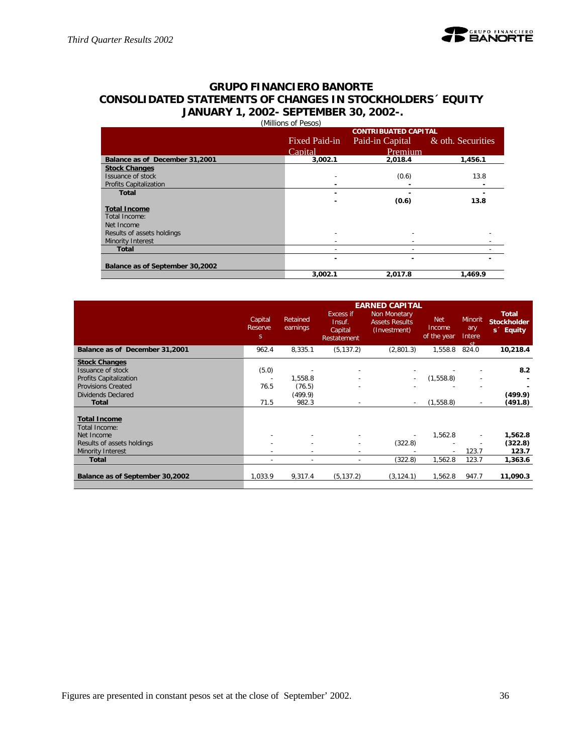# GRUPO FINANCIERO BANORTE
## CONSOLIDATED STATEMENTS OF CHANGES IN STOCKHOLDERS´ EQUITY
### JANUARY 1, 2002- SEPTEMBER 30, 2002-.

(Millions of Pesos)

| | CONTRIBUATED CAPITAL | | |
|---|---|---|---|
| | Fixed Paid-in Capital | Paid-in Capital Premium | & oth. Securities |
| **Balance as of December 31,2001** | **3,002.1** | **2,018.4** | **1,456.1** |
| **Stock Changes** | | | |
| Issuance of stock | - | (0.6) | 13.8 |
| Profits Capitalization | - | - | - |
| **Total** | - | **(0.6)** | **13.8** |
| **Total Income** | | | |
| Total Income: | | | |
| Net Income | | | |
| Results of assets holdings | - | - | - |
| Minority Interest | - | - | - |
| **Total** | - | - | - |
| **Balance as of September 30,2002** | **3,002.1** | **2,017.8** | **1,469.9** |

| | EARNED CAPITAL | | | | | | |
|---|---|---|---|---|---|---|---|
| | Capital Reserves | Retained earnings | Excess if Insuf. Capital Restatement | Non Monetary Assets Results (Investment) | Net Income of the year | Minoritary Interest | **Total Stockholders´ Equity** |
| **Balance as of December 31,2001** | 962.4 | 8,335.1 | (5,137.2) | (2,801.3) | 1,558.8 | 824.0 | **10,218.4** |
| **Stock Changes** | | | | | | | |
| Issuance of stock | (5.0) | - | - | - | - | - | **8.2** |
| Profits Capitalization | - | 1,558.8 | - | - | (1,558.8) | - | - |
| Provisions Created | 76.5 | (76.5) | - | - | - | - | - |
| Dividends Declared | | (499.9) | | | | | **(499.9)** |
| **Total** | 71.5 | 982.3 | - | - | (1,558.8) | - | **(491.8)** |
| **Total Income** | | | | | | | |
| Total Income: | | | | | | | |
| Net Income | - | - | - | - | 1,562.8 | - | **1,562.8** |
| Results of assets holdings | - | - | - | (322.8) | - | - | **(322.8)** |
| Minority Interest | - | - | - | - | - | 123.7 | **123.7** |
| **Total** | - | - | - | (322.8) | 1,562.8 | 123.7 | **1,363.6** |
| **Balance as of September 30,2002** | 1,033.9 | 9,317.4 | (5,137.2) | (3,124.1) | 1,562.8 | 947.7 | **11,090.3** |

Figures are presented in constant pesos set at the close of September' 2002.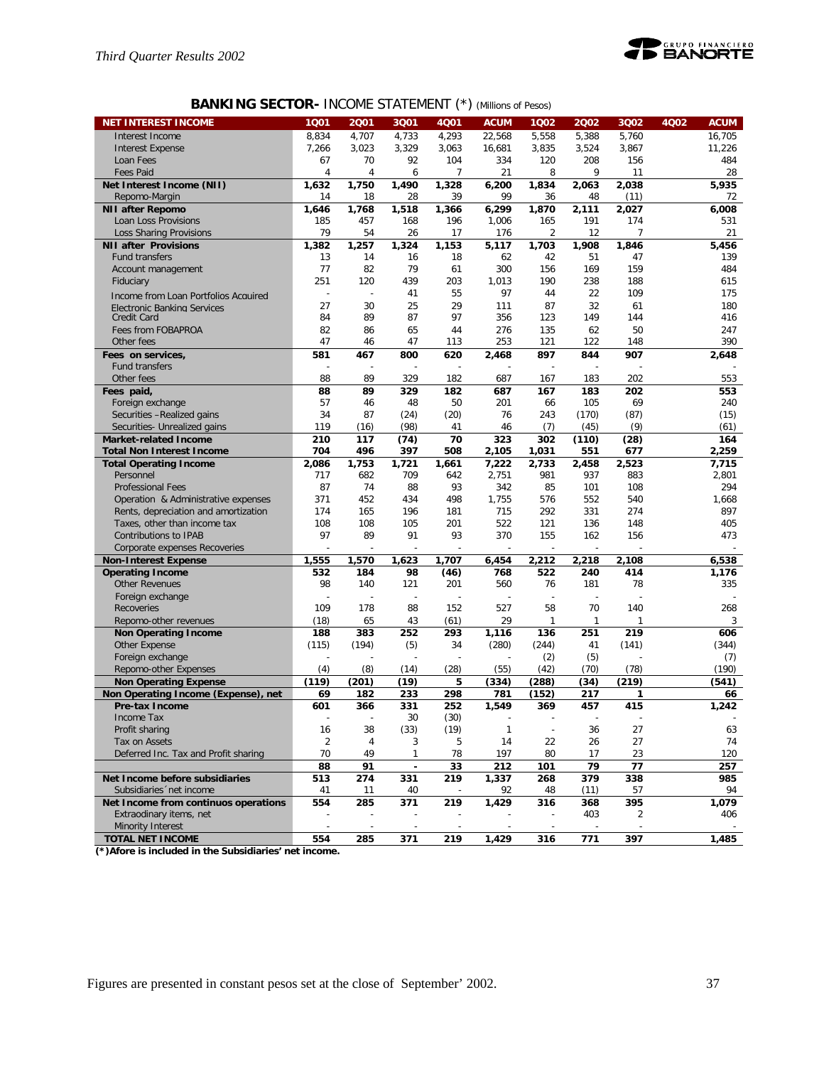## BANKING SECTOR- INCOME STATEMENT (*) (Millions of Pesos)

| NET INTEREST INCOME | 1Q01 | 2Q01 | 3Q01 | 4Q01 | ACUM | 1Q02 | 2Q02 | 3Q02 | 4Q02 | ACUM |
|---|---|---|---|---|---|---|---|---|---|---|
| Interest Income | 8,834 | 4,707 | 4,733 | 4,293 | 22,568 | 5,558 | 5,388 | 5,760 | | 16,705 |
| Interest Expense | 7,266 | 3,023 | 3,329 | 3,063 | 16,681 | 3,835 | 3,524 | 3,867 | | 11,226 |
| Loan Fees | 67 | 70 | 92 | 104 | 334 | 120 | 208 | 156 | | 484 |
| Fees Paid | 4 | 4 | 6 | 7 | 21 | 8 | 9 | 11 | | 28 |
| **Net Interest Income (NII)** | **1,632** | **1,750** | **1,490** | **1,328** | **6,200** | **1,834** | **2,063** | **2,038** | | **5,935** |
| Repomo-Margin | 14 | 18 | 28 | 39 | 99 | 36 | 48 | (11) | | 72 |
| **NII after Repomo** | **1,646** | **1,768** | **1,518** | **1,366** | **6,299** | **1,870** | **2,111** | **2,027** | | **6,008** |
| Loan Loss Provisions | 185 | 457 | 168 | 196 | 1,006 | 165 | 191 | 174 | | 531 |
| Loss Sharing Provisions | 79 | 54 | 26 | 17 | 176 | 2 | 12 | 7 | | 21 |
| **NII after Provisions** | **1,382** | **1,257** | **1,324** | **1,153** | **5,117** | **1,703** | **1,908** | **1,846** | | **5,456** |
| Fund transfers | 13 | 14 | 16 | 18 | 62 | 42 | 51 | 47 | | 139 |
| Account management | 77 | 82 | 79 | 61 | 300 | 156 | 169 | 159 | | 484 |
| Fiduciary | 251 | 120 | 439 | 203 | 1,013 | 190 | 238 | 188 | | 615 |
| Income from Loan Portfolios Acquired | - | - | 41 | 55 | 97 | 44 | 22 | 109 | | 175 |
| Electronic Banking Services | 27 | 30 | 25 | 29 | 111 | 87 | 32 | 61 | | 180 |
| Credit Card | 84 | 89 | 87 | 97 | 356 | 123 | 149 | 144 | | 416 |
| Fees from FOBAPROA | 82 | 86 | 65 | 44 | 276 | 135 | 62 | 50 | | 247 |
| Other fees | 47 | 46 | 47 | 113 | 253 | 121 | 122 | 148 | | 390 |
| **Fees on services,** | **581** | **467** | **800** | **620** | **2,468** | **897** | **844** | **907** | | **2,648** |
| Fund transfers | - | - | - | - | - | - | - | - | | - |
| Other fees | 88 | 89 | 329 | 182 | 687 | 167 | 183 | 202 | | 553 |
| **Fees paid,** | **88** | **89** | **329** | **182** | **687** | **167** | **183** | **202** | | **553** |
| Foreign exchange | 57 | 46 | 48 | 50 | 201 | 66 | 105 | 69 | | 240 |
| Securities –Realized gains | 34 | 87 | (24) | (20) | 76 | 243 | (170) | (87) | | (15) |
| Securities- Unrealized gains | 119 | (16) | (98) | 41 | 46 | (7) | (45) | (9) | | (61) |
| **Market-related Income** | **210** | **117** | **(74)** | **70** | **323** | **302** | **(110)** | **(28)** | | **164** |
| **Total Non Interest Income** | **704** | **496** | **397** | **508** | **2,105** | **1,031** | **551** | **677** | | **2,259** |
| **Total Operating Income** | **2,086** | **1,753** | **1,721** | **1,661** | **7,222** | **2,733** | **2,458** | **2,523** | | **7,715** |
| Personnel | 717 | 682 | 709 | 642 | 2,751 | 981 | 937 | 883 | | 2,801 |
| Professional Fees | 87 | 74 | 88 | 93 | 342 | 85 | 101 | 108 | | 294 |
| Operation & Administrative expenses | 371 | 452 | 434 | 498 | 1,755 | 576 | 552 | 540 | | 1,668 |
| Rents, depreciation and amortization | 174 | 165 | 196 | 181 | 715 | 292 | 331 | 274 | | 897 |
| Taxes, other than income tax | 108 | 108 | 105 | 201 | 522 | 121 | 136 | 148 | | 405 |
| Contributions to IPAB | 97 | 89 | 91 | 93 | 370 | 155 | 162 | 156 | | 473 |
| Corporate expenses Recoveries | - | - | - | - | - | - | - | - | | - |
| **Non-Interest Expense** | **1,555** | **1,570** | **1,623** | **1,707** | **6,454** | **2,212** | **2,218** | **2,108** | | **6,538** |
| **Operating Income** | **532** | **184** | **98** | **(46)** | **768** | **522** | **240** | **414** | | **1,176** |
| Other Revenues | 98 | 140 | 121 | 201 | 560 | 76 | 181 | 78 | | 335 |
| Foreign exchange | - | - | - | - | - | - | - | - | | - |
| Recoveries | 109 | 178 | 88 | 152 | 527 | 58 | 70 | 140 | | 268 |
| Repomo-other revenues | (18) | 65 | 43 | (61) | 29 | 1 | 1 | 1 | | 3 |
| **Non Operating Income** | **188** | **383** | **252** | **293** | **1,116** | **136** | **251** | **219** | | **606** |
| Other Expense | (115) | (194) | (5) | 34 | (280) | (244) | 41 | (141) | | (344) |
| Foreign exchange | - | - | - | - | - | (2) | (5) | - | | (7) |
| Repomo-other Expenses | (4) | (8) | (14) | (28) | (55) | (42) | (70) | (78) | | (190) |
| **Non Operating Expense** | **(119)** | **(201)** | **(19)** | **5** | **(334)** | **(288)** | **(34)** | **(219)** | | **(541)** |
| **Non Operating Income (Expense), net** | **69** | **182** | **233** | **298** | **781** | **(152)** | **217** | **1** | | **66** |
| **Pre-tax Income** | **601** | **366** | **331** | **252** | **1,549** | **369** | **457** | **415** | | **1,242** |
| Income Tax | - | - | 30 | (30) | - | - | - | - | | - |
| Profit sharing | 16 | 38 | (33) | (19) | 1 | - | 36 | 27 | | 63 |
| Tax on Assets | 2 | 4 | 3 | 5 | 14 | 22 | 26 | 27 | | 74 |
| Deferred Inc. Tax and Profit sharing | 70 | 49 | 1 | 78 | 197 | 80 | 17 | 23 | | 120 |
| | **88** | **91** | **-** | **33** | **212** | **101** | **79** | **77** | | **257** |
| **Net Income before subsidiaries** | **513** | **274** | **331** | **219** | **1,337** | **268** | **379** | **338** | | **985** |
| Subsidiaries´ net income | 41 | 11 | 40 | - | 92 | 48 | (11) | 57 | | 94 |
| **Net Income from continuos operations** | **554** | **285** | **371** | **219** | **1,429** | **316** | **368** | **395** | | **1,079** |
| Extraordinary items, net | - | - | - | - | - | - | 403 | 2 | | 406 |
| Minority Interest | - | - | - | - | - | - | - | - | | - |
| **TOTAL NET INCOME** | **554** | **285** | **371** | **219** | **1,429** | **316** | **771** | **397** | | **1,485** |

**(*)Afore is included in the Subsidiaries' net income.**

Figures are presented in constant pesos set at the close of September' 2002.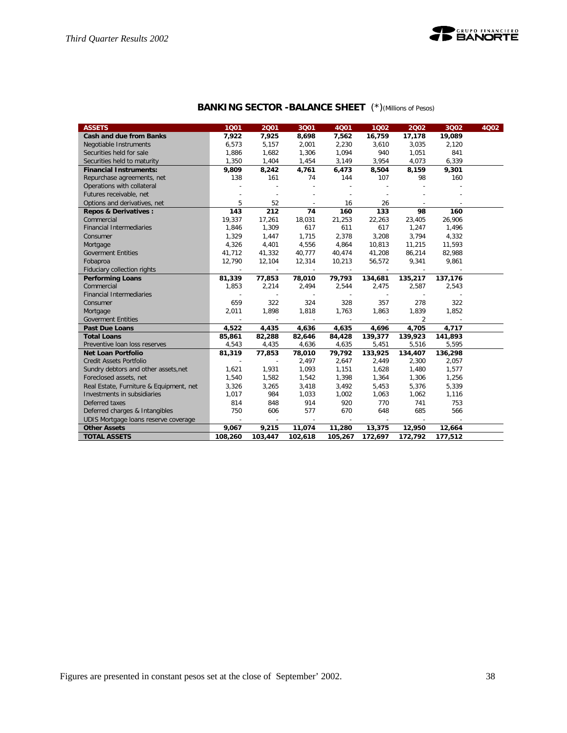## BANKING SECTOR -BALANCE SHEET (*)(Millions of Pesos)

| ASSETS | 1Q01 | 2Q01 | 3Q01 | 4Q01 | 1Q02 | 2Q02 | 3Q02 | 4Q02 |
|---|---|---|---|---|---|---|---|---|
| **Cash and due from Banks** | **7,922** | **7,925** | **8,698** | **7,562** | **16,759** | **17,178** | **19,089** | |
| Negotiable Instruments | 6,573 | 5,157 | 2,001 | 2,230 | 3,610 | 3,035 | 2,120 | |
| Securities held for sale | 1,886 | 1,682 | 1,306 | 1,094 | 940 | 1,051 | 841 | |
| Securities held to maturity | 1,350 | 1,404 | 1,454 | 3,149 | 3,954 | 4,073 | 6,339 | |
| **Financial Instruments:** | **9,809** | **8,242** | **4,761** | **6,473** | **8,504** | **8,159** | **9,301** | |
| Repurchase agreements, net | 138 | 161 | 74 | 144 | 107 | 98 | 160 | |
| Operations with collateral | - | - | - | - | - | - | - | |
| Futures receivable, net | - | - | - | - | - | - | - | |
| Options and derivatives, net | 5 | 52 | - | 16 | 26 | - | - | |
| **Repos & Derivatives :** | **143** | **212** | **74** | **160** | **133** | **98** | **160** | |
| Commercial | 19,337 | 17,261 | 18,031 | 21,253 | 22,263 | 23,405 | 26,906 | |
| Financial Intermediaries | 1,846 | 1,309 | 617 | 611 | 617 | 1,247 | 1,496 | |
| Consumer | 1,329 | 1,447 | 1,715 | 2,378 | 3,208 | 3,794 | 4,332 | |
| Mortgage | 4,326 | 4,401 | 4,556 | 4,864 | 10,813 | 11,215 | 11,593 | |
| Goverment Entities | 41,712 | 41,332 | 40,777 | 40,474 | 41,208 | 86,214 | 82,988 | |
| Fobaproa | 12,790 | 12,104 | 12,314 | 10,213 | 56,572 | 9,341 | 9,861 | |
| Fiduciary collection rights | - | - | - | - | - | - | - | |
| **Performing Loans** | **81,339** | **77,853** | **78,010** | **79,793** | **134,681** | **135,217** | **137,176** | |
| Commercial | 1,853 | 2,214 | 2,494 | 2,544 | 2,475 | 2,587 | 2,543 | |
| Financial Intermediaries | - | - | - | - | - | - | - | |
| Consumer | 659 | 322 | 324 | 328 | 357 | 278 | 322 | |
| Mortgage | 2,011 | 1,898 | 1,818 | 1,763 | 1,863 | 1,839 | 1,852 | |
| Goverment Entities | - | - | - | - | - | 2 | - | |
| **Past Due Loans** | **4,522** | **4,435** | **4,636** | **4,635** | **4,696** | **4,705** | **4,717** | |
| **Total Loans** | **85,861** | **82,288** | **82,646** | **84,428** | **139,377** | **139,923** | **141,893** | |
| Preventive loan loss reserves | 4,543 | 4,435 | 4,636 | 4,635 | 5,451 | 5,516 | 5,595 | |
| **Net Loan Portfolio** | **81,319** | **77,853** | **78,010** | **79,792** | **133,925** | **134,407** | **136,298** | |
| Credit Assets Portfolio | - | - | 2,497 | 2,647 | 2,449 | 2,300 | 2,057 | |
| Sundry debtors and other assets,net | 1,621 | 1,931 | 1,093 | 1,151 | 1,628 | 1,480 | 1,577 | |
| Foreclosed assets, net | 1,540 | 1,582 | 1,542 | 1,398 | 1,364 | 1,306 | 1,256 | |
| Real Estate, Furniture & Equipment, net | 3,326 | 3,265 | 3,418 | 3,492 | 5,453 | 5,376 | 5,339 | |
| Investments in subsidiaries | 1,017 | 984 | 1,033 | 1,002 | 1,063 | 1,062 | 1,116 | |
| Deferred taxes | 814 | 848 | 914 | 920 | 770 | 741 | 753 | |
| Deferred charges & Intangibles | 750 | 606 | 577 | 670 | 648 | 685 | 566 | |
| UDIS Mortgage loans reserve coverage | - | - | - | - | - | - | - | |
| **Other Assets** | **9,067** | **9,215** | **11,074** | **11,280** | **13,375** | **12,950** | **12,664** | |
| **TOTAL ASSETS** | **108,260** | **103,447** | **102,618** | **105,267** | **172,697** | **172,792** | **177,512** | |

Figures are presented in constant pesos set at the close of September' 2002.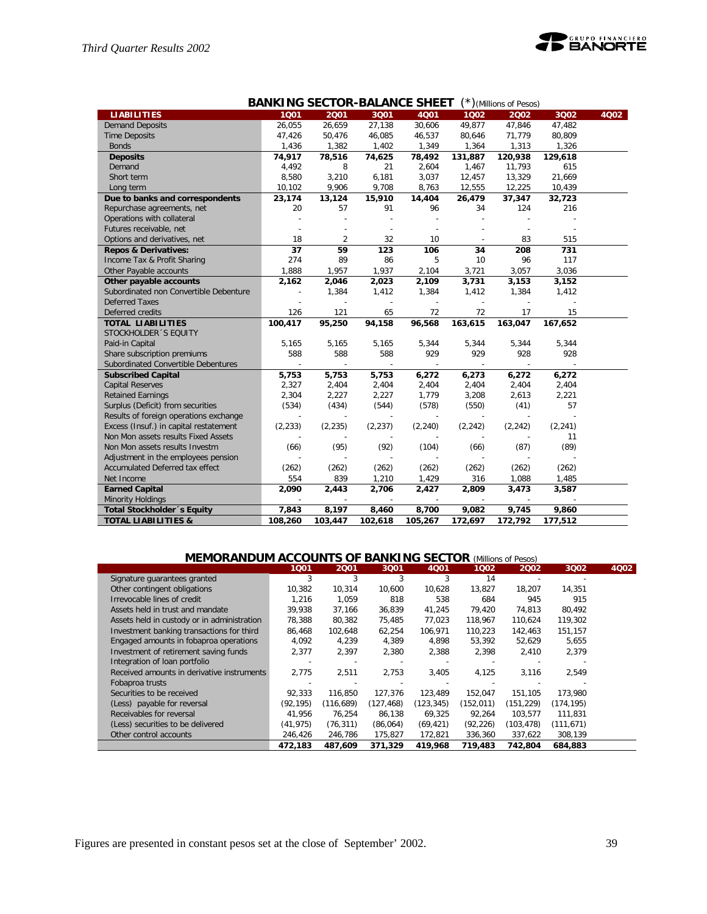## BANKING SECTOR-BALANCE SHEET (*)(Millions of Pesos)

| LIABILITIES | 1Q01 | 2Q01 | 3Q01 | 4Q01 | 1Q02 | 2Q02 | 3Q02 | 4Q02 |
|---|---|---|---|---|---|---|---|---|
| Demand Deposits | 26,055 | 26,659 | 27,138 | 30,606 | 49,877 | 47,846 | 47,482 | |
| Time Deposits | 47,426 | 50,476 | 46,085 | 46,537 | 80,646 | 71,779 | 80,809 | |
| Bonds | 1,436 | 1,382 | 1,402 | 1,349 | 1,364 | 1,313 | 1,326 | |
| **Deposits** | **74,917** | **78,516** | **74,625** | **78,492** | **131,887** | **120,938** | **129,618** | |
| Demand | 4,492 | 8 | 21 | 2,604 | 1,467 | 11,793 | 615 | |
| Short term | 8,580 | 3,210 | 6,181 | 3,037 | 12,457 | 13,329 | 21,669 | |
| Long term | 10,102 | 9,906 | 9,708 | 8,763 | 12,555 | 12,225 | 10,439 | |
| **Due to banks and correspondents** | **23,174** | **13,124** | **15,910** | **14,404** | **26,479** | **37,347** | **32,723** | |
| Repurchase agreements, net | 20 | 57 | 91 | 96 | 34 | 124 | 216 | |
| Operations with collateral | - | - | - | - | - | - | - | |
| Futures receivable, net | - | - | - | - | - | - | - | |
| Options and derivatives, net | 18 | 2 | 32 | 10 | - | 83 | 515 | |
| **Repos & Derivatives:** | **37** | **59** | **123** | **106** | **34** | **208** | **731** | |
| Income Tax & Profit Sharing | 274 | 89 | 86 | 5 | 10 | 96 | 117 | |
| Other Payable accounts | 1,888 | 1,957 | 1,937 | 2,104 | 3,721 | 3,057 | 3,036 | |
| **Other payable accounts** | **2,162** | **2,046** | **2,023** | **2,109** | **3,731** | **3,153** | **3,152** | |
| Subordinated non Convertible Debenture | - | 1,384 | 1,412 | 1,384 | 1,412 | 1,384 | 1,412 | |
| Deferred Taxes | - | - | - | - | - | - | - | |
| Deferred credits | 126 | 121 | 65 | 72 | 72 | 17 | 15 | |
| **TOTAL LIABILITIES** | **100,417** | **95,250** | **94,158** | **96,568** | **163,615** | **163,047** | **167,652** | |
| STOCKHOLDER´S EQUITY | | | | | | | | |
| Paid-in Capital | 5,165 | 5,165 | 5,165 | 5,344 | 5,344 | 5,344 | 5,344 | |
| Share subscription premiums | 588 | 588 | 588 | 929 | 929 | 928 | 928 | |
| Subordinated Convertible Debentures | - | - | - | - | - | - | - | |
| **Subscribed Capital** | **5,753** | **5,753** | **5,753** | **6,272** | **6,273** | **6,272** | **6,272** | |
| Capital Reserves | 2,327 | 2,404 | 2,404 | 2,404 | 2,404 | 2,404 | 2,404 | |
| Retained Earnings | 2,304 | 2,227 | 2,227 | 1,779 | 3,208 | 2,613 | 2,221 | |
| Surplus (Deficit) from securities | (534) | (434) | (544) | (578) | (550) | (41) | 57 | |
| Results of foreign operations exchange | - | - | - | - | - | - | - | |
| Excess (Insuf.) in capital restatement | (2,233) | (2,235) | (2,237) | (2,240) | (2,242) | (2,242) | (2,241) | |
| Non Mon assets results Fixed Assets | - | - | - | - | - | - | 11 | |
| Non Mon assets results Investm | (66) | (95) | (92) | (104) | (66) | (87) | (89) | |
| Adjustment in the employees pension | - | - | - | - | - | - | - | |
| Accumulated Deferred tax effect | (262) | (262) | (262) | (262) | (262) | (262) | (262) | |
| Net Income | 554 | 839 | 1,210 | 1,429 | 316 | 1,088 | 1,485 | |
| **Earned Capital** | **2,090** | **2,443** | **2,706** | **2,427** | **2,809** | **3,473** | **3,587** | |
| Minority Holdings | - | - | - | - | - | - | - | |
| **Total Stockholder´s Equity** | **7,843** | **8,197** | **8,460** | **8,700** | **9,082** | **9,745** | **9,860** | |
| **TOTAL LIABILITIES &** | **108,260** | **103,447** | **102,618** | **105,267** | **172,697** | **172,792** | **177,512** | |

## MEMORANDUM ACCOUNTS OF BANKING SECTOR (Millions of Pesos)

| | 1Q01 | 2Q01 | 3Q01 | 4Q01 | 1Q02 | 2Q02 | 3Q02 | 4Q02 |
|---|---|---|---|---|---|---|---|---|
| Signature guarantees granted | 3 | 3 | 3 | 3 | 14 | - | - | |
| Other contingent obligations | 10,382 | 10,314 | 10,600 | 10,628 | 13,827 | 18,207 | 14,351 | |
| Irrevocable lines of credit | 1,216 | 1,059 | 818 | 538 | 684 | 945 | 915 | |
| Assets held in trust and mandate | 39,938 | 37,166 | 36,839 | 41,245 | 79,420 | 74,813 | 80,492 | |
| Assets held in custody or in administration | 78,388 | 80,382 | 75,485 | 77,023 | 118,967 | 110,624 | 119,302 | |
| Investment banking transactions for third | 86,468 | 102,648 | 62,254 | 106,971 | 110,223 | 142,463 | 151,157 | |
| Engaged amounts in fobaproa operations | 4,092 | 4,239 | 4,389 | 4,898 | 53,392 | 52,629 | 5,655 | |
| Investment of retirement saving funds | 2,377 | 2,397 | 2,380 | 2,388 | 2,398 | 2,410 | 2,379 | |
| Integration of loan portfolio | - | - | - | - | - | - | - | |
| Received amounts in derivative instruments | 2,775 | 2,511 | 2,753 | 3,405 | 4,125 | 3,116 | 2,549 | |
| Fobaproa trusts | - | - | - | - | - | - | - | |
| Securities to be received | 92,333 | 116,850 | 127,376 | 123,489 | 152,047 | 151,105 | 173,980 | |
| (Less) payable for reversal | (92,195) | (116,689) | (127,468) | (123,345) | (152,011) | (151,229) | (174,195) | |
| Receivables for reversal | 41,956 | 76,254 | 86,138 | 69,325 | 92,264 | 103,577 | 111,831 | |
| (Less) securities to be delivered | (41,975) | (76,311) | (86,064) | (69,421) | (92,226) | (103,478) | (111,671) | |
| Other control accounts | 246,426 | 246,786 | 175,827 | 172,821 | 336,360 | 337,622 | 308,139 | |
| | **472,183** | **487,609** | **371,329** | **419,968** | **719,483** | **742,804** | **684,883** | |

Figures are presented in constant pesos set at the close of September' 2002.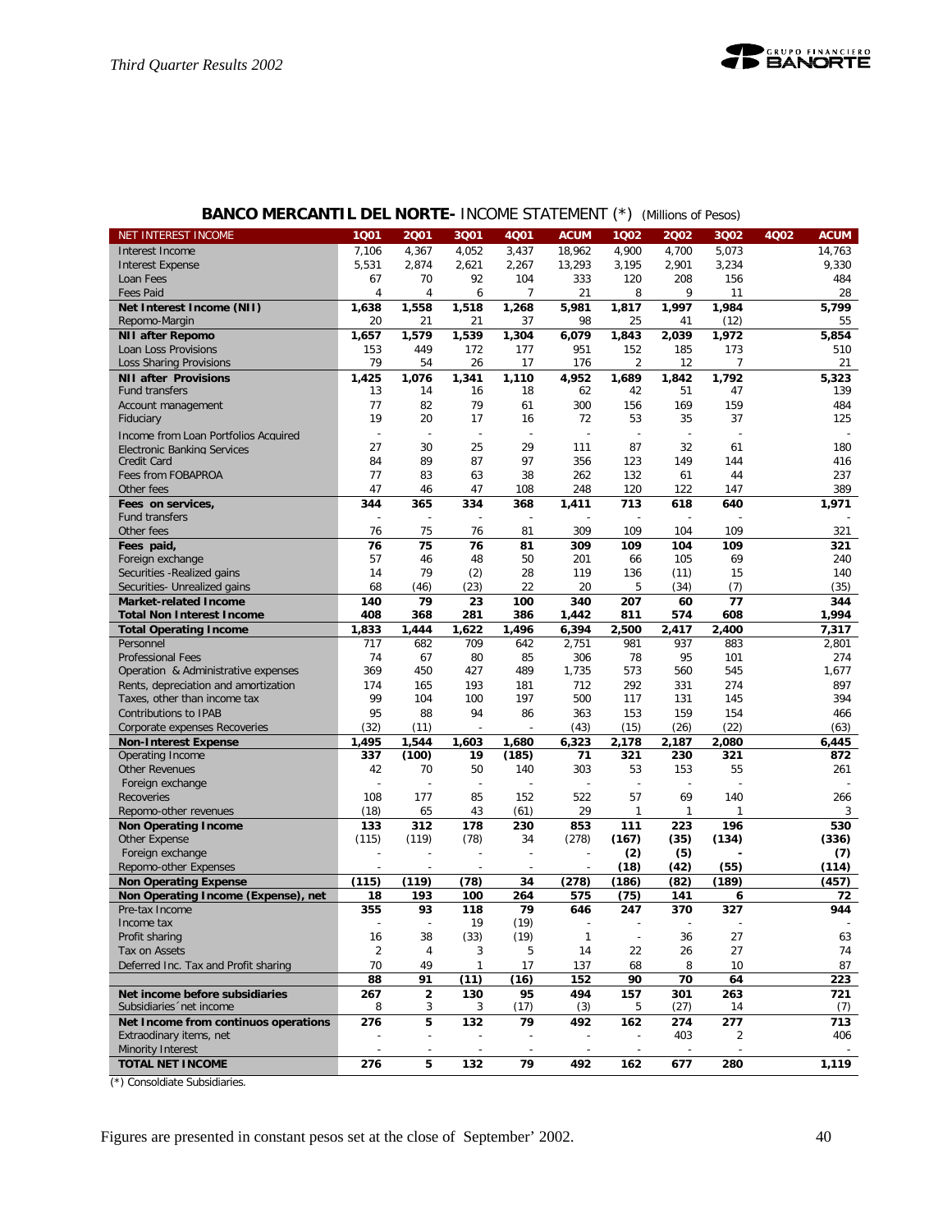## BANCO MERCANTIL DEL NORTE- INCOME STATEMENT (*) (Millions of Pesos)

| NET INTEREST INCOME | 1Q01 | 2Q01 | 3Q01 | 4Q01 | ACUM | 1Q02 | 2Q02 | 3Q02 | 4Q02 | ACUM |
|---|---|---|---|---|---|---|---|---|---|---|
| Interest Income | 7,106 | 4,367 | 4,052 | 3,437 | 18,962 | 4,900 | 4,700 | 5,073 | | 14,763 |
| Interest Expense | 5,531 | 2,874 | 2,621 | 2,267 | 13,293 | 3,195 | 2,901 | 3,234 | | 9,330 |
| Loan Fees | 67 | 70 | 92 | 104 | 333 | 120 | 208 | 156 | | 484 |
| Fees Paid | 4 | 4 | 6 | 7 | 21 | 8 | 9 | 11 | | 28 |
| **Net Interest Income (NII)** | **1,638** | **1,558** | **1,518** | **1,268** | **5,981** | **1,817** | **1,997** | **1,984** | | **5,799** |
| Repomo-Margin | 20 | 21 | 21 | 37 | 98 | 25 | 41 | (12) | | 55 |
| **NII after Repomo** | **1,657** | **1,579** | **1,539** | **1,304** | **6,079** | **1,843** | **2,039** | **1,972** | | **5,854** |
| Loan Loss Provisions | 153 | 449 | 172 | 177 | 951 | 152 | 185 | 173 | | 510 |
| Loss Sharing Provisions | 79 | 54 | 26 | 17 | 176 | 2 | 12 | 7 | | 21 |
| **NII after Provisions** | **1,425** | **1,076** | **1,341** | **1,110** | **4,952** | **1,689** | **1,842** | **1,792** | | **5,323** |
| Fund transfers | 13 | 14 | 16 | 18 | 62 | 42 | 51 | 47 | | 139 |
| Account management | 77 | 82 | 79 | 61 | 300 | 156 | 169 | 159 | | 484 |
| Fiduciary | 19 | 20 | 17 | 16 | 72 | 53 | 35 | 37 | | 125 |
| Income from Loan Portfolios Acquired | - | - | - | - | - | - | - | - | | - |
| Electronic Banking Services | 27 | 30 | 25 | 29 | 111 | 87 | 32 | 61 | | 180 |
| Credit Card | 84 | 89 | 87 | 97 | 356 | 123 | 149 | 144 | | 416 |
| Fees from FOBAPROA | 77 | 83 | 63 | 38 | 262 | 132 | 61 | 44 | | 237 |
| Other fees | 47 | 46 | 47 | 108 | 248 | 120 | 122 | 147 | | 389 |
| **Fees on services,** | **344** | **365** | **334** | **368** | **1,411** | **713** | **618** | **640** | | **1,971** |
| Fund transfers | - | - | - | - | - | - | - | - | | - |
| Other fees | 76 | 75 | 76 | 81 | 309 | 109 | 104 | 109 | | 321 |
| **Fees paid,** | **76** | **75** | **76** | **81** | **309** | **109** | **104** | **109** | | **321** |
| Foreign exchange | 57 | 46 | 48 | 50 | 201 | 66 | 105 | 69 | | 240 |
| Securities -Realized gains | 14 | 79 | (2) | 28 | 119 | 136 | (11) | 15 | | 140 |
| Securities- Unrealized gains | 68 | (46) | (23) | 22 | 20 | 5 | (34) | (7) | | (35) |
| **Market-related Income** | **140** | **79** | **23** | **100** | **340** | **207** | **60** | **77** | | **344** |
| **Total Non Interest Income** | **408** | **368** | **281** | **386** | **1,442** | **811** | **574** | **608** | | **1,994** |
| **Total Operating Income** | **1,833** | **1,444** | **1,622** | **1,496** | **6,394** | **2,500** | **2,417** | **2,400** | | **7,317** |
| Personnel | 717 | 682 | 709 | 642 | 2,751 | 981 | 937 | 883 | | 2,801 |
| Professional Fees | 74 | 67 | 80 | 85 | 306 | 78 | 95 | 101 | | 274 |
| Operation & Administrative expenses | 369 | 450 | 427 | 489 | 1,735 | 573 | 560 | 545 | | 1,677 |
| Rents, depreciation and amortization | 174 | 165 | 193 | 181 | 712 | 292 | 331 | 274 | | 897 |
| Taxes, other than income tax | 99 | 104 | 100 | 197 | 500 | 117 | 131 | 145 | | 394 |
| Contributions to IPAB | 95 | 88 | 94 | 86 | 363 | 153 | 159 | 154 | | 466 |
| Corporate expenses Recoveries | (32) | (11) | - | - | (43) | (15) | (26) | (22) | | (63) |
| **Non-Interest Expense** | **1,495** | **1,544** | **1,603** | **1,680** | **6,323** | **2,178** | **2,187** | **2,080** | | **6,445** |
| Operating Income | 337 | (100) | 19 | (185) | 71 | 321 | 230 | 321 | | 872 |
| Other Revenues | 42 | 70 | 50 | 140 | 303 | 53 | 153 | 55 | | 261 |
| Foreign exchange | - | - | - | - | - | - | - | - | | - |
| Recoveries | 108 | 177 | 85 | 152 | 522 | 57 | 69 | 140 | | 266 |
| Repomo-other revenues | (18) | 65 | 43 | (61) | 29 | 1 | 1 | 1 | | 3 |
| **Non Operating Income** | **133** | **312** | **178** | **230** | **853** | **111** | **223** | **196** | | **530** |
| Other Expense | (115) | (119) | (78) | 34 | (278) | **(167)** | **(35)** | **(134)** | | **(336)** |
| Foreign exchange | - | - | - | - | - | **(2)** | **(5)** | **-** | | **(7)** |
| Repomo-other Expenses | - | - | - | - | - | **(18)** | **(42)** | **(55)** | | **(114)** |
| **Non Operating Expense** | **(115)** | **(119)** | **(78)** | **34** | **(278)** | **(186)** | **(82)** | **(189)** | | **(457)** |
| **Non Operating Income (Expense), net** | **18** | **193** | **100** | **264** | **575** | **(75)** | **141** | **6** | | **72** |
| Pre-tax Income | 355 | 93 | 118 | 79 | 646 | 247 | 370 | 327 | | 944 |
| Income tax | - | - | 19 | (19) | - | - | - | - | | - |
| Profit sharing | 16 | 38 | (33) | (19) | 1 | - | 36 | 27 | | 63 |
| Tax on Assets | 2 | 4 | 3 | 5 | 14 | 22 | 26 | 27 | | 74 |
| Deferred Inc. Tax and Profit sharing | 70 | 49 | 1 | 17 | 137 | 68 | 8 | 10 | | 87 |
| | **88** | **91** | **(11)** | **(16)** | **152** | **90** | **70** | **64** | | **223** |
| **Net income before subsidiaries** | **267** | **2** | **130** | **95** | **494** | **157** | **301** | **263** | | **721** |
| Subsidiaries´net income | 8 | 3 | 3 | (17) | (3) | 5 | (27) | 14 | | (7) |
| **Net Income from continuos operations** | **276** | **5** | **132** | **79** | **492** | **162** | **274** | **277** | | **713** |
| Extraodinary items, net | - | - | - | - | - | - | 403 | 2 | | 406 |
| Minority Interest | - | - | - | - | - | - | - | - | | - |
| **TOTAL NET INCOME** | **276** | **5** | **132** | **79** | **492** | **162** | **677** | **280** | | **1,119** |

(*) Consoldiate Subsidiaries.

Figures are presented in constant pesos set at the close of September' 2002.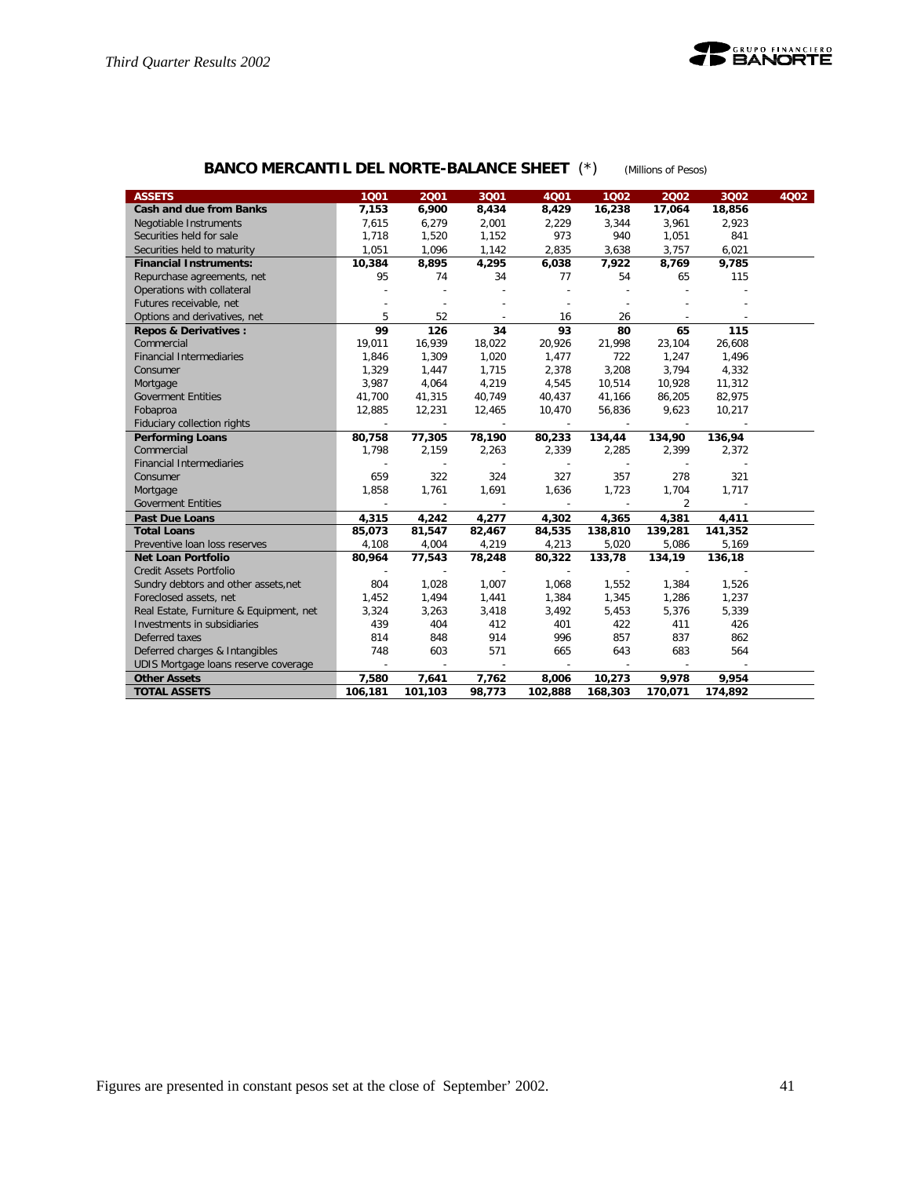## BANCO MERCANTIL DEL NORTE-BALANCE SHEET (*) (Millions of Pesos)

| ASSETS | 1Q01 | 2Q01 | 3Q01 | 4Q01 | 1Q02 | 2Q02 | 3Q02 | 4Q02 |
|---|---|---|---|---|---|---|---|---|
| **Cash and due from Banks** | **7,153** | **6,900** | **8,434** | **8,429** | **16,238** | **17,064** | **18,856** | |
| Negotiable Instruments | 7,615 | 6,279 | 2,001 | 2,229 | 3,344 | 3,961 | 2,923 | |
| Securities held for sale | 1,718 | 1,520 | 1,152 | 973 | 940 | 1,051 | 841 | |
| Securities held to maturity | 1,051 | 1,096 | 1,142 | 2,835 | 3,638 | 3,757 | 6,021 | |
| **Financial Instruments:** | **10,384** | **8,895** | **4,295** | **6,038** | **7,922** | **8,769** | **9,785** | |
| Repurchase agreements, net | 95 | 74 | 34 | 77 | 54 | 65 | 115 | |
| Operations with collateral | - | - | - | - | - | - | - | |
| Futures receivable, net | - | - | - | - | - | - | - | |
| Options and derivatives, net | 5 | 52 | - | 16 | 26 | - | - | |
| **Repos & Derivatives :** | **99** | **126** | **34** | **93** | **80** | **65** | **115** | |
| Commercial | 19,011 | 16,939 | 18,022 | 20,926 | 21,998 | 23,104 | 26,608 | |
| Financial Intermediaries | 1,846 | 1,309 | 1,020 | 1,477 | 722 | 1,247 | 1,496 | |
| Consumer | 1,329 | 1,447 | 1,715 | 2,378 | 3,208 | 3,794 | 4,332 | |
| Mortgage | 3,987 | 4,064 | 4,219 | 4,545 | 10,514 | 10,928 | 11,312 | |
| Goverment Entities | 41,700 | 41,315 | 40,749 | 40,437 | 41,166 | 86,205 | 82,975 | |
| Fobaproa | 12,885 | 12,231 | 12,465 | 10,470 | 56,836 | 9,623 | 10,217 | |
| Fiduciary collection rights | - | - | - | - | - | - | - | |
| **Performing Loans** | **80,758** | **77,305** | **78,190** | **80,233** | **134,44** | **134,90** | **136,94** | |
| Commercial | 1,798 | 2,159 | 2,263 | 2,339 | 2,285 | 2,399 | 2,372 | |
| Financial Intermediaries | - | - | - | - | - | - | - | |
| Consumer | 659 | 322 | 324 | 327 | 357 | 278 | 321 | |
| Mortgage | 1,858 | 1,761 | 1,691 | 1,636 | 1,723 | 1,704 | 1,717 | |
| Goverment Entities | - | - | - | - | - | 2 | - | |
| **Past Due Loans** | **4,315** | **4,242** | **4,277** | **4,302** | **4,365** | **4,381** | **4,411** | |
| **Total Loans** | **85,073** | **81,547** | **82,467** | **84,535** | **138,810** | **139,281** | **141,352** | |
| Preventive loan loss reserves | 4,108 | 4,004 | 4,219 | 4,213 | 5,020 | 5,086 | 5,169 | |
| **Net Loan Portfolio** | **80,964** | **77,543** | **78,248** | **80,322** | **133,78** | **134,19** | **136,18** | |
| Credit Assets Portfolio | - | - | - | - | - | - | - | |
| Sundry debtors and other assets,net | 804 | 1,028 | 1,007 | 1,068 | 1,552 | 1,384 | 1,526 | |
| Foreclosed assets, net | 1,452 | 1,494 | 1,441 | 1,384 | 1,345 | 1,286 | 1,237 | |
| Real Estate, Furniture & Equipment, net | 3,324 | 3,263 | 3,418 | 3,492 | 5,453 | 5,376 | 5,339 | |
| Investments in subsidiaries | 439 | 404 | 412 | 401 | 422 | 411 | 426 | |
| Deferred taxes | 814 | 848 | 914 | 996 | 857 | 837 | 862 | |
| Deferred charges & Intangibles | 748 | 603 | 571 | 665 | 643 | 683 | 564 | |
| UDIS Mortgage loans reserve coverage | - | - | - | - | - | - | - | |
| **Other Assets** | **7,580** | **7,641** | **7,762** | **8,006** | **10,273** | **9,978** | **9,954** | |
| **TOTAL ASSETS** | **106,181** | **101,103** | **98,773** | **102,888** | **168,303** | **170,071** | **174,892** | |

Figures are presented in constant pesos set at the close of September' 2002.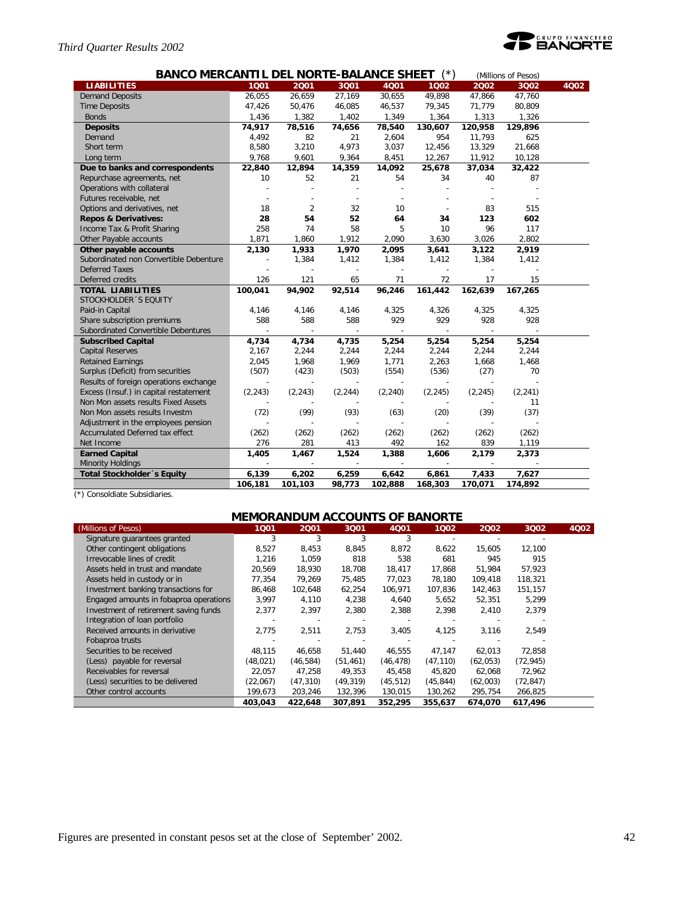## BANCO MERCANTIL DEL NORTE-BALANCE SHEET (*)

(Millions of Pesos)

| LIABILITIES | 1Q01 | 2Q01 | 3Q01 | 4Q01 | 1Q02 | 2Q02 | 3Q02 | 4Q02 |
|---|---|---|---|---|---|---|---|---|
| Demand Deposits | 26,055 | 26,659 | 27,169 | 30,655 | 49,898 | 47,866 | 47,760 | |
| Time Deposits | 47,426 | 50,476 | 46,085 | 46,537 | 79,345 | 71,779 | 80,809 | |
| Bonds | 1,436 | 1,382 | 1,402 | 1,349 | 1,364 | 1,313 | 1,326 | |
| **Deposits** | **74,917** | **78,516** | **74,656** | **78,540** | **130,607** | **120,958** | **129,896** | |
| Demand | 4,492 | 82 | 21 | 2,604 | 954 | 11,793 | 625 | |
| Short term | 8,580 | 3,210 | 4,973 | 3,037 | 12,456 | 13,329 | 21,668 | |
| Long term | 9,768 | 9,601 | 9,364 | 8,451 | 12,267 | 11,912 | 10,128 | |
| **Due to banks and correspondents** | **22,840** | **12,894** | **14,359** | **14,092** | **25,678** | **37,034** | **32,422** | |
| Repurchase agreements, net | 10 | 52 | 21 | 54 | 34 | 40 | 87 | |
| Operations with collateral | - | - | - | - | - | - | - | |
| Futures receivable, net | - | - | - | - | - | - | - | |
| Options and derivatives, net | 18 | 2 | 32 | 10 | - | 83 | 515 | |
| **Repos & Derivatives:** | **28** | **54** | **52** | **64** | **34** | **123** | **602** | |
| Income Tax & Profit Sharing | 258 | 74 | 58 | 5 | 10 | 96 | 117 | |
| Other Payable accounts | 1,871 | 1,860 | 1,912 | 2,090 | 3,630 | 3,026 | 2,802 | |
| **Other payable accounts** | **2,130** | **1,933** | **1,970** | **2,095** | **3,641** | **3,122** | **2,919** | |
| Subordinated non Convertible Debenture | - | 1,384 | 1,412 | 1,384 | 1,412 | 1,384 | 1,412 | |
| Deferred Taxes | - | - | - | - | - | - | - | |
| Deferred credits | 126 | 121 | 65 | 71 | 72 | 17 | 15 | |
| **TOTAL LIABILITIES** | **100,041** | **94,902** | **92,514** | **96,246** | **161,442** | **162,639** | **167,265** | |
| STOCKHOLDER´S EQUITY | | | | | | | | |
| Paid-in Capital | 4,146 | 4,146 | 4,146 | 4,325 | 4,326 | 4,325 | 4,325 | |
| Share subscription premiums | 588 | 588 | 588 | 929 | 929 | 928 | 928 | |
| Subordinated Convertible Debentures | - | - | - | - | - | - | - | |
| **Subscribed Capital** | **4,734** | **4,734** | **4,735** | **5,254** | **5,254** | **5,254** | **5,254** | |
| Capital Reserves | 2,167 | 2,244 | 2,244 | 2,244 | 2,244 | 2,244 | 2,244 | |
| Retained Earnings | 2,045 | 1,968 | 1,969 | 1,771 | 2,263 | 1,668 | 1,468 | |
| Surplus (Deficit) from securities | (507) | (423) | (503) | (554) | (536) | (27) | 70 | |
| Results of foreign operations exchange | - | - | - | - | - | - | - | |
| Excess (Insuf.) in capital restatement | (2,243) | (2,243) | (2,244) | (2,240) | (2,245) | (2,245) | (2,241) | |
| Non Mon assets results Fixed Assets | - | - | - | - | - | - | 11 | |
| Non Mon assets results Investm | (72) | (99) | (93) | (63) | (20) | (39) | (37) | |
| Adjustment in the employees pension | - | - | - | - | - | - | - | |
| Accumulated Deferred tax effect | (262) | (262) | (262) | (262) | (262) | (262) | (262) | |
| Net Income | 276 | 281 | 413 | 492 | 162 | 839 | 1,119 | |
| **Earned Capital** | **1,405** | **1,467** | **1,524** | **1,388** | **1,606** | **2,179** | **2,373** | |
| Minority Holdings | - | - | - | - | - | - | - | |
| **Total Stockholder´s Equity** | **6,139** | **6,202** | **6,259** | **6,642** | **6,861** | **7,433** | **7,627** | |
| | **106,181** | **101,103** | **98,773** | **102,888** | **168,303** | **170,071** | **174,892** | |

(*) Consolidate Subsidiaries.

## MEMORANDUM ACCOUNTS OF BANORTE

| (Millions of Pesos) | 1Q01 | 2Q01 | 3Q01 | 4Q01 | 1Q02 | 2Q02 | 3Q02 | 4Q02 |
|---|---|---|---|---|---|---|---|---|
| Signature guarantees granted | 3 | 3 | 3 | 3 | - | - | - | |
| Other contingent obligations | 8,527 | 8,453 | 8,845 | 8,872 | 8,622 | 15,605 | 12,100 | |
| Irrevocable lines of credit | 1,216 | 1,059 | 818 | 538 | 681 | 945 | 915 | |
| Assets held in trust and mandate | 20,569 | 18,930 | 18,708 | 18,417 | 17,868 | 51,984 | 57,923 | |
| Assets held in custody or in | 77,354 | 79,269 | 75,485 | 77,023 | 78,180 | 109,418 | 118,321 | |
| Investment banking transactions for | 86,468 | 102,648 | 62,254 | 106,971 | 107,836 | 142,463 | 151,157 | |
| Engaged amounts in fobaproa operations | 3,997 | 4,110 | 4,238 | 4,640 | 5,652 | 52,351 | 5,299 | |
| Investment of retirement saving funds | 2,377 | 2,397 | 2,380 | 2,388 | 2,398 | 2,410 | 2,379 | |
| Integration of loan portfolio | - | - | - | - | - | - | - | |
| Received amounts in derivative | 2,775 | 2,511 | 2,753 | 3,405 | 4,125 | 3,116 | 2,549 | |
| Fobaproa trusts | - | - | - | - | - | - | - | |
| Securities to be received | 48,115 | 46,658 | 51,440 | 46,555 | 47,147 | 62,013 | 72,858 | |
| (Less) payable for reversal | (48,021) | (46,584) | (51,461) | (46,478) | (47,110) | (62,053) | (72,945) | |
| Receivables for reversal | 22,057 | 47,258 | 49,353 | 45,458 | 45,820 | 62,068 | 72,962 | |
| (Less) securities to be delivered | (22,067) | (47,310) | (49,319) | (45,512) | (45,844) | (62,003) | (72,847) | |
| Other control accounts | 199,673 | 203,246 | 132,396 | 130,015 | 130,262 | 295,754 | 266,825 | |
| | **403,043** | **422,648** | **307,891** | **352,295** | **355,637** | **674,070** | **617,496** | |

Figures are presented in constant pesos set at the close of September' 2002.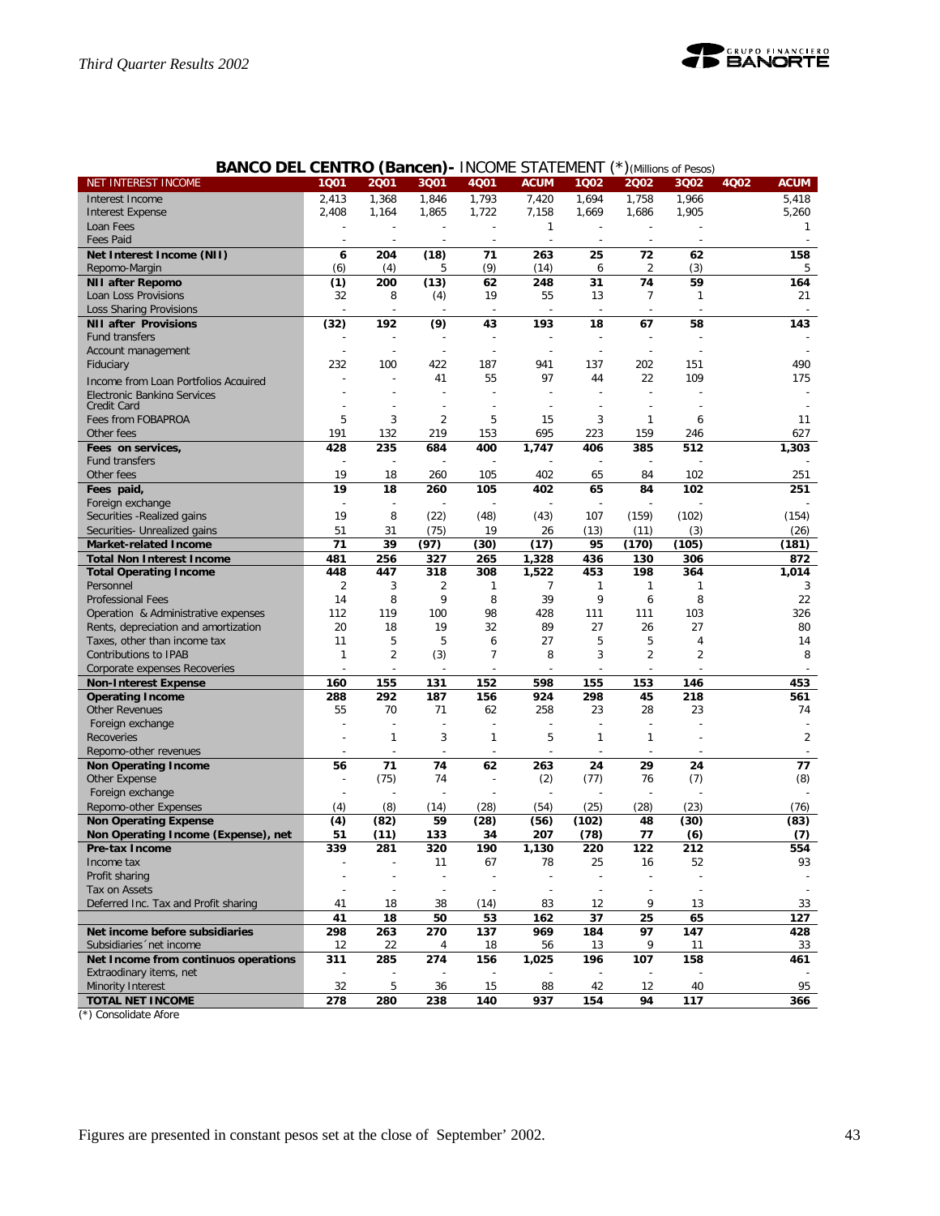## BANCO DEL CENTRO (Bancen)- INCOME STATEMENT (*)(Millions of Pesos)

| NET INTEREST INCOME | 1Q01 | 2Q01 | 3Q01 | 4Q01 | ACUM | 1Q02 | 2Q02 | 3Q02 | 4Q02 | ACUM |
|---|---|---|---|---|---|---|---|---|---|---|
| Interest Income | 2,413 | 1,368 | 1,846 | 1,793 | 7,420 | 1,694 | 1,758 | 1,966 | | 5,418 |
| Interest Expense | 2,408 | 1,164 | 1,865 | 1,722 | 7,158 | 1,669 | 1,686 | 1,905 | | 5,260 |
| Loan Fees | - | - | - | - | 1 | - | - | - | | 1 |
| Fees Paid | - | - | - | - | - | - | - | - | | - |
| **Net Interest Income (NII)** | **6** | **204** | **(18)** | **71** | **263** | **25** | **72** | **62** | | **158** |
| Repomo-Margin | (6) | (4) | 5 | (9) | (14) | 6 | 2 | (3) | | 5 |
| **NII after Repomo** | **(1)** | **200** | **(13)** | **62** | **248** | **31** | **74** | **59** | | **164** |
| Loan Loss Provisions | 32 | 8 | (4) | 19 | 55 | 13 | 7 | 1 | | 21 |
| Loss Sharing Provisions | - | - | - | - | - | - | - | - | | - |
| **NII after Provisions** | **(32)** | **192** | **(9)** | **43** | **193** | **18** | **67** | **58** | | **143** |
| Fund transfers | - | - | - | - | - | - | - | - | | - |
| Account management | - | - | - | - | - | - | - | - | | - |
| Fiduciary | 232 | 100 | 422 | 187 | 941 | 137 | 202 | 151 | | 490 |
| Income from Loan Portfolios Acquired | - | - | 41 | 55 | 97 | 44 | 22 | 109 | | 175 |
| Electronic Banking Services | - | - | - | - | - | - | - | - | | - |
| Credit Card | - | - | - | - | - | - | - | - | | - |
| Fees from FOBAPROA | 5 | 3 | 2 | 5 | 15 | 3 | 1 | 6 | | 11 |
| Other fees | 191 | 132 | 219 | 153 | 695 | 223 | 159 | 246 | | 627 |
| **Fees on services,** | **428** | **235** | **684** | **400** | **1,747** | **406** | **385** | **512** | | **1,303** |
| Fund transfers | - | - | - | - | - | - | - | - | | - |
| Other fees | 19 | 18 | 260 | 105 | 402 | 65 | 84 | 102 | | 251 |
| **Fees paid,** | **19** | **18** | **260** | **105** | **402** | **65** | **84** | **102** | | **251** |
| Foreign exchange | - | - | - | - | - | - | - | - | | - |
| Securities -Realized gains | 19 | 8 | (22) | (48) | (43) | 107 | (159) | (102) | | (154) |
| Securities- Unrealized gains | 51 | 31 | (75) | 19 | 26 | (13) | (11) | (3) | | (26) |
| **Market-related Income** | **71** | **39** | **(97)** | **(30)** | **(17)** | **95** | **(170)** | **(105)** | | **(181)** |
| **Total Non Interest Income** | **481** | **256** | **327** | **265** | **1,328** | **436** | **130** | **306** | | **872** |
| **Total Operating Income** | **448** | **447** | **318** | **308** | **1,522** | **453** | **198** | **364** | | **1,014** |
| Personnel | 2 | 3 | 2 | 1 | 7 | 1 | 1 | 1 | | 3 |
| Professional Fees | 14 | 8 | 9 | 8 | 39 | 9 | 6 | 8 | | 22 |
| Operation & Administrative expenses | 112 | 119 | 100 | 98 | 428 | 111 | 111 | 103 | | 326 |
| Rents, depreciation and amortization | 20 | 18 | 19 | 32 | 89 | 27 | 26 | 27 | | 80 |
| Taxes, other than income tax | 11 | 5 | 5 | 6 | 27 | 5 | 5 | 4 | | 14 |
| Contributions to IPAB | 1 | 2 | (3) | 7 | 8 | 3 | 2 | 2 | | 8 |
| Corporate expenses Recoveries | - | - | - | - | - | - | - | - | | - |
| **Non-Interest Expense** | **160** | **155** | **131** | **152** | **598** | **155** | **153** | **146** | | **453** |
| **Operating Income** | **288** | **292** | **187** | **156** | **924** | **298** | **45** | **218** | | **561** |
| Other Revenues | 55 | 70 | 71 | 62 | 258 | 23 | 28 | 23 | | 74 |
| Foreign exchange | - | - | - | - | - | - | - | - | | - |
| Recoveries | - | 1 | 3 | 1 | 5 | 1 | 1 | - | | 2 |
| Repomo-other revenues | - | - | - | - | - | - | - | - | | - |
| **Non Operating Income** | **56** | **71** | **74** | **62** | **263** | **24** | **29** | **24** | | **77** |
| Other Expense | - | (75) | 74 | - | (2) | (77) | 76 | (7) | | (8) |
| Foreign exchange | - | - | - | - | - | - | - | - | | - |
| Repomo-other Expenses | (4) | (8) | (14) | (28) | (54) | (25) | (28) | (23) | | (76) |
| **Non Operating Expense** | **(4)** | **(82)** | **59** | **(28)** | **(56)** | **(102)** | **48** | **(30)** | | **(83)** |
| **Non Operating Income (Expense), net** | **51** | **(11)** | **133** | **34** | **207** | **(78)** | **77** | **(6)** | | **(7)** |
| **Pre-tax Income** | **339** | **281** | **320** | **190** | **1,130** | **220** | **122** | **212** | | **554** |
| Income tax | - | - | 11 | 67 | 78 | 25 | 16 | 52 | | 93 |
| Profit sharing | - | - | - | - | - | - | - | - | | - |
| Tax on Assets | - | - | - | - | - | - | - | - | | - |
| Deferred Inc. Tax and Profit sharing | 41 | 18 | 38 | (14) | 83 | 12 | 9 | 13 | | 33 |
| | **41** | **18** | **50** | **53** | **162** | **37** | **25** | **65** | | **127** |
| **Net income before subsidiaries** | **298** | **263** | **270** | **137** | **969** | **184** | **97** | **147** | | **428** |
| Subsidiaries´net income | 12 | 22 | 4 | 18 | 56 | 13 | 9 | 11 | | 33 |
| **Net Income from continuos operations** | **311** | **285** | **274** | **156** | **1,025** | **196** | **107** | **158** | | **461** |
| Extraodinary items, net | - | - | - | - | - | - | - | - | | - |
| Minority Interest | 32 | 5 | 36 | 15 | 88 | 42 | 12 | 40 | | 95 |
| **TOTAL NET INCOME** | **278** | **280** | **238** | **140** | **937** | **154** | **94** | **117** | | **366** |

(*) Consolidate Afore

Figures are presented in constant pesos set at the close of September' 2002.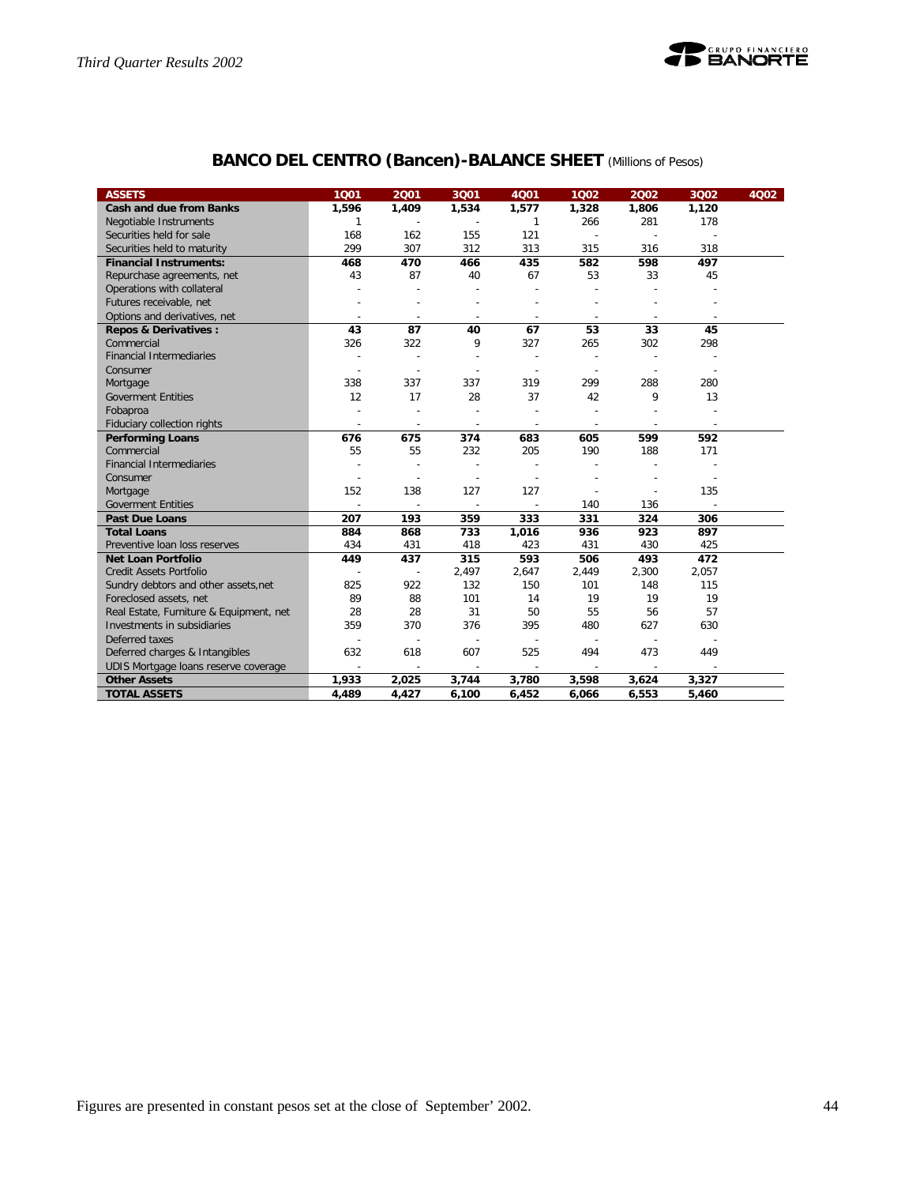## BANCO DEL CENTRO (Bancen)-BALANCE SHEET (Millions of Pesos)

| ASSETS | 1Q01 | 2Q01 | 3Q01 | 4Q01 | 1Q02 | 2Q02 | 3Q02 | 4Q02 |
|---|---|---|---|---|---|---|---|---|
| **Cash and due from Banks** | **1,596** | **1,409** | **1,534** | **1,577** | **1,328** | **1,806** | **1,120** | |
| Negotiable Instruments | 1 | - | - | 1 | 266 | 281 | 178 | |
| Securities held for sale | 168 | 162 | 155 | 121 | - | - | - | |
| Securities held to maturity | 299 | 307 | 312 | 313 | 315 | 316 | 318 | |
| **Financial Instruments:** | **468** | **470** | **466** | **435** | **582** | **598** | **497** | |
| Repurchase agreements, net | 43 | 87 | 40 | 67 | 53 | 33 | 45 | |
| Operations with collateral | - | - | - | - | - | - | - | |
| Futures receivable, net | - | - | - | - | - | - | - | |
| Options and derivatives, net | - | - | - | - | - | - | - | |
| **Repos & Derivatives :** | **43** | **87** | **40** | **67** | **53** | **33** | **45** | |
| Commercial | 326 | 322 | 9 | 327 | 265 | 302 | 298 | |
| Financial Intermediaries | - | - | - | - | - | - | - | |
| Consumer | - | - | - | - | - | - | - | |
| Mortgage | 338 | 337 | 337 | 319 | 299 | 288 | 280 | |
| Goverment Entities | 12 | 17 | 28 | 37 | 42 | 9 | 13 | |
| Fobaproa | - | - | - | - | - | - | - | |
| Fiduciary collection rights | - | - | - | - | - | - | - | |
| **Performing Loans** | **676** | **675** | **374** | **683** | **605** | **599** | **592** | |
| Commercial | 55 | 55 | 232 | 205 | 190 | 188 | 171 | |
| Financial Intermediaries | - | - | - | - | - | - | - | |
| Consumer | - | - | - | - | - | - | - | |
| Mortgage | 152 | 138 | 127 | 127 | - | - | 135 | |
| Goverment Entities | - | - | - | - | 140 | 136 | - | |
| **Past Due Loans** | **207** | **193** | **359** | **333** | **331** | **324** | **306** | |
| **Total Loans** | **884** | **868** | **733** | **1,016** | **936** | **923** | **897** | |
| Preventive loan loss reserves | 434 | 431 | 418 | 423 | 431 | 430 | 425 | |
| **Net Loan Portfolio** | **449** | **437** | **315** | **593** | **506** | **493** | **472** | |
| Credit Assets Portfolio | - | - | 2,497 | 2,647 | 2,449 | 2,300 | 2,057 | |
| Sundry debtors and other assets,net | 825 | 922 | 132 | 150 | 101 | 148 | 115 | |
| Foreclosed assets, net | 89 | 88 | 101 | 14 | 19 | 19 | 19 | |
| Real Estate, Furniture & Equipment, net | 28 | 28 | 31 | 50 | 55 | 56 | 57 | |
| Investments in subsidiaries | 359 | 370 | 376 | 395 | 480 | 627 | 630 | |
| Deferred taxes | - | - | - | - | - | - | - | |
| Deferred charges & Intangibles | 632 | 618 | 607 | 525 | 494 | 473 | 449 | |
| UDIS Mortgage loans reserve coverage | - | - | - | - | - | - | - | |
| **Other Assets** | **1,933** | **2,025** | **3,744** | **3,780** | **3,598** | **3,624** | **3,327** | |
| **TOTAL ASSETS** | **4,489** | **4,427** | **6,100** | **6,452** | **6,066** | **6,553** | **5,460** | |

Figures are presented in constant pesos set at the close of September' 2002.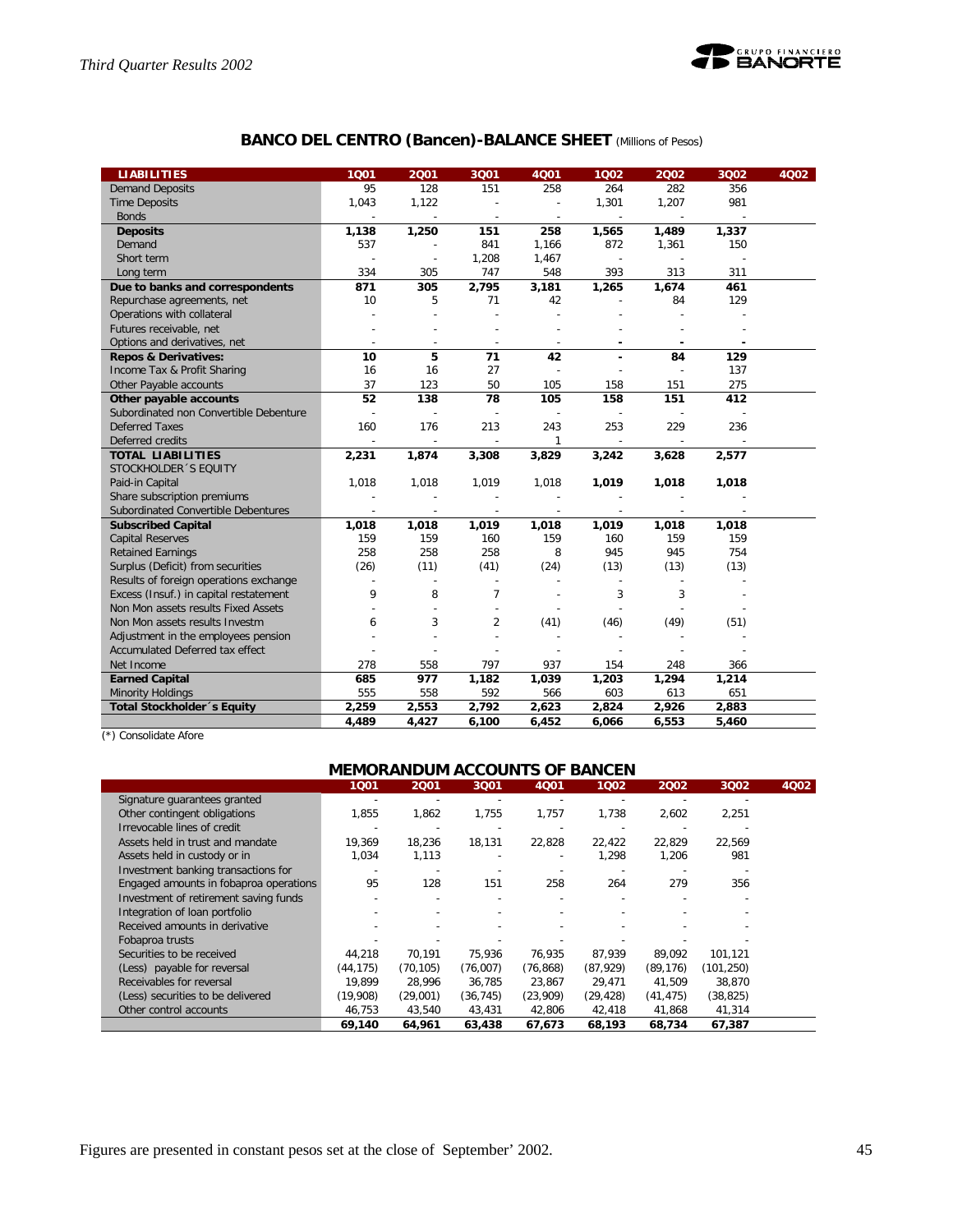## BANCO DEL CENTRO (Bancen)-BALANCE SHEET (Millions of Pesos)

| LIABILITIES | 1Q01 | 2Q01 | 3Q01 | 4Q01 | 1Q02 | 2Q02 | 3Q02 | 4Q02 |
|---|---|---|---|---|---|---|---|---|
| Demand Deposits | 95 | 128 | 151 | 258 | 264 | 282 | 356 | |
| Time Deposits | 1,043 | 1,122 | - | - | 1,301 | 1,207 | 981 | |
| Bonds | - | - | - | - | - | - | - | |
| **Deposits** | **1,138** | **1,250** | **151** | **258** | **1,565** | **1,489** | **1,337** | |
| Demand | 537 | - | 841 | 1,166 | 872 | 1,361 | 150 | |
| Short term | - | - | 1,208 | 1,467 | - | - | - | |
| Long term | 334 | 305 | 747 | 548 | 393 | 313 | 311 | |
| **Due to banks and correspondents** | **871** | **305** | **2,795** | **3,181** | **1,265** | **1,674** | **461** | |
| Repurchase agreements, net | 10 | 5 | 71 | 42 | - | 84 | 129 | |
| Operations with collateral | - | - | - | - | - | - | - | |
| Futures receivable, net | - | - | - | - | - | - | - | |
| Options and derivatives, net | - | - | - | - | - | - | - | |
| **Repos & Derivatives:** | **10** | **5** | **71** | **42** | **-** | **84** | **129** | |
| Income Tax & Profit Sharing | 16 | 16 | 27 | - | - | - | 137 | |
| Other Payable accounts | 37 | 123 | 50 | 105 | 158 | 151 | 275 | |
| **Other payable accounts** | **52** | **138** | **78** | **105** | **158** | **151** | **412** | |
| Subordinated non Convertible Debenture | - | - | - | - | - | - | - | |
| Deferred Taxes | 160 | 176 | 213 | 243 | 253 | 229 | 236 | |
| Deferred credits | - | - | - | 1 | - | - | - | |
| **TOTAL LIABILITIES** | **2,231** | **1,874** | **3,308** | **3,829** | **3,242** | **3,628** | **2,577** | |
| STOCKHOLDER´S EQUITY | | | | | | | | |
| Paid-in Capital | 1,018 | 1,018 | 1,019 | 1,018 | **1,019** | **1,018** | **1,018** | |
| Share subscription premiums | - | - | - | - | - | - | - | |
| Subordinated Convertible Debentures | - | - | - | - | - | - | - | |
| **Subscribed Capital** | **1,018** | **1,018** | **1,019** | **1,018** | **1,019** | **1,018** | **1,018** | |
| Capital Reserves | 159 | 159 | 160 | 159 | 160 | 159 | 159 | |
| Retained Earnings | 258 | 258 | 258 | 8 | 945 | 945 | 754 | |
| Surplus (Deficit) from securities | (26) | (11) | (41) | (24) | (13) | (13) | (13) | |
| Results of foreign operations exchange | - | - | - | - | - | - | - | |
| Excess (Insuf.) in capital restatement | 9 | 8 | 7 | - | 3 | 3 | - | |
| Non Mon assets results Fixed Assets | - | - | - | - | - | - | - | |
| Non Mon assets results Investm | 6 | 3 | 2 | (41) | (46) | (49) | (51) | |
| Adjustment in the employees pension | - | - | - | - | - | - | - | |
| Accumulated Deferred tax effect | - | - | - | - | - | - | - | |
| Net Income | 278 | 558 | 797 | 937 | 154 | 248 | 366 | |
| **Earned Capital** | **685** | **977** | **1,182** | **1,039** | **1,203** | **1,294** | **1,214** | |
| Minority Holdings | 555 | 558 | 592 | 566 | 603 | 613 | 651 | |
| **Total Stockholder´s Equity** | **2,259** | **2,553** | **2,792** | **2,623** | **2,824** | **2,926** | **2,883** | |
| | **4,489** | **4,427** | **6,100** | **6,452** | **6,066** | **6,553** | **5,460** | |

(*) Consolidate Afore

## MEMORANDUM ACCOUNTS OF BANCEN

| | 1Q01 | 2Q01 | 3Q01 | 4Q01 | 1Q02 | 2Q02 | 3Q02 | 4Q02 |
|---|---|---|---|---|---|---|---|---|
| Signature guarantees granted | - | - | - | - | - | - | - | |
| Other contingent obligations | 1,855 | 1,862 | 1,755 | 1,757 | 1,738 | 2,602 | 2,251 | |
| Irrevocable lines of credit | - | - | - | - | - | - | - | |
| Assets held in trust and mandate | 19,369 | 18,236 | 18,131 | 22,828 | 22,422 | 22,829 | 22,569 | |
| Assets held in custody or in | 1,034 | 1,113 | - | - | 1,298 | 1,206 | 981 | |
| Investment banking transactions for | - | - | - | - | - | - | - | |
| Engaged amounts in fobaproa operations | 95 | 128 | 151 | 258 | 264 | 279 | 356 | |
| Investment of retirement saving funds | - | - | - | - | - | - | - | |
| Integration of loan portfolio | - | - | - | - | - | - | - | |
| Received amounts in derivative | - | - | - | - | - | - | - | |
| Fobaproa trusts | - | - | - | - | - | - | - | |
| Securities to be received | 44,218 | 70,191 | 75,936 | 76,935 | 87,939 | 89,092 | 101,121 | |
| (Less) payable for reversal | (44,175) | (70,105) | (76,007) | (76,868) | (87,929) | (89,176) | (101,250) | |
| Receivables for reversal | 19,899 | 28,996 | 36,785 | 23,867 | 29,471 | 41,509 | 38,870 | |
| (Less) securities to be delivered | (19,908) | (29,001) | (36,745) | (23,909) | (29,428) | (41,475) | (38,825) | |
| Other control accounts | 46,753 | 43,540 | 43,431 | 42,806 | 42,418 | 41,868 | 41,314 | |
| | **69,140** | **64,961** | **63,438** | **67,673** | **68,193** | **68,734** | **67,387** | |

Figures are presented in constant pesos set at the close of September' 2002.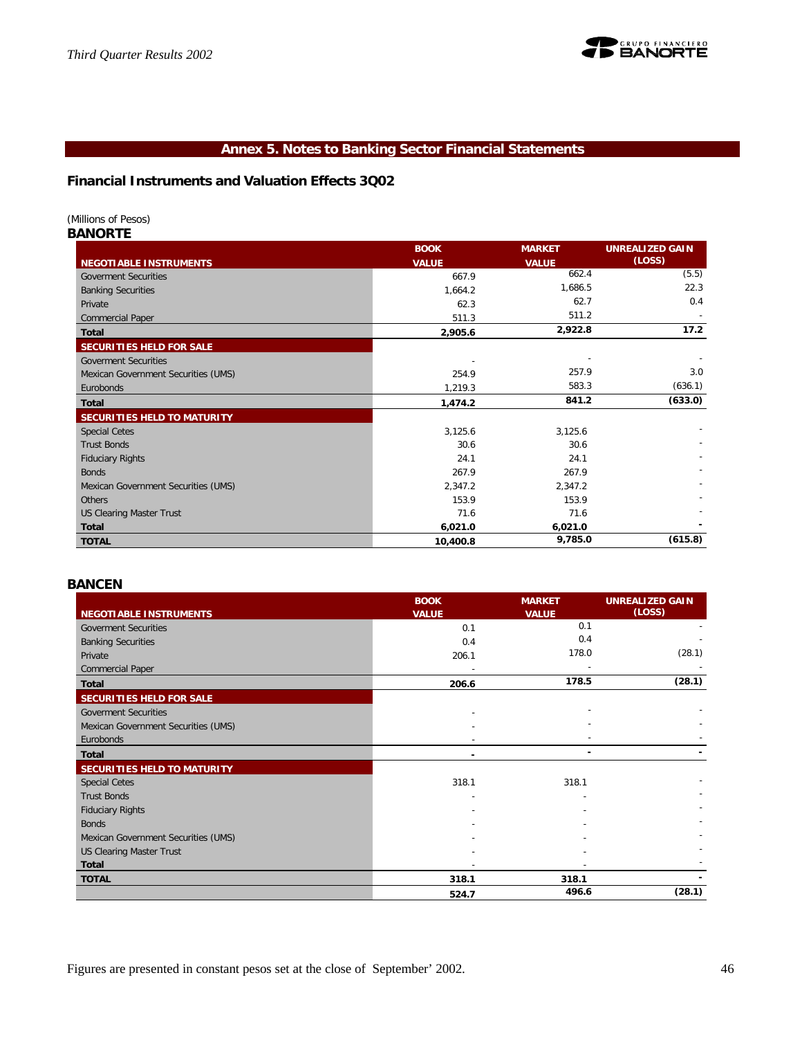## Annex 5. Notes to Banking Sector Financial Statements

### Financial Instruments and Valuation Effects 3Q02

(Millions of Pesos)

**BANORTE**

| NEGOTIABLE INSTRUMENTS | BOOK VALUE | MARKET VALUE | UNREALIZED GAIN (LOSS) |
|---|---|---|---|
| Goverment Securities | 667.9 | 662.4 | (5.5) |
| Banking Securities | 1,664.2 | 1,686.5 | 22.3 |
| Private | 62.3 | 62.7 | 0.4 |
| Commercial Paper | 511.3 | 511.2 | - |
| **Total** | **2,905.6** | **2,922.8** | **17.2** |
| **SECURITIES HELD FOR SALE** | | | |
| Goverment Securities | - | - | - |
| Mexican Government Securities (UMS) | 254.9 | 257.9 | 3.0 |
| Eurobonds | 1,219.3 | 583.3 | (636.1) |
| **Total** | **1,474.2** | **841.2** | **(633.0)** |
| **SECURITIES HELD TO MATURITY** | | | |
| Special Cetes | 3,125.6 | 3,125.6 | - |
| Trust Bonds | 30.6 | 30.6 | - |
| Fiduciary Rights | 24.1 | 24.1 | - |
| Bonds | 267.9 | 267.9 | - |
| Mexican Government Securities (UMS) | 2,347.2 | 2,347.2 | - |
| Others | 153.9 | 153.9 | - |
| US Clearing Master Trust | 71.6 | 71.6 | - |
| **Total** | **6,021.0** | **6,021.0** | **-** |
| **TOTAL** | **10,400.8** | **9,785.0** | **(615.8)** |

**BANCEN**

| NEGOTIABLE INSTRUMENTS | BOOK VALUE | MARKET VALUE | UNREALIZED GAIN (LOSS) |
|---|---|---|---|
| Goverment Securities | 0.1 | 0.1 | - |
| Banking Securities | 0.4 | 0.4 | - |
| Private | 206.1 | 178.0 | (28.1) |
| Commercial Paper | - | - | - |
| **Total** | **206.6** | **178.5** | **(28.1)** |
| **SECURITIES HELD FOR SALE** | | | |
| Goverment Securities | - | - | - |
| Mexican Government Securities (UMS) | - | - | - |
| Eurobonds | - | - | - |
| **Total** | **-** | **-** | **-** |
| **SECURITIES HELD TO MATURITY** | | | |
| Special Cetes | 318.1 | 318.1 | - |
| Trust Bonds | - | - | - |
| Fiduciary Rights | - | - | - |
| Bonds | - | - | - |
| Mexican Government Securities (UMS) | - | - | - |
| US Clearing Master Trust | - | - | - |
| **Total** | - | - | - |
| **TOTAL** | **318.1** | **318.1** | **-** |
| | **524.7** | **496.6** | **(28.1)** |

Figures are presented in constant pesos set at the close of September' 2002.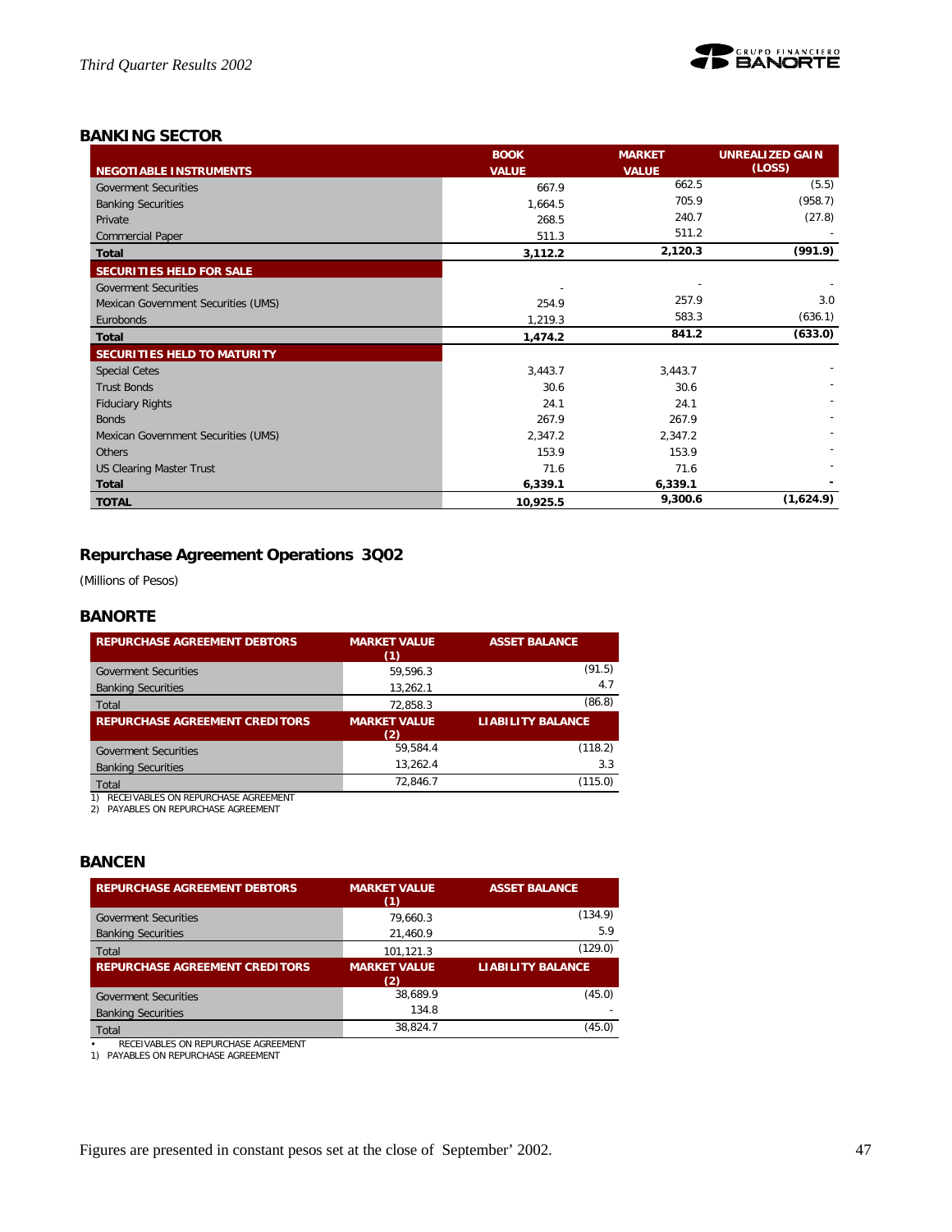## BANKING SECTOR

| NEGOTIABLE INSTRUMENTS | BOOK VALUE | MARKET VALUE | UNREALIZED GAIN (LOSS) |
|---|---|---|---|
| Goverment Securities | 667.9 | 662.5 | (5.5) |
| Banking Securities | 1,664.5 | 705.9 | (958.7) |
| Private | 268.5 | 240.7 | (27.8) |
| Commercial Paper | 511.3 | 511.2 | - |
| **Total** | **3,112.2** | **2,120.3** | **(991.9)** |
| **SECURITIES HELD FOR SALE** | | | |
| Goverment Securities | - | - | - |
| Mexican Government Securities (UMS) | 254.9 | 257.9 | 3.0 |
| Eurobonds | 1,219.3 | 583.3 | (636.1) |
| **Total** | **1,474.2** | **841.2** | **(633.0)** |
| **SECURITIES HELD TO MATURITY** | | | |
| Special Cetes | 3,443.7 | 3,443.7 | - |
| Trust Bonds | 30.6 | 30.6 | - |
| Fiduciary Rights | 24.1 | 24.1 | - |
| Bonds | 267.9 | 267.9 | - |
| Mexican Government Securities (UMS) | 2,347.2 | 2,347.2 | - |
| Others | 153.9 | 153.9 | - |
| US Clearing Master Trust | 71.6 | 71.6 | - |
| **Total** | **6,339.1** | **6,339.1** | **-** |
| **TOTAL** | **10,925.5** | **9,300.6** | **(1,624.9)** |

## Repurchase Agreement Operations 3Q02

(Millions of Pesos)

### BANORTE

| REPURCHASE AGREEMENT DEBTORS | MARKET VALUE (1) | ASSET BALANCE |
|---|---|---|
| Goverment Securities | 59,596.3 | (91.5) |
| Banking Securities | 13,262.1 | 4.7 |
| Total | 72,858.3 | (86.8) |
| **REPURCHASE AGREEMENT CREDITORS** | **MARKET VALUE (2)** | **LIABILITY BALANCE** |
| Goverment Securities | 59,584.4 | (118.2) |
| Banking Securities | 13,262.4 | 3.3 |
| Total | 72,846.7 | (115.0) |

1) RECEIVABLES ON REPURCHASE AGREEMENT
2) PAYABLES ON REPURCHASE AGREEMENT

### BANCEN

| REPURCHASE AGREEMENT DEBTORS | MARKET VALUE (1) | ASSET BALANCE |
|---|---|---|
| Goverment Securities | 79,660.3 | (134.9) |
| Banking Securities | 21,460.9 | 5.9 |
| Total | 101,121.3 | (129.0) |
| **REPURCHASE AGREEMENT CREDITORS** | **MARKET VALUE (2)** | **LIABILITY BALANCE** |
| Goverment Securities | 38,689.9 | (45.0) |
| Banking Securities | 134.8 | - |
| Total | 38,824.7 | (45.0) |

- RECEIVABLES ON REPURCHASE AGREEMENT

1) PAYABLES ON REPURCHASE AGREEMENT

Figures are presented in constant pesos set at the close of September' 2002.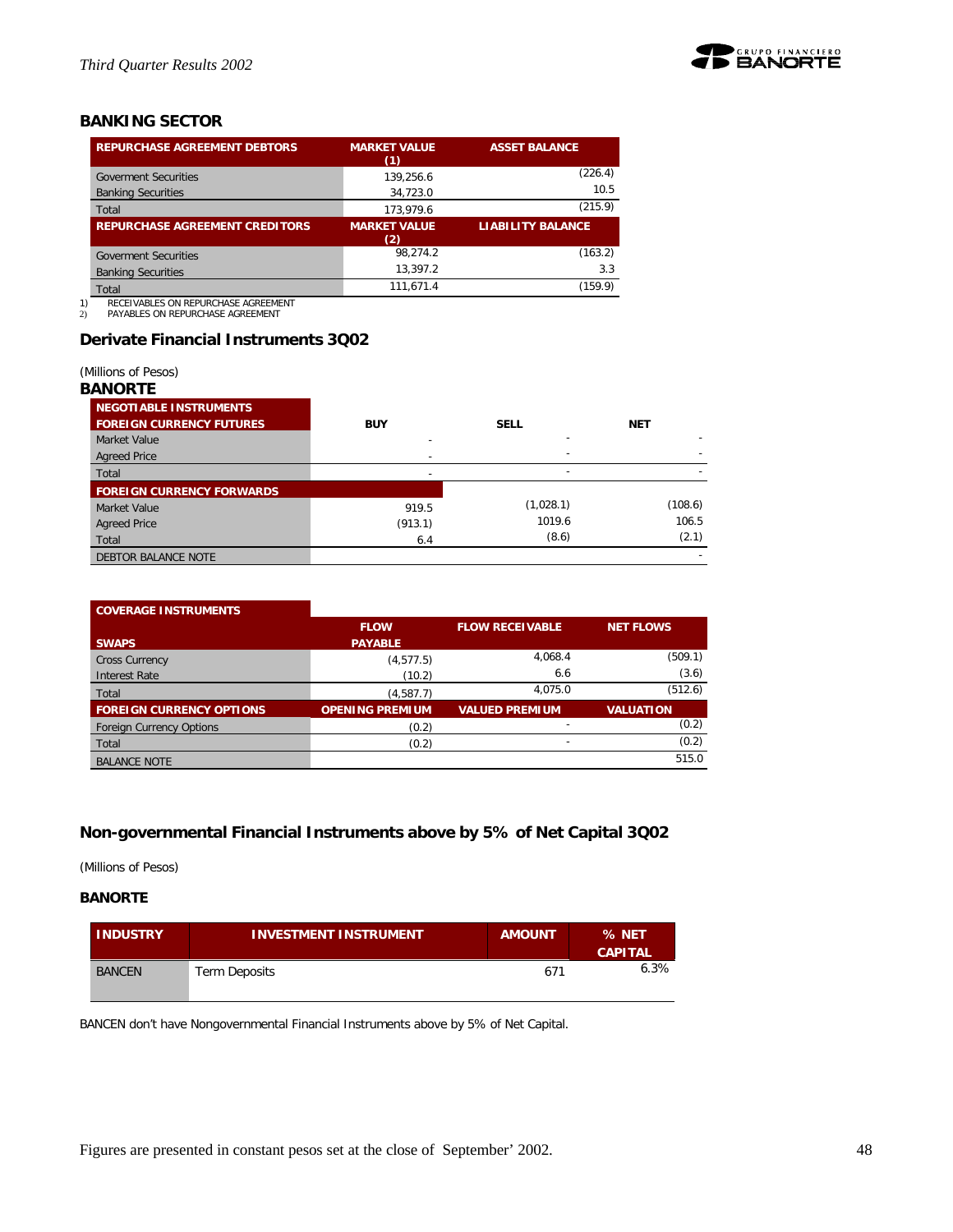## BANKING SECTOR

| REPURCHASE AGREEMENT DEBTORS | MARKET VALUE (1) | ASSET BALANCE |
|---|---|---|
| Goverment Securities | 139,256.6 | (226.4) |
| Banking Securities | 34,723.0 | 10.5 |
| Total | 173,979.6 | (215.9) |
| **REPURCHASE AGREEMENT CREDITORS** | **MARKET VALUE (2)** | **LIABILITY BALANCE** |
| Goverment Securities | 98,274.2 | (163.2) |
| Banking Securities | 13,397.2 | 3.3 |
| Total | 111,671.4 | (159.9) |

1) RECEIVABLES ON REPURCHASE AGREEMENT
2) PAYABLES ON REPURCHASE AGREEMENT

## Derivate Financial Instruments 3Q02

(Millions of Pesos)

**BANORTE**

| NEGOTIABLE INSTRUMENTS FOREIGN CURRENCY FUTURES | BUY | SELL | NET |
|---|---|---|---|
| Market Value | - | - | - |
| Agreed Price | - | - | - |
| Total | - | - | - |
| **FOREIGN CURRENCY FORWARDS** | | | |
| Market Value | 919.5 | (1,028.1) | (108.6) |
| Agreed Price | (913.1) | 1019.6 | 106.5 |
| Total | 6.4 | (8.6) | (2.1) |
| DEBTOR BALANCE NOTE | | | - |

| COVERAGE INSTRUMENTS SWAPS | FLOW PAYABLE | FLOW RECEIVABLE | NET FLOWS |
|---|---|---|---|
| Cross Currency | (4,577.5) | 4,068.4 | (509.1) |
| Interest Rate | (10.2) | 6.6 | (3.6) |
| Total | (4,587.7) | 4,075.0 | (512.6) |
| **FOREIGN CURRENCY OPTIONS** | **OPENING PREMIUM** | **VALUED PREMIUM** | **VALUATION** |
| Foreign Currency Options | (0.2) | - | (0.2) |
| Total | (0.2) | - | (0.2) |
| BALANCE NOTE | | | 515.0 |

## Non-governmental Financial Instruments above by 5% of Net Capital 3Q02

(Millions of Pesos)

**BANORTE**

| INDUSTRY | INVESTMENT INSTRUMENT | AMOUNT | % NET CAPITAL |
|---|---|---|---|
| BANCEN | Term Deposits | 671 | 6.3% |

BANCEN don't have Nongovernmental Financial Instruments above by 5% of Net Capital.

Figures are presented in constant pesos set at the close of September' 2002.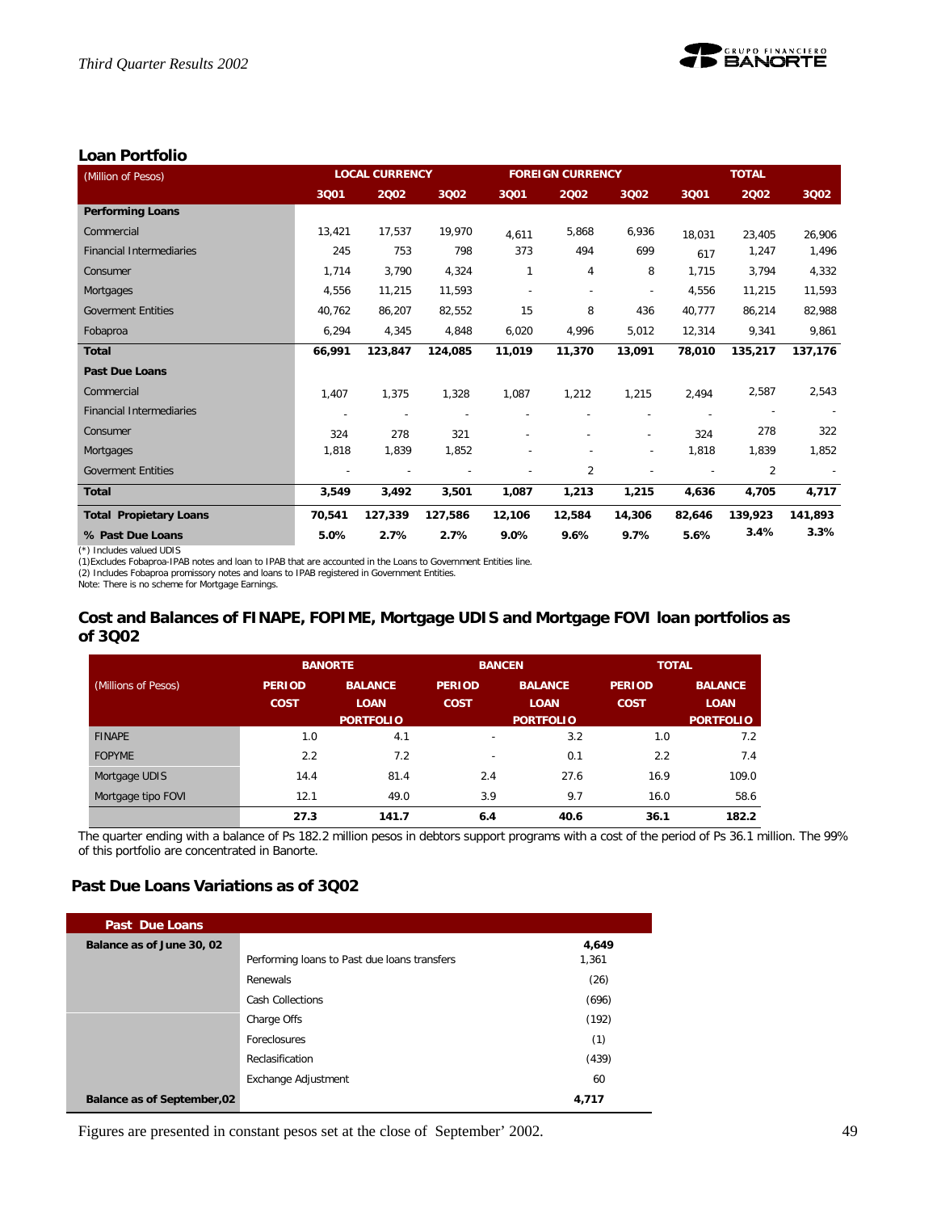## Loan Portfolio

| (Million of Pesos) | LOCAL CURRENCY | | | FOREIGN CURRENCY | | | TOTAL | | |
|---|---|---|---|---|---|---|---|---|---|
| | 3Q01 | 2Q02 | 3Q02 | 3Q01 | 2Q02 | 3Q02 | 3Q01 | 2Q02 | 3Q02 |
| **Performing Loans** | | | | | | | | | |
| Commercial | 13,421 | 17,537 | 19,970 | 4,611 | 5,868 | 6,936 | 18,031 | 23,405 | 26,906 |
| Financial Intermediaries | 245 | 753 | 798 | 373 | 494 | 699 | 617 | 1,247 | 1,496 |
| Consumer | 1,714 | 3,790 | 4,324 | 1 | 4 | 8 | 1,715 | 3,794 | 4,332 |
| Mortgages | 4,556 | 11,215 | 11,593 | - | - | - | 4,556 | 11,215 | 11,593 |
| Goverment Entities | 40,762 | 86,207 | 82,552 | 15 | 8 | 436 | 40,777 | 86,214 | 82,988 |
| Fobaproa | 6,294 | 4,345 | 4,848 | 6,020 | 4,996 | 5,012 | 12,314 | 9,341 | 9,861 |
| **Total** | **66,991** | **123,847** | **124,085** | **11,019** | **11,370** | **13,091** | **78,010** | **135,217** | **137,176** |
| **Past Due Loans** | | | | | | | | | |
| Commercial | 1,407 | 1,375 | 1,328 | 1,087 | 1,212 | 1,215 | 2,494 | 2,587 | 2,543 |
| Financial Intermediaries | - | - | - | - | - | - | - | - | - |
| Consumer | 324 | 278 | 321 | - | - | - | 324 | 278 | 322 |
| Mortgages | 1,818 | 1,839 | 1,852 | - | - | - | 1,818 | 1,839 | 1,852 |
| Goverment Entities | - | - | - | - | 2 | - | - | 2 | - |
| **Total** | **3,549** | **3,492** | **3,501** | **1,087** | **1,213** | **1,215** | **4,636** | **4,705** | **4,717** |
| **Total Propietary Loans** | **70,541** | **127,339** | **127,586** | **12,106** | **12,584** | **14,306** | **82,646** | **139,923** | **141,893** |
| **% Past Due Loans** | **5.0%** | **2.7%** | **2.7%** | **9.0%** | **9.6%** | **9.7%** | **5.6%** | **3.4%** | **3.3%** |

(*) Includes valued UDIS
(1)Excludes Fobaproa-IPAB notes and loan to IPAB that are accounted in the Loans to Government Entities line.
(2) Includes Fobaproa promissory notes and loans to IPAB registered in Government Entities.
Note: There is no scheme for Mortgage Earnings.

## Cost and Balances of FINAPE, FOPIME, Mortgage UDIS and Mortgage FOVI loan portfolios as of 3Q02

| (Millions of Pesos) | BANORTE | | BANCEN | | TOTAL | |
|---|---|---|---|---|---|---|
| | PERIOD COST | BALANCE LOAN PORTFOLIO | PERIOD COST | BALANCE LOAN PORTFOLIO | PERIOD COST | BALANCE LOAN PORTFOLIO |
| FINAPE | 1.0 | 4.1 | - | 3.2 | 1.0 | 7.2 |
| FOPYME | 2.2 | 7.2 | - | 0.1 | 2.2 | 7.4 |
| Mortgage UDIS | 14.4 | 81.4 | 2.4 | 27.6 | 16.9 | 109.0 |
| Mortgage tipo FOVI | 12.1 | 49.0 | 3.9 | 9.7 | 16.0 | 58.6 |
| | **27.3** | **141.7** | **6.4** | **40.6** | **36.1** | **182.2** |

The quarter ending with a balance of Ps 182.2 million pesos in debtors support programs with a cost of the period of Ps 36.1 million. The 99% of this portfolio are concentrated in Banorte.

## Past Due Loans Variations as of 3Q02

| Past Due Loans | | |
|---|---|---|
| **Balance as of June 30, 02** | | **4,649** |
| | Performing loans to Past due loans transfers | 1,361 |
| | Renewals | (26) |
| | Cash Collections | (696) |
| | Charge Offs | (192) |
| | Foreclosures | (1) |
| | Reclasification | (439) |
| | Exchange Adjustment | 60 |
| **Balance as of September,02** | | **4,717** |

Figures are presented in constant pesos set at the close of September' 2002.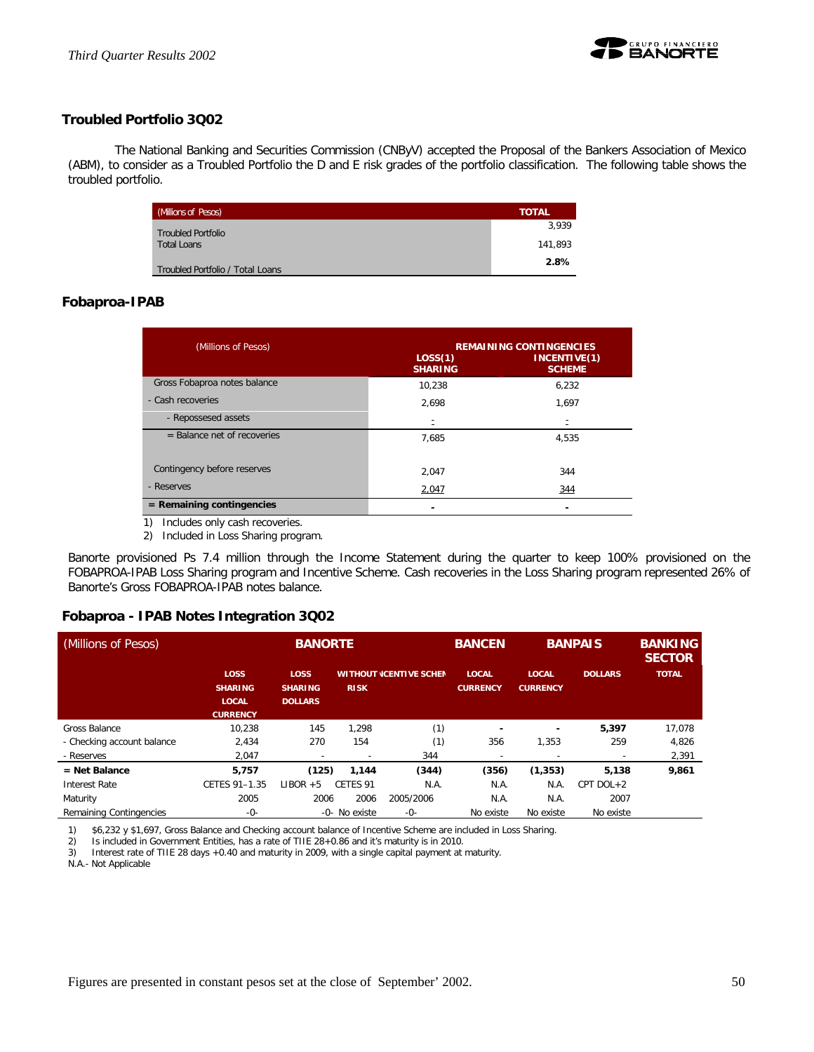## Troubled Portfolio 3Q02

The National Banking and Securities Commission (CNByV) accepted the Proposal of the Bankers Association of Mexico (ABM), to consider as a Troubled Portfolio the D and E risk grades of the portfolio classification. The following table shows the troubled portfolio.

| (Millions of Pesos) | TOTAL |
|---|---|
| Troubled Portfolio | 3,939 |
| Total Loans | 141,893 |
| Troubled Portfolio / Total Loans | 2.8% |

## Fobaproa-IPAB

| (Millions of Pesos) | REMAINING CONTINGENCIES LOSS(1) SHARING | INCENTIVE(1) SCHEME |
|---|---|---|
| Gross Fobaproa notes balance | 10,238 | 6,232 |
| - Cash recoveries | 2,698 | 1,697 |
| - Repossesed assets | - | - |
| = Balance net of recoveries | 7,685 | 4,535 |
| Contingency before reserves | 2,047 | 344 |
| - Reserves | 2,047 | 344 |
| **= Remaining contingencies** | - | - |

1) Includes only cash recoveries.
2) Included in Loss Sharing program.

Banorte provisioned Ps 7.4 million through the Income Statement during the quarter to keep 100% provisioned on the FOBAPROA-IPAB Loss Sharing program and Incentive Scheme. Cash recoveries in the Loss Sharing program represented 26% of Banorte's Gross FOBAPROA-IPAB notes balance.

## Fobaproa - IPAB Notes Integration 3Q02

| (Millions of Pesos) | BANORTE | | | | BANCEN | BANPAIS | | BANKING SECTOR |
|---|---|---|---|---|---|---|---|---|
| | LOSS SHARING LOCAL CURRENCY | LOSS SHARING DOLLARS | WITHOUT RISK | INCENTIVE SCHEME | LOCAL CURRENCY | LOCAL CURRENCY | DOLLARS | TOTAL |
| Gross Balance | 10,238 | 145 | 1,298 | (1) | - | - | **5,397** | 17,078 |
| - Checking account balance | 2,434 | 270 | 154 | (1) | 356 | 1,353 | 259 | 4,826 |
| - Reserves | 2,047 | - | - | 344 | - | - | - | 2,391 |
| **= Net Balance** | **5,757** | **(125)** | **1,144** | **(344)** | **(356)** | **(1,353)** | **5,138** | **9,861** |
| Interest Rate | CETES 91–1.35 | LIBOR +5 | CETES 91 | N.A. | N.A. | N.A. | CPT DOL+2 | |
| Maturity | 2005 | 2006 | 2006 | 2005/2006 | N.A. | N.A. | 2007 | |
| Remaining Contingencies | -0- | -0- | No existe | -0- | No existe | No existe | No existe | |

1) $6,232 y $1,697, Gross Balance and Checking account balance of Incentive Scheme are included in Loss Sharing.
2) Is included in Government Entities, has a rate of TIIE 28+0.86 and it's maturity is in 2010.
3) Interest rate of TIIE 28 days +0.40 and maturity in 2009, with a single capital payment at maturity.

N.A.- Not Applicable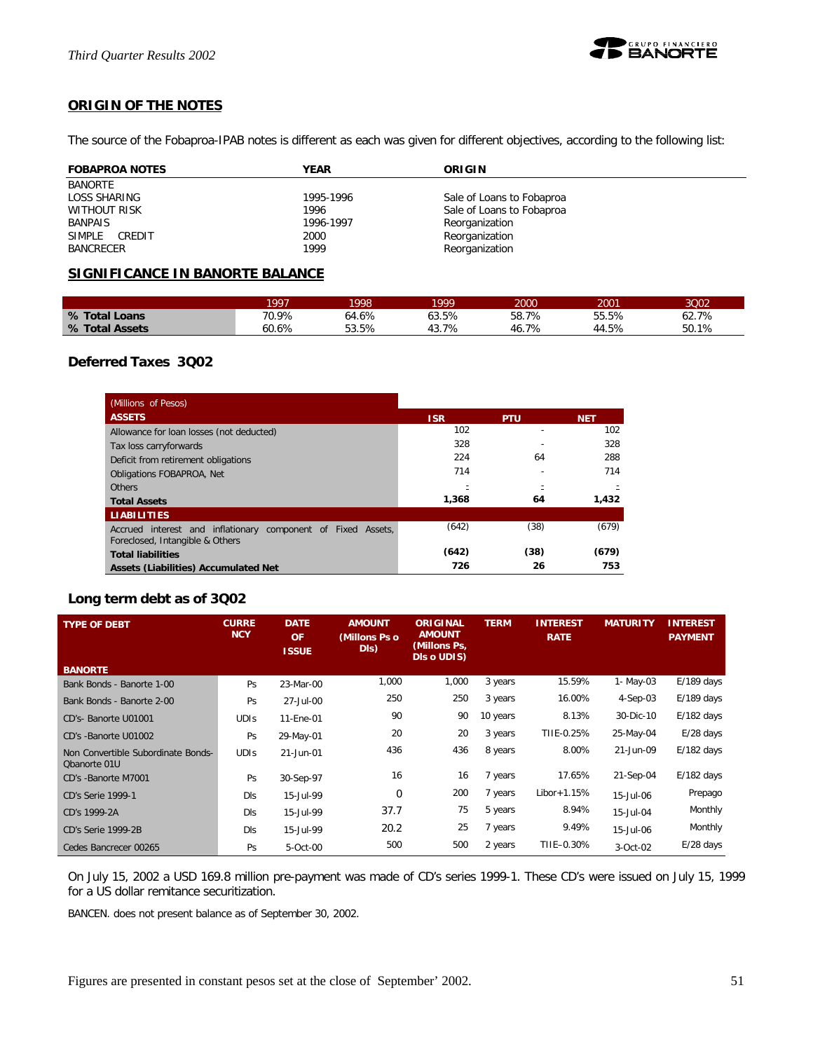## ORIGIN OF THE NOTES

The source of the Fobaproa-IPAB notes is different as each was given for different objectives, according to the following list:

| FOBAPROA NOTES | YEAR | ORIGIN |
|---|---|---|
| BANORTE | | |
| LOSS SHARING | 1995-1996 | Sale of Loans to Fobaproa |
| WITHOUT RISK | 1996 | Sale of Loans to Fobaproa |
| BANPAIS | 1996-1997 | Reorganization |
| SIMPLE CREDIT | 2000 | Reorganization |
| BANCRECER | 1999 | Reorganization |

## SIGNIFICANCE IN BANORTE BALANCE

| | 1997 | 1998 | 1999 | 2000 | 2001 | 3Q02 |
|---|---|---|---|---|---|---|
| **% Total Loans** | 70.9% | 64.6% | 63.5% | 58.7% | 55.5% | 62.7% |
| **% Total Assets** | 60.6% | 53.5% | 43.7% | 46.7% | 44.5% | 50.1% |

## Deferred Taxes 3Q02

| (Millions of Pesos) | | | |
|---|---|---|---|
| **ASSETS** | **ISR** | **PTU** | **NET** |
| Allowance for loan losses (not deducted) | 102 | - | 102 |
| Tax loss carryforwards | 328 | - | 328 |
| Deficit from retirement obligations | 224 | 64 | 288 |
| Obligations FOBAPROA, Net | 714 | - | 714 |
| Others | - | - | - |
| **Total Assets** | **1,368** | **64** | **1,432** |
| **LIABILITIES** | | | |
| Accrued interest and inflationary component of Fixed Assets, Foreclosed, Intangible & Others | (642) | (38) | (679) |
| **Total liabilities** | **(642)** | **(38)** | **(679)** |
| **Assets (Liabilities) Accumulated Net** | **726** | **26** | **753** |

## Long term debt as of 3Q02

| TYPE OF DEBT | CURRENCY | DATE OF ISSUE | AMOUNT (Millons Ps o Dls) | ORIGINAL AMOUNT (Millons Ps, Dls o UDIS) | TERM | INTEREST RATE | MATURITY | INTEREST PAYMENT |
|---|---|---|---|---|---|---|---|---|
| **BANORTE** | | | | | | | | |
| Bank Bonds - Banorte 1-00 | Ps | 23-Mar-00 | 1,000 | 1,000 | 3 years | 15.59% | 1- May-03 | E/189 days |
| Bank Bonds - Banorte 2-00 | Ps | 27-Jul-00 | 250 | 250 | 3 years | 16.00% | 4-Sep-03 | E/189 days |
| CD's- Banorte U01001 | UDIs | 11-Ene-01 | 90 | 90 | 10 years | 8.13% | 30-Dic-10 | E/182 days |
| CD's -Banorte U01002 | Ps | 29-May-01 | 20 | 20 | 3 years | TIIE-0.25% | 25-May-04 | E/28 days |
| Non Convertible Subordinate Bonds-Qbanorte 01U | UDIs | 21-Jun-01 | 436 | 436 | 8 years | 8.00% | 21-Jun-09 | E/182 days |
| CD's -Banorte M7001 | Ps | 30-Sep-97 | 16 | 16 | 7 years | 17.65% | 21-Sep-04 | E/182 days |
| CD's Serie 1999-1 | Dls | 15-Jul-99 | 0 | 200 | 7 years | Libor+1.15% | 15-Jul-06 | Prepago |
| CD's 1999-2A | Dls | 15-Jul-99 | 37.7 | 75 | 5 years | 8.94% | 15-Jul-04 | Monthly |
| CD's Serie 1999-2B | Dls | 15-Jul-99 | 20.2 | 25 | 7 years | 9.49% | 15-Jul-06 | Monthly |
| Cedes Bancrecer 00265 | Ps | 5-Oct-00 | 500 | 500 | 2 years | TIIE-0.30% | 3-Oct-02 | E/28 days |

On July 15, 2002 a USD 169.8 million pre-payment was made of CD's series 1999-1. These CD's were issued on July 15, 1999 for a US dollar remitance securitization.

BANCEN. does not present balance as of September 30, 2002.

Figures are presented in constant pesos set at the close of September' 2002.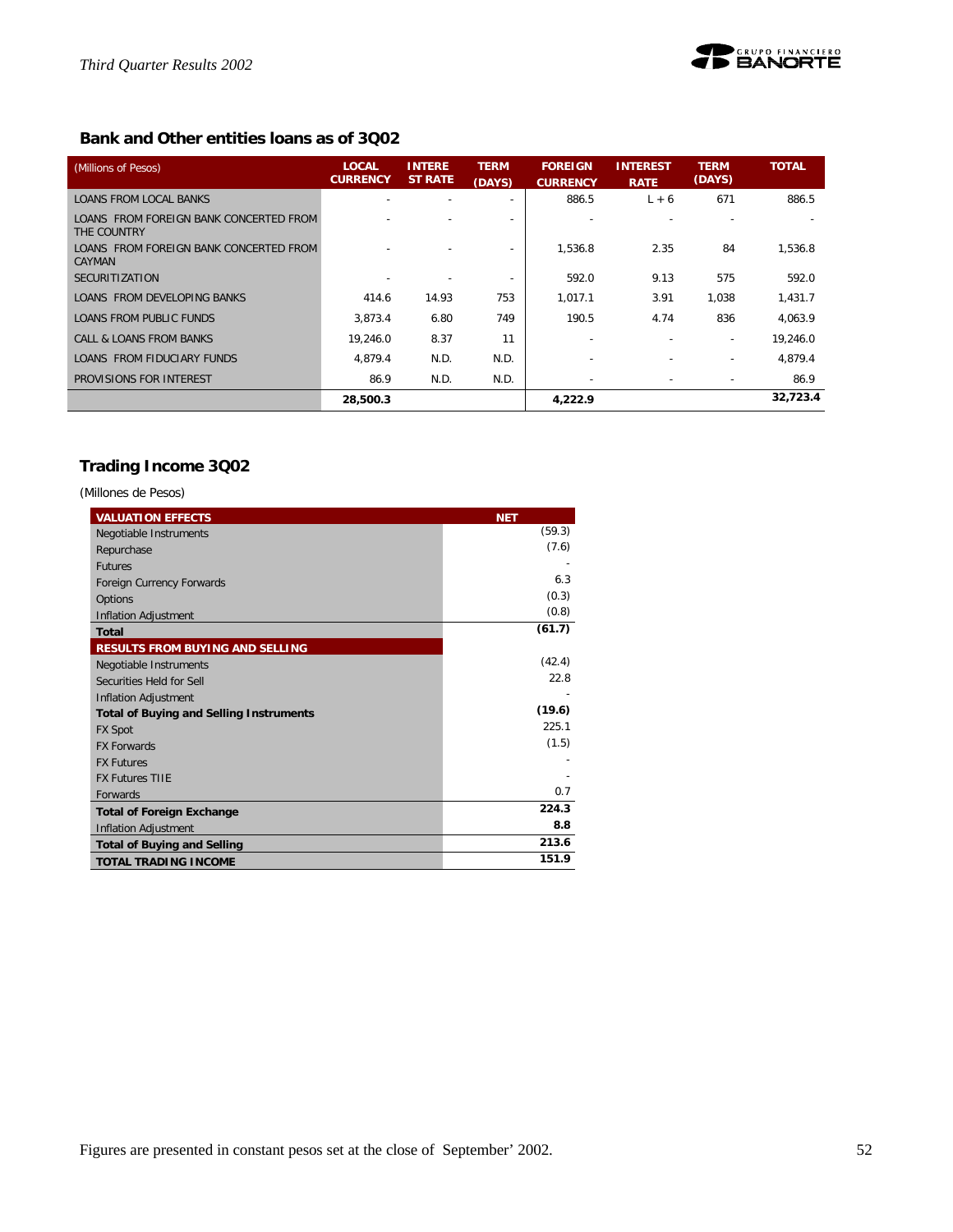## Bank and Other entities loans as of 3Q02

| (Millions of Pesos) | LOCAL CURRENCY | INTEREST RATE | TERM (DAYS) | FOREIGN CURRENCY | INTEREST RATE | TERM (DAYS) | TOTAL |
|---|---|---|---|---|---|---|---|
| LOANS FROM LOCAL BANKS | - | - | - | 886.5 | L + 6 | 671 | 886.5 |
| LOANS FROM FOREIGN BANK CONCERTED FROM THE COUNTRY | - | - | - | - | - | - | - |
| LOANS FROM FOREIGN BANK CONCERTED FROM CAYMAN | - | - | - | 1,536.8 | 2.35 | 84 | 1,536.8 |
| SECURITIZATION | - | - | - | 592.0 | 9.13 | 575 | 592.0 |
| LOANS FROM DEVELOPING BANKS | 414.6 | 14.93 | 753 | 1,017.1 | 3.91 | 1,038 | 1,431.7 |
| LOANS FROM PUBLIC FUNDS | 3,873.4 | 6.80 | 749 | 190.5 | 4.74 | 836 | 4,063.9 |
| CALL & LOANS FROM BANKS | 19,246.0 | 8.37 | 11 | - | - | - | 19,246.0 |
| LOANS FROM FIDUCIARY FUNDS | 4,879.4 | N.D. | N.D. | - | - | - | 4,879.4 |
| PROVISIONS FOR INTEREST | 86.9 | N.D. | N.D. | - | - | - | 86.9 |
| | **28,500.3** | | | **4,222.9** | | | **32,723.4** |

## Trading Income 3Q02

(Millones de Pesos)

| VALUATION EFFECTS | NET |
|---|---|
| Negotiable Instruments | (59.3) |
| Repurchase | (7.6) |
| Futures | - |
| Foreign Currency Forwards | 6.3 |
| Options | (0.3) |
| Inflation Adjustment | (0.8) |
| **Total** | **(61.7)** |
| **RESULTS FROM BUYING AND SELLING** | |
| Negotiable Instruments | (42.4) |
| Securities Held for Sell | 22.8 |
| Inflation Adjustment | - |
| **Total of Buying and Selling Instruments** | **(19.6)** |
| FX Spot | 225.1 |
| FX Forwards | (1.5) |
| FX Futures | - |
| FX Futures TIIE | - |
| Forwards | 0.7 |
| **Total of Foreign Exchange** | **224.3** |
| Inflation Adjustment | **8.8** |
| **Total of Buying and Selling** | **213.6** |
| **TOTAL TRADING INCOME** | **151.9** |

Figures are presented in constant pesos set at the close of September' 2002.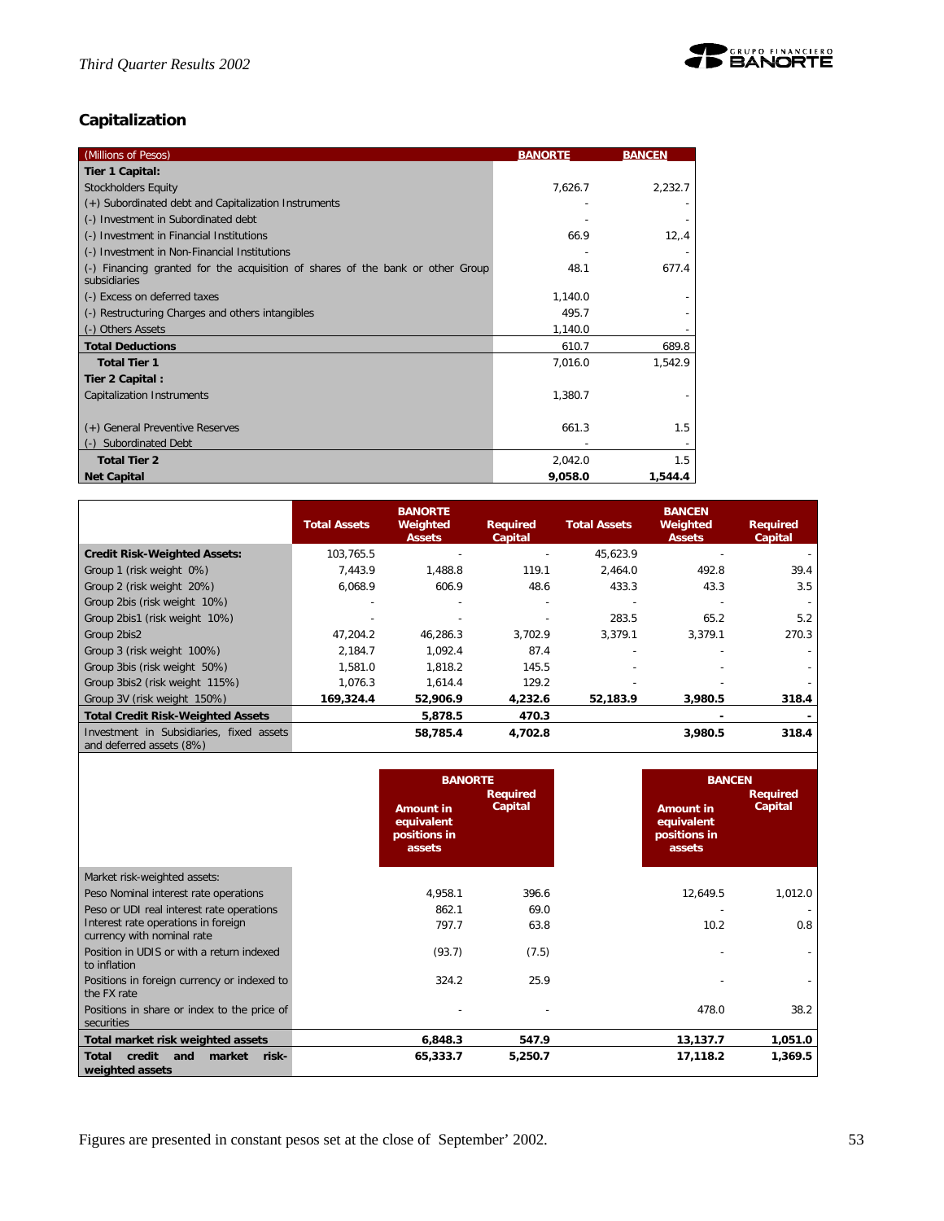## Capitalization

| (Millions of Pesos) | BANORTE | BANCEN |
|---|---|---|
| **Tier 1 Capital:** | | |
| Stockholders Equity | 7,626.7 | 2,232.7 |
| (+) Subordinated debt and Capitalization Instruments | - | - |
| (-) Investment in Subordinated debt | - | - |
| (-) Investment in Financial Institutions | 66.9 | 12,.4 |
| (-) Investment in Non-Financial Institutions | - | - |
| (-) Financing granted for the acquisition of shares of the bank or other Group subsidiaries | 48.1 | 677.4 |
| (-) Excess on deferred taxes | 1,140.0 | - |
| (-) Restructuring Charges and others intangibles | 495.7 | - |
| (-) Others Assets | 1,140.0 | - |
| **Total Deductions** | 610.7 | 689.8 |
| **Total Tier 1** | 7,016.0 | 1,542.9 |
| **Tier 2 Capital :** | | |
| Capitalization Instruments | 1,380.7 | - |
| (+) General Preventive Reserves | 661.3 | 1.5 |
| (-) Subordinated Debt | - | - |
| **Total Tier 2** | 2,042.0 | 1.5 |
| **Net Capital** | **9,058.0** | **1,544.4** |

| | Total Assets | BANORTE Weighted Assets | Required Capital | Total Assets | BANCEN Weighted Assets | Required Capital |
|---|---|---|---|---|---|---|
| **Credit Risk-Weighted Assets:** | 103,765.5 | - | - | 45,623.9 | - | - |
| Group 1 (risk weight 0%) | 7,443.9 | 1,488.8 | 119.1 | 2,464.0 | 492.8 | 39.4 |
| Group 2 (risk weight 20%) | 6,068.9 | 606.9 | 48.6 | 433.3 | 43.3 | 3.5 |
| Group 2bis (risk weight 10%) | - | - | - | - | - | - |
| Group 2bis1 (risk weight 10%) | - | - | - | 283.5 | 65.2 | 5.2 |
| Group 2bis2 | 47,204.2 | 46,286.3 | 3,702.9 | 3,379.1 | 3,379.1 | 270.3 |
| Group 3 (risk weight 100%) | 2,184.7 | 1,092.4 | 87.4 | - | - | - |
| Group 3bis (risk weight 50%) | 1,581.0 | 1,818.2 | 145.5 | - | - | - |
| Group 3bis2 (risk weight 115%) | 1,076.3 | 1,614.4 | 129.2 | - | - | - |
| Group 3V (risk weight 150%) | **169,324.4** | **52,906.9** | **4,232.6** | **52,183.9** | **3,980.5** | **318.4** |
| **Total Credit Risk-Weighted Assets** | | **5,878.5** | **470.3** | | **-** | **-** |
| Investment in Subsidiaries, fixed assets and deferred assets (8%) | | **58,785.4** | **4,702.8** | | **3,980.5** | **318.4** |

| | BANORTE Amount in equivalent positions in assets | BANORTE Required Capital | BANCEN Amount in equivalent positions in assets | BANCEN Required Capital |
|---|---|---|---|---|
| Market risk-weighted assets: | | | | |
| Peso Nominal interest rate operations | 4,958.1 | 396.6 | 12,649.5 | 1,012.0 |
| Peso or UDI real interest rate operations | 862.1 | 69.0 | - | - |
| Interest rate operations in foreign currency with nominal rate | 797.7 | 63.8 | 10.2 | 0.8 |
| Position in UDIS or with a return indexed to inflation | (93.7) | (7.5) | - | - |
| Positions in foreign currency or indexed to the FX rate | 324.2 | 25.9 | - | - |
| Positions in share or index to the price of securities | - | - | 478.0 | 38.2 |
| **Total market risk weighted assets** | **6,848.3** | **547.9** | **13,137.7** | **1,051.0** |
| **Total credit and market risk-weighted assets** | **65,333.7** | **5,250.7** | **17,118.2** | **1,369.5** |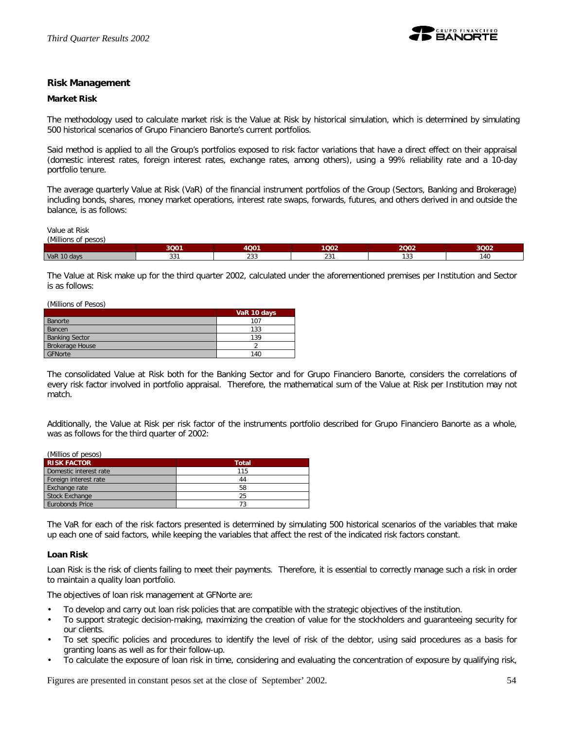## Risk Management

### Market Risk

The methodology used to calculate market risk is the Value at Risk by historical simulation, which is determined by simulating 500 historical scenarios of Grupo Financiero Banorte's current portfolios.

Said method is applied to all the Group's portfolios exposed to risk factor variations that have a direct effect on their appraisal (domestic interest rates, foreign interest rates, exchange rates, among others), using a 99% reliability rate and a 10-day portfolio tenure.

The average quarterly Value at Risk (VaR) of the financial instrument portfolios of the Group (Sectors, Banking and Brokerage) including bonds, shares, money market operations, interest rate swaps, forwards, futures, and others derived in and outside the balance, is as follows:

Value at Risk
(Millions of pesos)

| | 3Q01 | 4Q01 | 1Q02 | 2Q02 | 3Q02 |
|---|---|---|---|---|---|
| VaR 10 days | 331 | 233 | 231 | 133 | 140 |

The Value at Risk make up for the third quarter 2002, calculated under the aforementioned premises per Institution and Sector is as follows:

(Millions of Pesos)

| | VaR 10 days |
|---|---|
| Banorte | 107 |
| Bancen | 133 |
| Banking Sector | 139 |
| Brokerage House | 2 |
| GFNorte | 140 |

The consolidated Value at Risk both for the Banking Sector and for Grupo Financiero Banorte, considers the correlations of every risk factor involved in portfolio appraisal. Therefore, the mathematical sum of the Value at Risk per Institution may not match.

Additionally, the Value at Risk per risk factor of the instruments portfolio described for Grupo Financiero Banorte as a whole, was as follows for the third quarter of 2002:

(Millios of pesos)

| RISK FACTOR | Total |
|---|---|
| Domestic interest rate | 115 |
| Foreign interest rate | 44 |
| Exchange rate | 58 |
| Stock Exchange | 25 |
| Eurobonds Price | 73 |

The VaR for each of the risk factors presented is determined by simulating 500 historical scenarios of the variables that make up each one of said factors, while keeping the variables that affect the rest of the indicated risk factors constant.

### Loan Risk

Loan Risk is the risk of clients failing to meet their payments. Therefore, it is essential to correctly manage such a risk in order to maintain a quality loan portfolio.

The objectives of loan risk management at GFNorte are:

- To develop and carry out loan risk policies that are compatible with the strategic objectives of the institution.
- To support strategic decision-making, maximizing the creation of value for the stockholders and guaranteeing security for our clients.
- To set specific policies and procedures to identify the level of risk of the debtor, using said procedures as a basis for granting loans as well as for their follow-up.
- To calculate the exposure of loan risk in time, considering and evaluating the concentration of exposure by qualifying risk,

Figures are presented in constant pesos set at the close of September' 2002.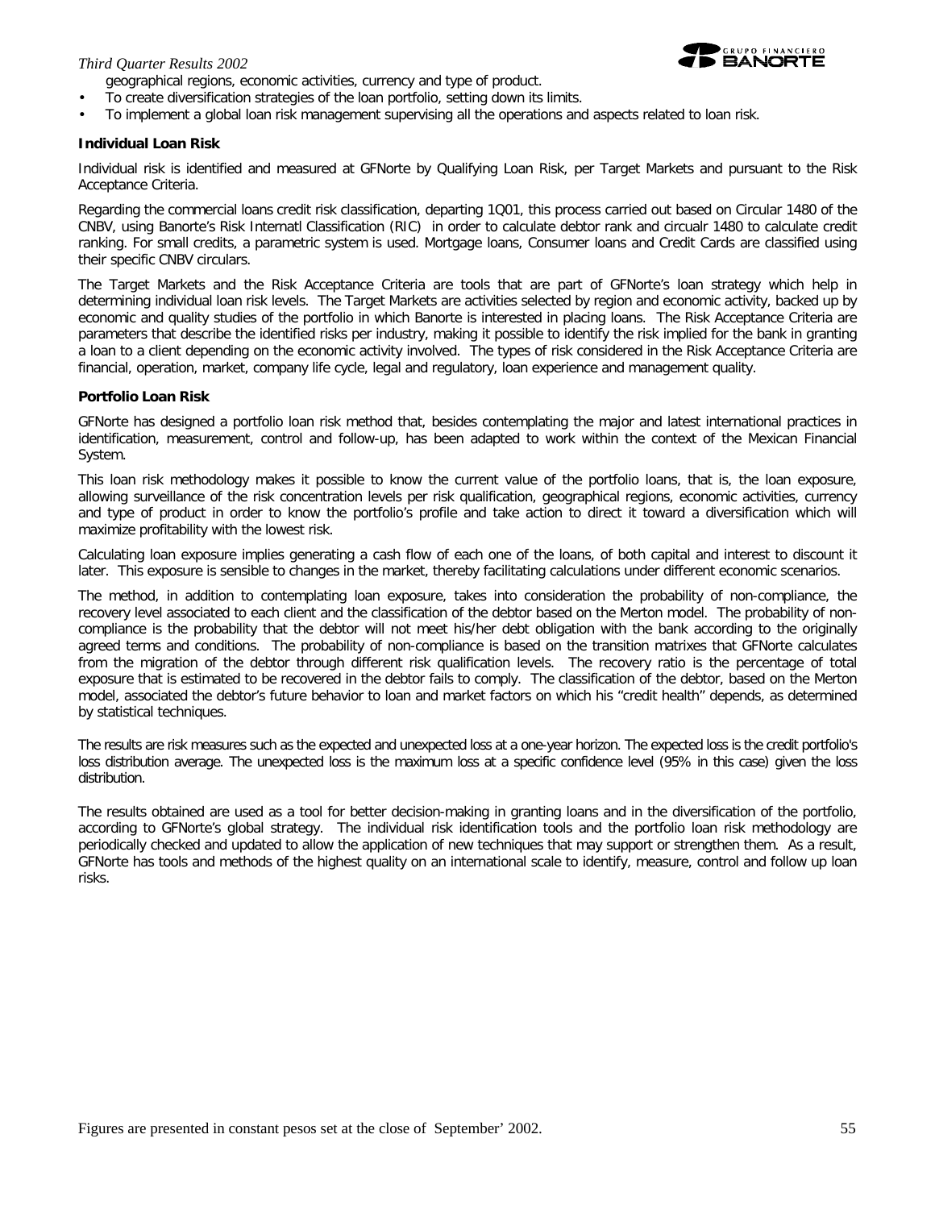geographical regions, economic activities, currency and type of product.

- To create diversification strategies of the loan portfolio, setting down its limits.
- To implement a global loan risk management supervising all the operations and aspects related to loan risk.

**Individual Loan Risk**

Individual risk is identified and measured at GFNorte by Qualifying Loan Risk, per Target Markets and pursuant to the Risk Acceptance Criteria.

Regarding the commercial loans credit risk classification, departing 1Q01, this process carried out based on Circular 1480 of the CNBV, using Banorte's Risk Internatl Classification (RIC) in order to calculate debtor rank and circualr 1480 to calculate credit ranking. For small credits, a parametric system is used. Mortgage loans, Consumer loans and Credit Cards are classified using their specific CNBV circulars.

The Target Markets and the Risk Acceptance Criteria are tools that are part of GFNorte's loan strategy which help in determining individual loan risk levels. The Target Markets are activities selected by region and economic activity, backed up by economic and quality studies of the portfolio in which Banorte is interested in placing loans. The Risk Acceptance Criteria are parameters that describe the identified risks per industry, making it possible to identify the risk implied for the bank in granting a loan to a client depending on the economic activity involved. The types of risk considered in the Risk Acceptance Criteria are financial, operation, market, company life cycle, legal and regulatory, loan experience and management quality.

**Portfolio Loan Risk**

GFNorte has designed a portfolio loan risk method that, besides contemplating the major and latest international practices in identification, measurement, control and follow-up, has been adapted to work within the context of the Mexican Financial System.

This loan risk methodology makes it possible to know the current value of the portfolio loans, that is, the loan exposure, allowing surveillance of the risk concentration levels per risk qualification, geographical regions, economic activities, currency and type of product in order to know the portfolio's profile and take action to direct it toward a diversification which will maximize profitability with the lowest risk.

Calculating loan exposure implies generating a cash flow of each one of the loans, of both capital and interest to discount it later. This exposure is sensible to changes in the market, thereby facilitating calculations under different economic scenarios.

The method, in addition to contemplating loan exposure, takes into consideration the probability of non-compliance, the recovery level associated to each client and the classification of the debtor based on the Merton model. The probability of non-compliance is the probability that the debtor will not meet his/her debt obligation with the bank according to the originally agreed terms and conditions. The probability of non-compliance is based on the transition matrixes that GFNorte calculates from the migration of the debtor through different risk qualification levels. The recovery ratio is the percentage of total exposure that is estimated to be recovered in the debtor fails to comply. The classification of the debtor, based on the Merton model, associated the debtor's future behavior to loan and market factors on which his "credit health" depends, as determined by statistical techniques.

The results are risk measures such as the expected and unexpected loss at a one-year horizon. The expected loss is the credit portfolio's loss distribution average. The unexpected loss is the maximum loss at a specific confidence level (95% in this case) given the loss distribution.

The results obtained are used as a tool for better decision-making in granting loans and in the diversification of the portfolio, according to GFNorte's global strategy. The individual risk identification tools and the portfolio loan risk methodology are periodically checked and updated to allow the application of new techniques that may support or strengthen them. As a result, GFNorte has tools and methods of the highest quality on an international scale to identify, measure, control and follow up loan risks.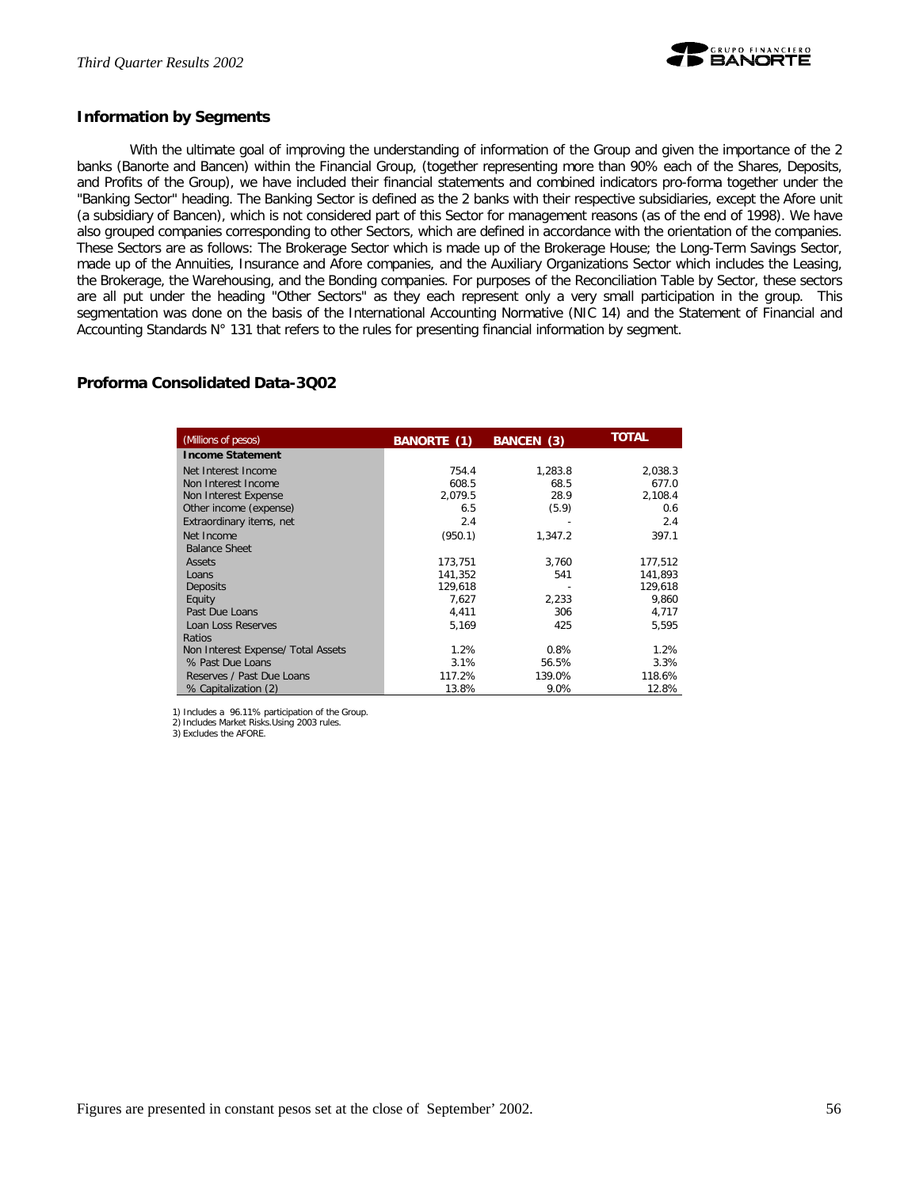## Information by Segments

With the ultimate goal of improving the understanding of information of the Group and given the importance of the 2 banks (Banorte and Bancen) within the Financial Group, (together representing more than 90% each of the Shares, Deposits, and Profits of the Group), we have included their financial statements and combined indicators pro-forma together under the "Banking Sector" heading. The Banking Sector is defined as the 2 banks with their respective subsidiaries, except the Afore unit (a subsidiary of Bancen), which is not considered part of this Sector for management reasons (as of the end of 1998). We have also grouped companies corresponding to other Sectors, which are defined in accordance with the orientation of the companies. These Sectors are as follows: The Brokerage Sector which is made up of the Brokerage House; the Long-Term Savings Sector, made up of the Annuities, Insurance and Afore companies, and the Auxiliary Organizations Sector which includes the Leasing, the Brokerage, the Warehousing, and the Bonding companies. For purposes of the Reconciliation Table by Sector, these sectors are all put under the heading "Other Sectors" as they each represent only a very small participation in the group. This segmentation was done on the basis of the International Accounting Normative (NIC 14) and the Statement of Financial and Accounting Standards N° 131 that refers to the rules for presenting financial information by segment.

## Proforma Consolidated Data-3Q02

| (Millions of pesos) | BANORTE (1) | BANCEN (3) | TOTAL |
|---|---|---|---|
| **Income Statement** | | | |
| Net Interest Income | 754.4 | 1,283.8 | 2,038.3 |
| Non Interest Income | 608.5 | 68.5 | 677.0 |
| Non Interest Expense | 2,079.5 | 28.9 | 2,108.4 |
| Other income (expense) | 6.5 | (5.9) | 0.6 |
| Extraordinary items, net | 2.4 | - | 2.4 |
| Net Income | (950.1) | 1,347.2 | 397.1 |
| Balance Sheet | | | |
| Assets | 173,751 | 3,760 | 177,512 |
| Loans | 141,352 | 541 | 141,893 |
| Deposits | 129,618 | - | 129,618 |
| Equity | 7,627 | 2,233 | 9,860 |
| Past Due Loans | 4,411 | 306 | 4,717 |
| Loan Loss Reserves | 5,169 | 425 | 5,595 |
| Ratios | | | |
| Non Interest Expense/ Total Assets | 1.2% | 0.8% | 1.2% |
| % Past Due Loans | 3.1% | 56.5% | 3.3% |
| Reserves / Past Due Loans | 117.2% | 139.0% | 118.6% |
| % Capitalization (2) | 13.8% | 9.0% | 12.8% |

1) Includes a 96.11% participation of the Group.
2) Includes Market Risks.Using 2003 rules.
3) Excludes the AFORE.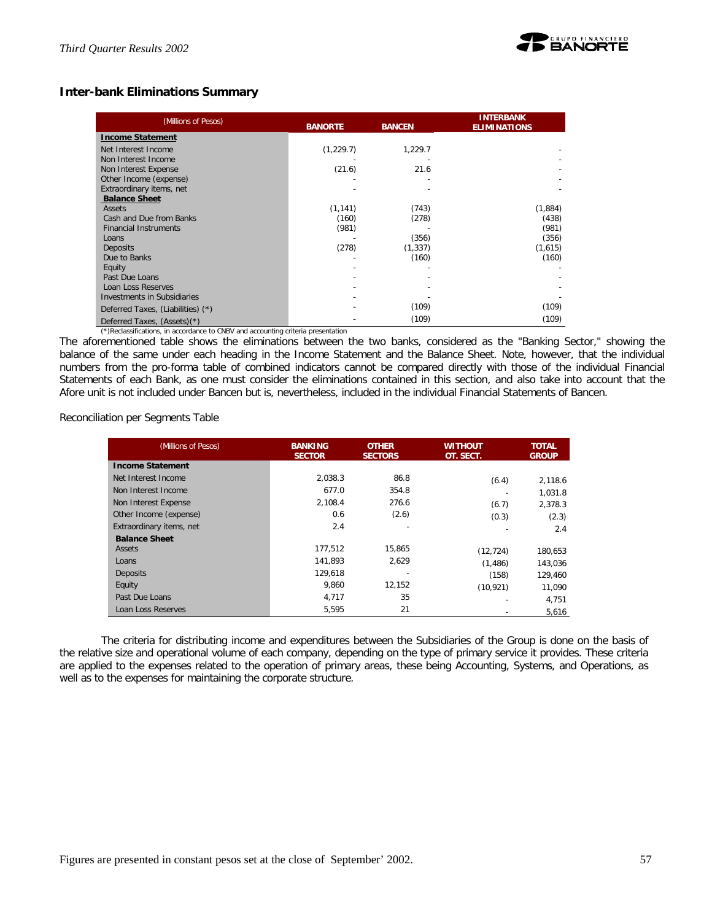## Inter-bank Eliminations Summary

| (Millions of Pesos) | BANORTE | BANCEN | INTERBANK ELIMINATIONS |
|---|---|---|---|
| **Income Statement** | | | |
| Net Interest Income | (1,229.7) | 1,229.7 | - |
| Non Interest Income | - | - | - |
| Non Interest Expense | (21.6) | 21.6 | - |
| Other Income (expense) | - | - | - |
| Extraordinary items, net | - | - | - |
| **Balance Sheet** | | | |
| Assets | (1,141) | (743) | (1,884) |
| Cash and Due from Banks | (160) | (278) | (438) |
| Financial Instruments | (981) | - | (981) |
| Loans | - | (356) | (356) |
| Deposits | (278) | (1,337) | (1,615) |
| Due to Banks | - | (160) | (160) |
| Equity | - | - | - |
| Past Due Loans | - | - | - |
| Loan Loss Reserves | - | - | - |
| Investments in Subsidiaries | - | - | - |
| Deferred Taxes, (Liabilities) (*) | - | (109) | (109) |
| Deferred Taxes, (Assets)(*) | - | (109) | (109) |

(*)Reclassifications, in accordance to CNBV and accounting criteria presentation

The aforementioned table shows the eliminations between the two banks, considered as the "Banking Sector," showing the balance of the same under each heading in the Income Statement and the Balance Sheet. Note, however, that the individual numbers from the pro-forma table of combined indicators cannot be compared directly with those of the individual Financial Statements of each Bank, as one must consider the eliminations contained in this section, and also take into account that the Afore unit is not included under Bancen but is, nevertheless, included in the individual Financial Statements of Bancen.

Reconciliation per Segments Table

| (Millions of Pesos) | BANKING SECTOR | OTHER SECTORS | WITHOUT OT. SECT. | TOTAL GROUP |
|---|---|---|---|---|
| **Income Statement** | | | | |
| Net Interest Income | 2,038.3 | 86.8 | (6.4) | 2,118.6 |
| Non Interest Income | 677.0 | 354.8 | - | 1,031.8 |
| Non Interest Expense | 2,108.4 | 276.6 | (6.7) | 2,378.3 |
| Other Income (expense) | 0.6 | (2.6) | (0.3) | (2.3) |
| Extraordinary items, net | 2.4 | - | - | 2.4 |
| **Balance Sheet** | | | | |
| Assets | 177,512 | 15,865 | (12,724) | 180,653 |
| Loans | 141,893 | 2,629 | (1,486) | 143,036 |
| Deposits | 129,618 | - | (158) | 129,460 |
| Equity | 9,860 | 12,152 | (10,921) | 11,090 |
| Past Due Loans | 4,717 | 35 | - | 4,751 |
| Loan Loss Reserves | 5,595 | 21 | - | 5,616 |

The criteria for distributing income and expenditures between the Subsidiaries of the Group is done on the basis of the relative size and operational volume of each company, depending on the type of primary service it provides. These criteria are applied to the expenses related to the operation of primary areas, these being Accounting, Systems, and Operations, as well as to the expenses for maintaining the corporate structure.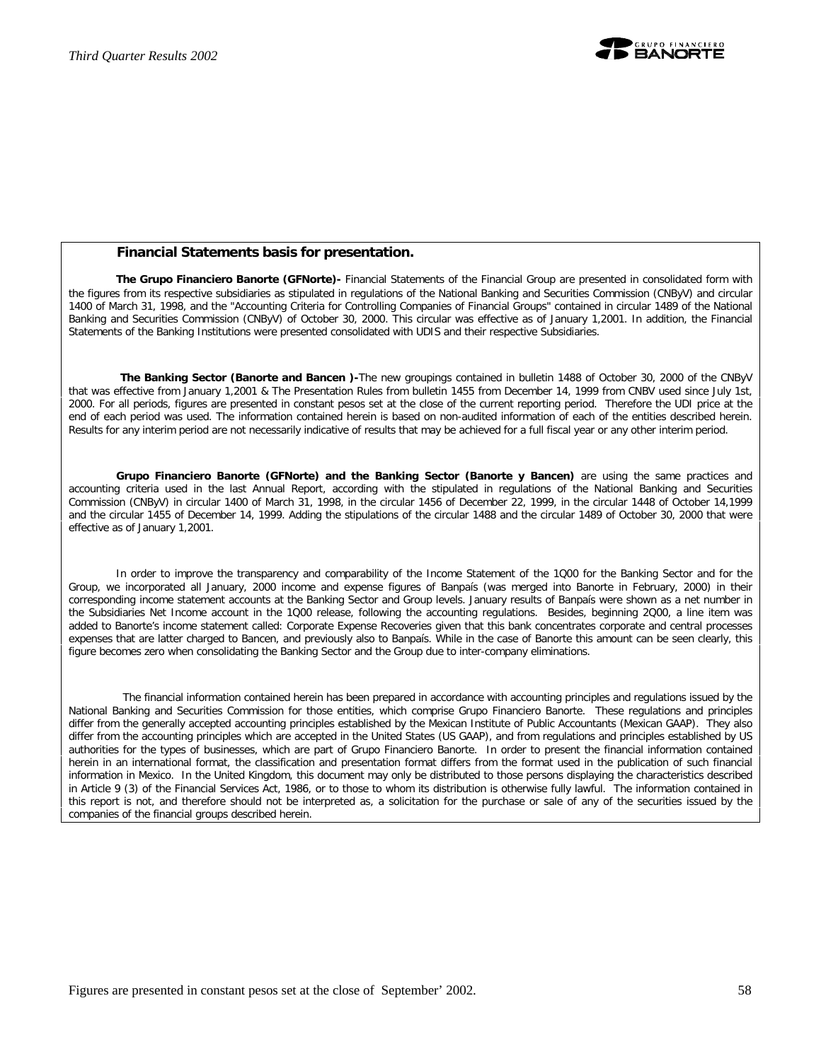## Financial Statements basis for presentation.

**The Grupo Financiero Banorte (GFNorte)-** Financial Statements of the Financial Group are presented in consolidated form with the figures from its respective subsidiaries as stipulated in regulations of the National Banking and Securities Commission (CNByV) and circular 1400 of March 31, 1998, and the "Accounting Criteria for Controlling Companies of Financial Groups" contained in circular 1489 of the National Banking and Securities Commission (CNByV) of October 30, 2000. This circular was effective as of January 1,2001. In addition, the Financial Statements of the Banking Institutions were presented consolidated with UDIS and their respective Subsidiaries.

**The Banking Sector (Banorte and Bancen )-**The new groupings contained in bulletin 1488 of October 30, 2000 of the CNByV that was effective from January 1,2001 & The Presentation Rules from bulletin 1455 from December 14, 1999 from CNBV used since July 1st, 2000. For all periods, figures are presented in constant pesos set at the close of the current reporting period. Therefore the UDI price at the end of each period was used. The information contained herein is based on non-audited information of each of the entities described herein. Results for any interim period are not necessarily indicative of results that may be achieved for a full fiscal year or any other interim period.

**Grupo Financiero Banorte (GFNorte) and the Banking Sector (Banorte y Bancen)** are using the same practices and accounting criteria used in the last Annual Report, according with the stipulated in regulations of the National Banking and Securities Commission (CNByV) in circular 1400 of March 31, 1998, in the circular 1456 of December 22, 1999, in the circular 1448 of October 14,1999 and the circular 1455 of December 14, 1999. Adding the stipulations of the circular 1488 and the circular 1489 of October 30, 2000 that were effective as of January 1,2001.

In order to improve the transparency and comparability of the Income Statement of the 1Q00 for the Banking Sector and for the Group, we incorporated all January, 2000 income and expense figures of Banpaís (was merged into Banorte in February, 2000) in their corresponding income statement accounts at the Banking Sector and Group levels. January results of Banpaís were shown as a net number in the Subsidiaries Net Income account in the 1Q00 release, following the accounting regulations. Besides, beginning 2Q00, a line item was added to Banorte's income statement called: Corporate Expense Recoveries given that this bank concentrates corporate and central processes expenses that are latter charged to Bancen, and previously also to Banpaís. While in the case of Banorte this amount can be seen clearly, this figure becomes zero when consolidating the Banking Sector and the Group due to inter-company eliminations.

The financial information contained herein has been prepared in accordance with accounting principles and regulations issued by the National Banking and Securities Commission for those entities, which comprise Grupo Financiero Banorte. These regulations and principles differ from the generally accepted accounting principles established by the Mexican Institute of Public Accountants (Mexican GAAP). They also differ from the accounting principles which are accepted in the United States (US GAAP), and from regulations and principles established by US authorities for the types of businesses, which are part of Grupo Financiero Banorte. In order to present the financial information contained herein in an international format, the classification and presentation format differs from the format used in the publication of such financial information in Mexico. In the United Kingdom, this document may only be distributed to those persons displaying the characteristics described in Article 9 (3) of the Financial Services Act, 1986, or to those to whom its distribution is otherwise fully lawful. The information contained in this report is not, and therefore should not be interpreted as, a solicitation for the purchase or sale of any of the securities issued by the companies of the financial groups described herein.